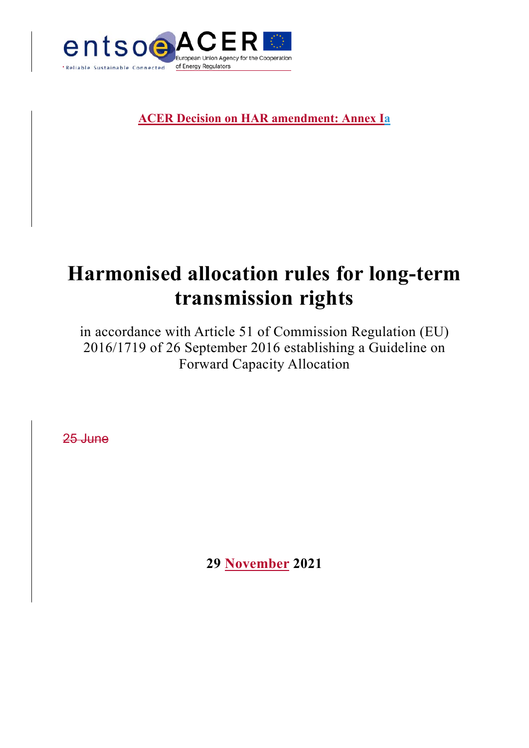**ACER Decision on HAR amendment: Annex Ia**

# Harmonised allocation rules for long-term transmission rights

in accordance with Article 51 of Commission Regulation (EU) 2016/1719 of 26 September 2016 establishing a Guideline on Forward Capacity Allocation

~~25 June~~

**29 November 2021**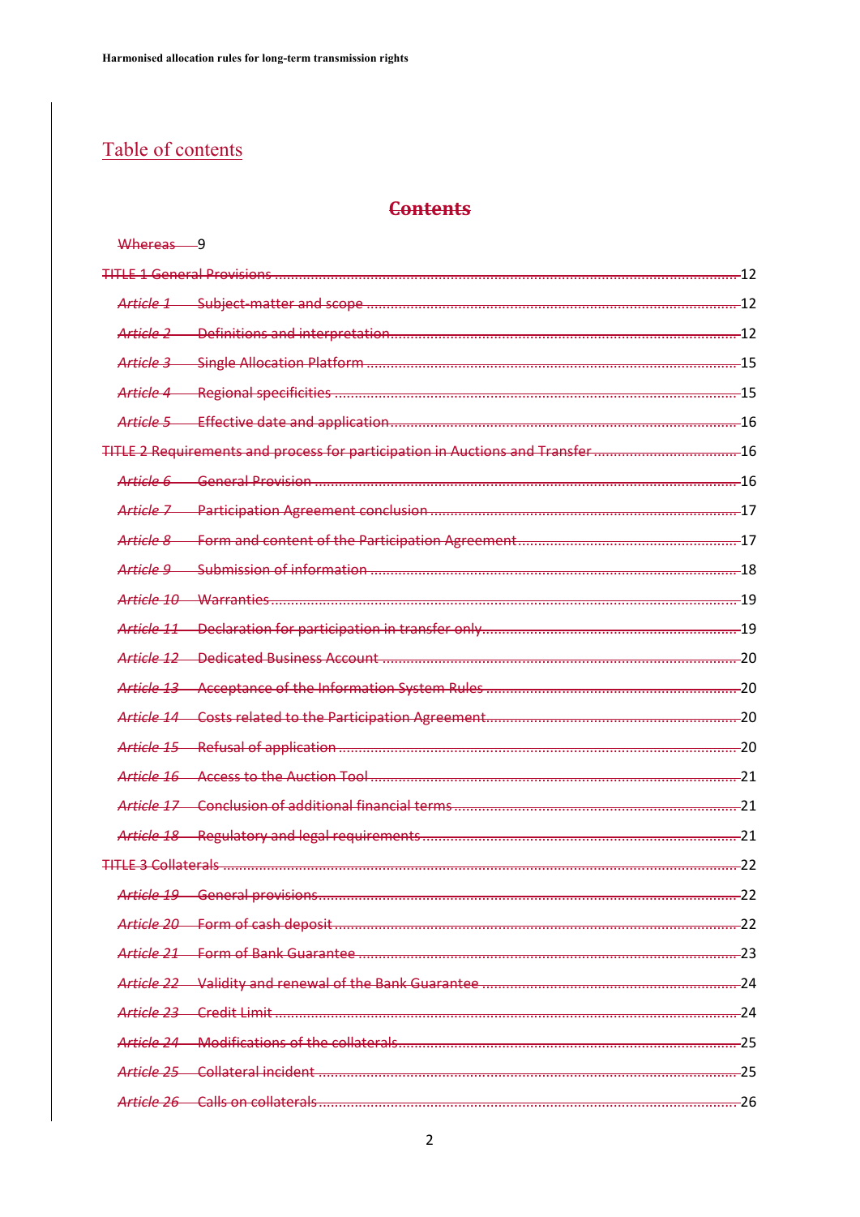# Table of contents

## Contents

Whereas 9

TITLE 1 General Provisions ... 12

*Article 1* Subject-matter and scope ... 12

*Article 2* Definitions and interpretation ... 12

*Article 3* Single Allocation Platform ... 15

*Article 4* Regional specificities ... 15

*Article 5* Effective date and application ... 16

TITLE 2 Requirements and process for participation in Auctions and Transfer ... 16

*Article 6* General Provision ... 16

*Article 7* Participation Agreement conclusion ... 17

*Article 8* Form and content of the Participation Agreement ... 17

*Article 9* Submission of information ... 18

*Article 10* Warranties ... 19

*Article 11* Declaration for participation in transfer only ... 19

*Article 12* Dedicated Business Account ... 20

*Article 13* Acceptance of the Information System Rules ... 20

*Article 14* Costs related to the Participation Agreement ... 20

*Article 15* Refusal of application ... 20

*Article 16* Access to the Auction Tool ... 21

*Article 17* Conclusion of additional financial terms ... 21

*Article 18* Regulatory and legal requirements ... 21

TITLE 3 Collaterals ... 22

*Article 19* General provisions ... 22

*Article 20* Form of cash deposit ... 22

*Article 21* Form of Bank Guarantee ... 23

*Article 22* Validity and renewal of the Bank Guarantee ... 24

*Article 23* Credit Limit ... 24

*Article 24* Modifications of the collaterals ... 25

*Article 25* Collateral incident ... 25

*Article 26* Calls on collaterals ... 26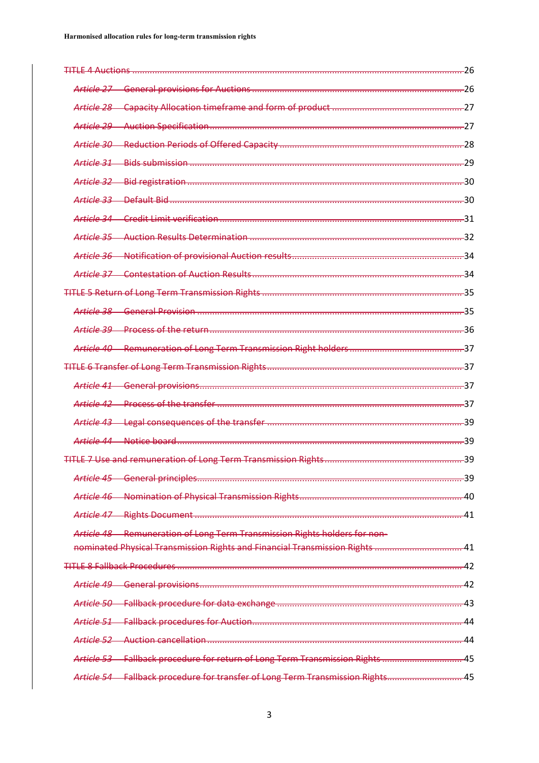TITLE 4 Auctions ....................................................................................................................... 26

*Article 27* General provisions for Auctions ............................................................................ 26

*Article 28* Capacity Allocation timeframe and form of product ........................................... 27

*Article 29* Auction Specification ............................................................................................ 27

*Article 30* Reduction Periods of Offered Capacity ................................................................ 28

*Article 31* Bids submission ..................................................................................................... 29

*Article 32* Bid registration ...................................................................................................... 30

*Article 33* Default Bid ............................................................................................................. 30

*Article 34* Credit Limit verification ......................................................................................... 31

*Article 35* Auction Results Determination ............................................................................. 32

*Article 36* Notification of provisional Auction results ........................................................... 34

*Article 37* Contestation of Auction Results ............................................................................ 34

TITLE 5 Return of Long Term Transmission Rights ................................................................... 35

*Article 38* General Provision ................................................................................................... 35

*Article 39* Process of the return .............................................................................................. 36

*Article 40* Remuneration of Long Term Transmission Right holders ..................................... 37

TITLE 6 Transfer of Long Term Transmission Rights .................................................................. 37

*Article 41* General provisions ................................................................................................... 37

*Article 42* Process of the transfer ............................................................................................ 37

*Article 43* Legal consequences of the transfer ........................................................................ 39

*Article 44* Notice board ............................................................................................................ 39

TITLE 7 Use and remuneration of Long Term Transmission Rights ............................................ 39

*Article 45* General principles .................................................................................................... 39

*Article 46* Nomination of Physical Transmission Rights ........................................................... 40

*Article 47* Rights Document ...................................................................................................... 41

*Article 48* Remuneration of Long Term Transmission Rights holders for non-nominated Physical Transmission Rights and Financial Transmission Rights ............................... 41

TITLE 8 Fallback Procedures ........................................................................................................ 42

*Article 49* General provisions ..................................................................................................... 42

*Article 50* Fallback procedure for data exchange ...................................................................... 43

*Article 51* Fallback procedures for Auction ................................................................................ 44

*Article 52* Auction cancellation .................................................................................................. 44

*Article 53* Fallback procedure for return of Long Term Transmission Rights ............................ 45

*Article 54* Fallback procedure for transfer of Long Term Transmission Rights .......................... 45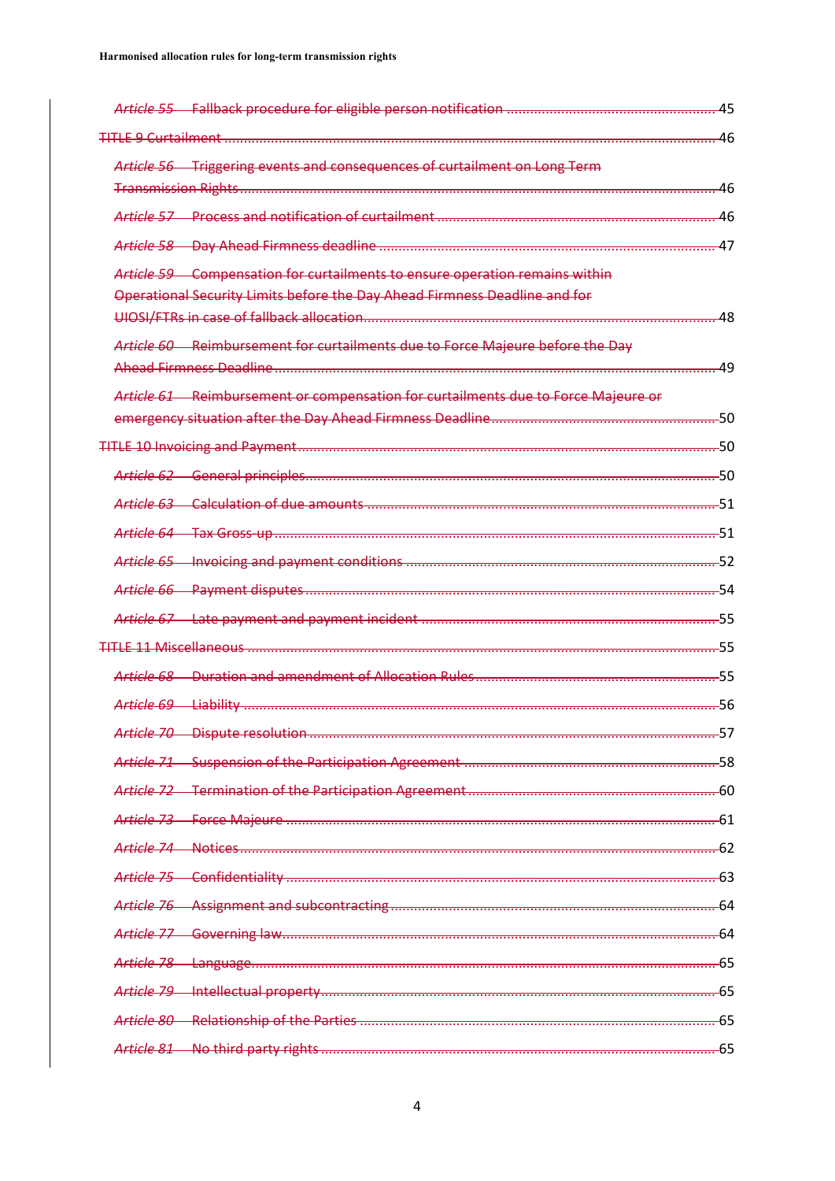*Article 55* Fallback procedure for eligible person notification ........................................................45

TITLE 9 Curtailment ........................................................................................................................................46

*Article 56* Triggering events and consequences of curtailment on Long Term Transmission Rights ........................................................................................................................46

*Article 57* Process and notification of curtailment ...........................................................................46

*Article 58* Day Ahead Firmness deadline ...............................................................................................47

*Article 59* Compensation for curtailments to ensure operation remains within Operational Security Limits before the Day Ahead Firmness Deadline and for UIOSI/FTRs in case of fallback allocation.........................................................................................48

*Article 60* Reimbursement for curtailments due to Force Majeure before the Day Ahead Firmness Deadline ...........................................................................................................................49

*Article 61* Reimbursement or compensation for curtailments due to Force Majeure or emergency situation after the Day Ahead Firmness Deadline ...................................................50

TITLE 10 Invoicing and Payment...............................................................................................................50

*Article 62* General principles.....................................................................................................................50

*Article 63* Calculation of due amounts ....................................................................................................51

*Article 64* Tax Gross-up ............................................................................................................................51

*Article 65* Invoicing and payment conditions .........................................................................................52

*Article 66* Payment disputes .....................................................................................................................54

*Article 67* Late payment and payment incident ......................................................................................55

TITLE 11 Miscellaneous ..................................................................................................................................55

*Article 68* Duration and amendment of Allocation Rules.......................................................................55

*Article 69* Liability .....................................................................................................................................56

*Article 70* Dispute resolution ....................................................................................................................57

*Article 71* Suspension of the Participation Agreement ..........................................................................58

*Article 72* Termination of the Participation Agreement ..........................................................................60

*Article 73* Force Majeure ...........................................................................................................................61

*Article 74* Notices.........................................................................................................................................62

*Article 75* Confidentiality ...........................................................................................................................63

*Article 76* Assignment and subcontracting ..............................................................................................64

*Article 77* Governing law............................................................................................................................64

*Article 78* Language.....................................................................................................................................65

*Article 79* Intellectual property...................................................................................................................65

*Article 80* Relationship of the Parties .......................................................................................................65

*Article 81* No third party rights ..................................................................................................................65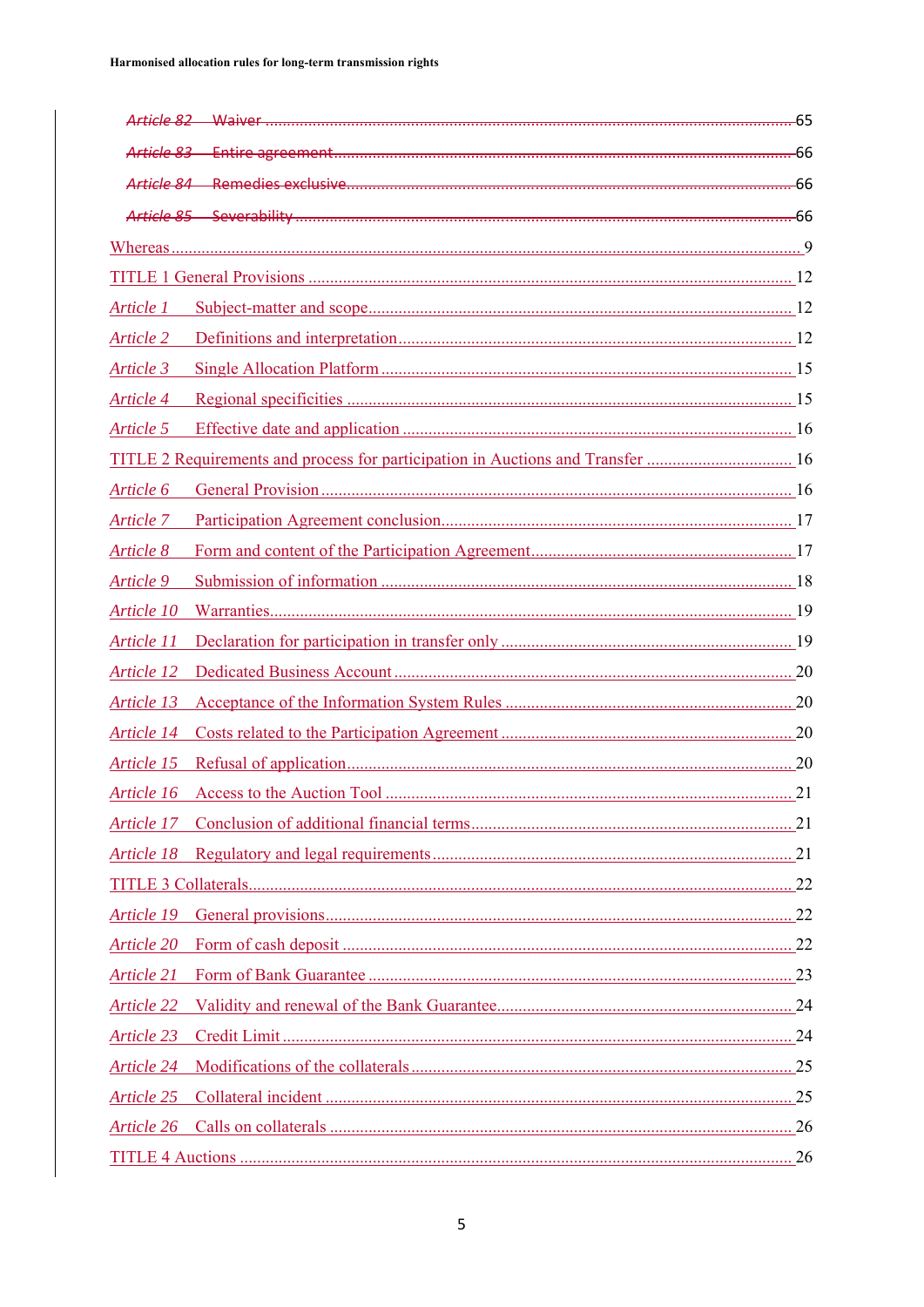~~*Article 82* Waiver ............................................................................................................................65~~

~~*Article 83* Entire agreement.................................................................................................................66~~

~~*Article 84* Remedies exclusive..............................................................................................................66~~

~~*Article 85* Severability ..........................................................................................................................66~~

Whereas .......................................................................................................................................... 9

TITLE 1 General Provisions ........................................................................................................ 12

*Article 1* Subject-matter and scope.................................................................................... 12

*Article 2* Definitions and interpretation.............................................................................. 12

*Article 3* Single Allocation Platform ................................................................................... 15

*Article 4* Regional specificities ........................................................................................... 15

*Article 5* Effective date and application ............................................................................. 16

TITLE 2 Requirements and process for participation in Auctions and Transfer ..................... 16

*Article 6* General Provision ................................................................................................ 16

*Article 7* Participation Agreement conclusion.................................................................... 17

*Article 8* Form and content of the Participation Agreement............................................... 17

*Article 9* Submission of information .................................................................................. 18

*Article 10* Warranties........................................................................................................... 19

*Article 11* Declaration for participation in transfer only ...................................................... 19

*Article 12* Dedicated Business Account ............................................................................... 20

*Article 13* Acceptance of the Information System Rules ..................................................... 20

*Article 14* Costs related to the Participation Agreement ...................................................... 20

*Article 15* Refusal of application.......................................................................................... 20

*Article 16* Access to the Auction Tool ................................................................................. 21

*Article 17* Conclusion of additional financial terms............................................................. 21

*Article 18* Regulatory and legal requirements...................................................................... 21

TITLE 3 Collaterals.................................................................................................................. 22

*Article 19* General provisions............................................................................................... 22

*Article 20* Form of cash deposit ........................................................................................... 22

*Article 21* Form of Bank Guarantee ..................................................................................... 23

*Article 22* Validity and renewal of the Bank Guarantee........................................................ 24

*Article 23* Credit Limit ......................................................................................................... 24

*Article 24* Modifications of the collaterals ........................................................................... 25

*Article 25* Collateral incident ............................................................................................... 25

*Article 26* Calls on collaterals .............................................................................................. 26

TITLE 4 Auctions ..................................................................................................................... 26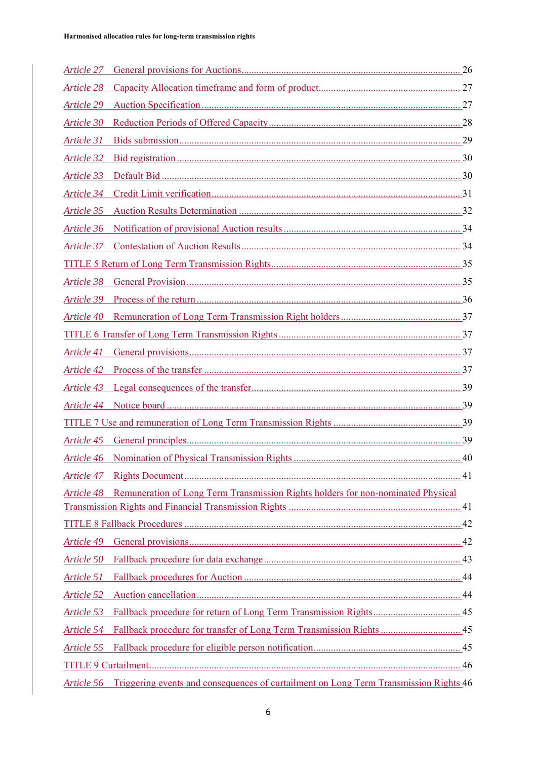*Article 27* General provisions for Auctions ........................................................................................ 26

*Article 28* Capacity Allocation timeframe and form of product........................................................... 27

*Article 29* Auction Specification ........................................................................................................ 27

*Article 30* Reduction Periods of Offered Capacity .............................................................................. 28

*Article 31* Bids submission.................................................................................................................. 29

*Article 32* Bid registration .................................................................................................................. 30

*Article 33* Default Bid ........................................................................................................................ 30

*Article 34* Credit Limit verification.................................................................................................... 31

*Article 35* Auction Results Determination ......................................................................................... 32

*Article 36* Notification of provisional Auction results ....................................................................... 34

*Article 37* Contestation of Auction Results........................................................................................ 34

TITLE 5 Return of Long Term Transmission Rights............................................................................ 35

*Article 38* General Provision .............................................................................................................. 35

*Article 39* Process of the return .......................................................................................................... 36

*Article 40* Remuneration of Long Term Transmission Right holders ................................................ 37

TITLE 6 Transfer of Long Term Transmission Rights ......................................................................... 37

*Article 41* General provisions............................................................................................................. 37

*Article 42* Process of the transfer ....................................................................................................... 37

*Article 43* Legal consequences of the transfer.................................................................................... 39

*Article 44* Notice board ...................................................................................................................... 39

TITLE 7 Use and remuneration of Long Term Transmission Rights ................................................... 39

*Article 45* General principles.............................................................................................................. 39

*Article 46* Nomination of Physical Transmission Rights ................................................................... 40

*Article 47* Rights Document............................................................................................................... 41

*Article 48* Remuneration of Long Term Transmission Rights holders for non-nominated Physical Transmission Rights and Financial Transmission Rights ..................................................................... 41

TITLE 8 Fallback Procedures .............................................................................................................. 42

*Article 49* General provisions............................................................................................................. 42

*Article 50* Fallback procedure for data exchange .............................................................................. 43

*Article 51* Fallback procedures for Auction ....................................................................................... 44

*Article 52* Auction cancellation......................................................................................................... 44

*Article 53* Fallback procedure for return of Long Term Transmission Rights................................... 45

*Article 54* Fallback procedure for transfer of Long Term Transmission Rights ................................ 45

*Article 55* Fallback procedure for eligible person notification........................................................... 45

TITLE 9 Curtailment............................................................................................................................ 46

*Article 56* Triggering events and consequences of curtailment on Long Term Transmission Rights 46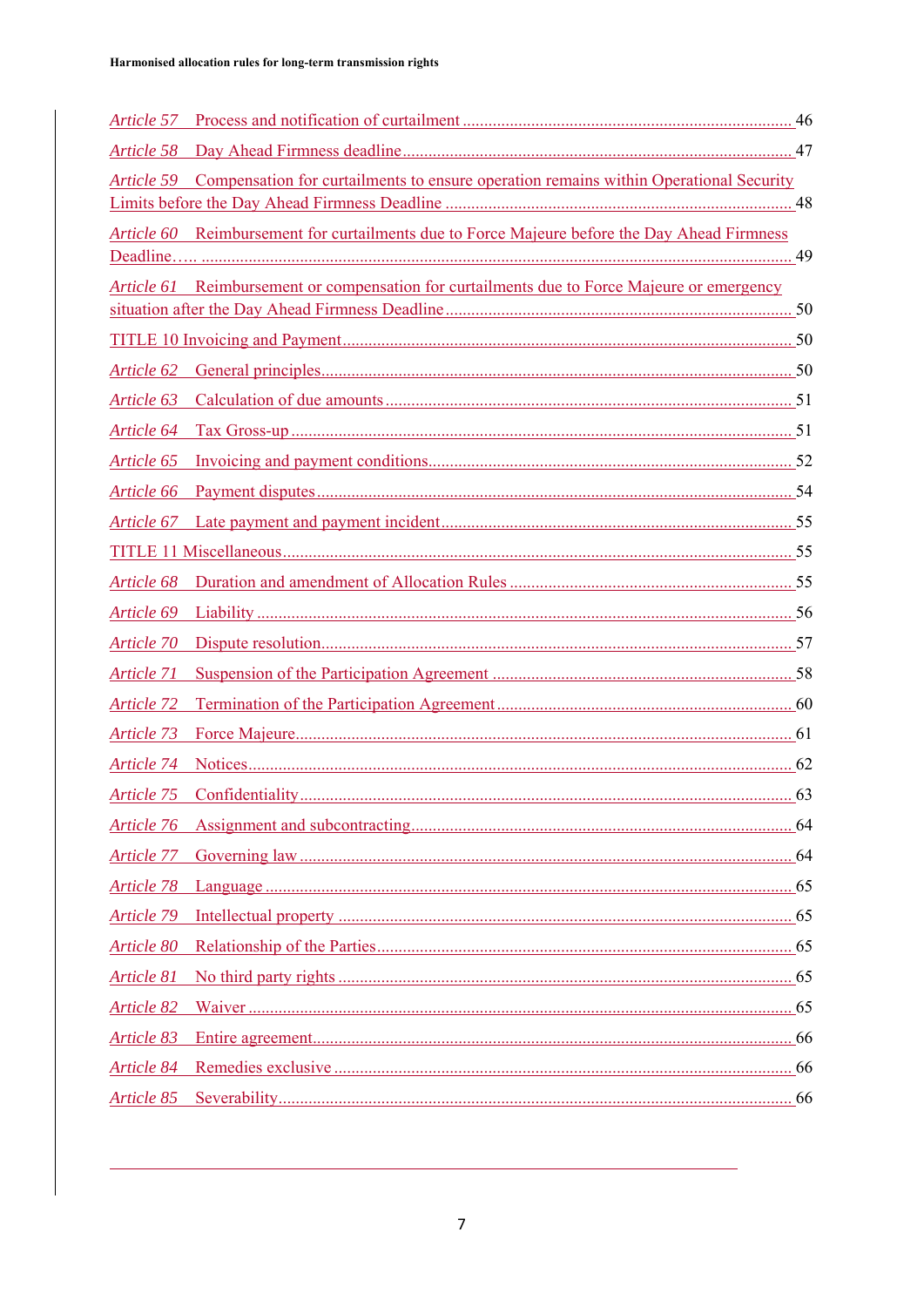*Article 57* Process and notification of curtailment ........................................................................ 46

*Article 58* Day Ahead Firmness deadline ........................................................................ 47

*Article 59* Compensation for curtailments to ensure operation remains within Operational Security Limits before the Day Ahead Firmness Deadline ........................................................................ 48

*Article 60* Reimbursement for curtailments due to Force Majeure before the Day Ahead Firmness Deadline. … ........................................................................ 49

*Article 61* Reimbursement or compensation for curtailments due to Force Majeure or emergency situation after the Day Ahead Firmness Deadline ........................................................................ 50

TITLE 10 Invoicing and Payment ........................................................................ 50

*Article 62* General principles ........................................................................ 50

*Article 63* Calculation of due amounts ........................................................................ 51

*Article 64* Tax Gross-up ........................................................................ 51

*Article 65* Invoicing and payment conditions ........................................................................ 52

*Article 66* Payment disputes ........................................................................ 54

*Article 67* Late payment and payment incident ........................................................................ 55

TITLE 11 Miscellaneous ........................................................................ 55

*Article 68* Duration and amendment of Allocation Rules ........................................................................ 55

*Article 69* Liability ........................................................................ 56

*Article 70* Dispute resolution ........................................................................ 57

*Article 71* Suspension of the Participation Agreement ........................................................................ 58

*Article 72* Termination of the Participation Agreement ........................................................................ 60

*Article 73* Force Majeure ........................................................................ 61

*Article 74* Notices ........................................................................ 62

*Article 75* Confidentiality ........................................................................ 63

*Article 76* Assignment and subcontracting ........................................................................ 64

*Article 77* Governing law ........................................................................ 64

*Article 78* Language ........................................................................ 65

*Article 79* Intellectual property ........................................................................ 65

*Article 80* Relationship of the Parties ........................................................................ 65

*Article 81* No third party rights ........................................................................ 65

*Article 82* Waiver ........................................................................ 65

*Article 83* Entire agreement ........................................................................ 66

*Article 84* Remedies exclusive ........................................................................ 66

*Article 85* Severability ........................................................................ 66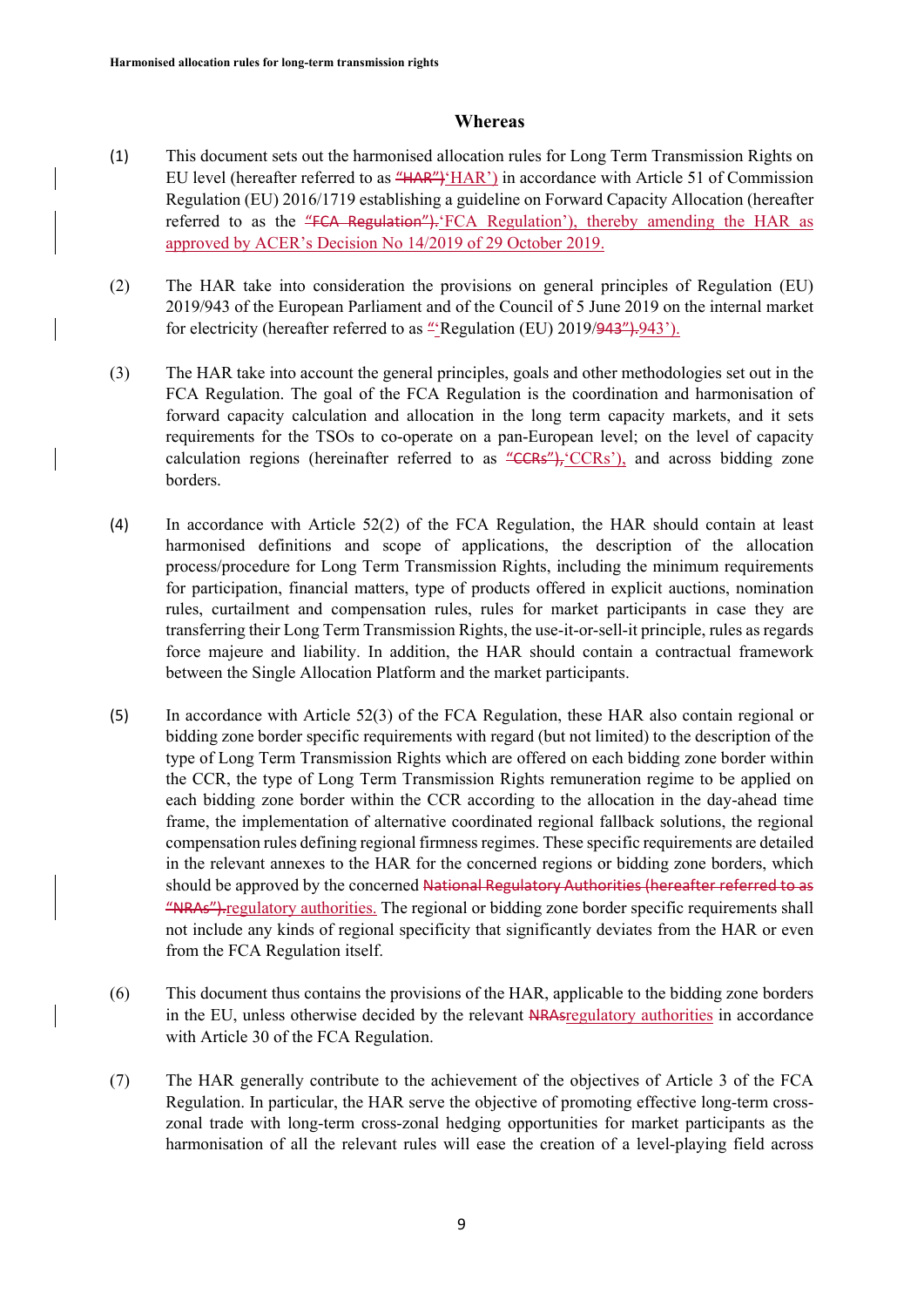## Whereas

(1) This document sets out the harmonised allocation rules for Long Term Transmission Rights on EU level (hereafter referred to as ~~"HAR")~~'HAR') in accordance with Article 51 of Commission Regulation (EU) 2016/1719 establishing a guideline on Forward Capacity Allocation (hereafter referred to as the ~~"FCA Regulation").~~'FCA Regulation'), thereby amending the HAR as approved by ACER's Decision No 14/2019 of 29 October 2019.

(2) The HAR take into consideration the provisions on general principles of Regulation (EU) 2019/943 of the European Parliament and of the Council of 5 June 2019 on the internal market for electricity (hereafter referred to as ~~"~~'Regulation (EU) 2019/~~943").~~943').

(3) The HAR take into account the general principles, goals and other methodologies set out in the FCA Regulation. The goal of the FCA Regulation is the coordination and harmonisation of forward capacity calculation and allocation in the long term capacity markets, and it sets requirements for the TSOs to co-operate on a pan-European level; on the level of capacity calculation regions (hereinafter referred to as ~~"CCRs"),~~'CCRs'), and across bidding zone borders.

(4) In accordance with Article 52(2) of the FCA Regulation, the HAR should contain at least harmonised definitions and scope of applications, the description of the allocation process/procedure for Long Term Transmission Rights, including the minimum requirements for participation, financial matters, type of products offered in explicit auctions, nomination rules, curtailment and compensation rules, rules for market participants in case they are transferring their Long Term Transmission Rights, the use-it-or-sell-it principle, rules as regards force majeure and liability. In addition, the HAR should contain a contractual framework between the Single Allocation Platform and the market participants.

(5) In accordance with Article 52(3) of the FCA Regulation, these HAR also contain regional or bidding zone border specific requirements with regard (but not limited) to the description of the type of Long Term Transmission Rights which are offered on each bidding zone border within the CCR, the type of Long Term Transmission Rights remuneration regime to be applied on each bidding zone border within the CCR according to the allocation in the day-ahead time frame, the implementation of alternative coordinated regional fallback solutions, the regional compensation rules defining regional firmness regimes. These specific requirements are detailed in the relevant annexes to the HAR for the concerned regions or bidding zone borders, which should be approved by the concerned ~~National Regulatory Authorities (hereafter referred to as "NRAs").~~regulatory authorities. The regional or bidding zone border specific requirements shall not include any kinds of regional specificity that significantly deviates from the HAR or even from the FCA Regulation itself.

(6) This document thus contains the provisions of the HAR, applicable to the bidding zone borders in the EU, unless otherwise decided by the relevant ~~NRAs~~regulatory authorities in accordance with Article 30 of the FCA Regulation.

(7) The HAR generally contribute to the achievement of the objectives of Article 3 of the FCA Regulation. In particular, the HAR serve the objective of promoting effective long-term cross-zonal trade with long-term cross-zonal hedging opportunities for market participants as the harmonisation of all the relevant rules will ease the creation of a level-playing field across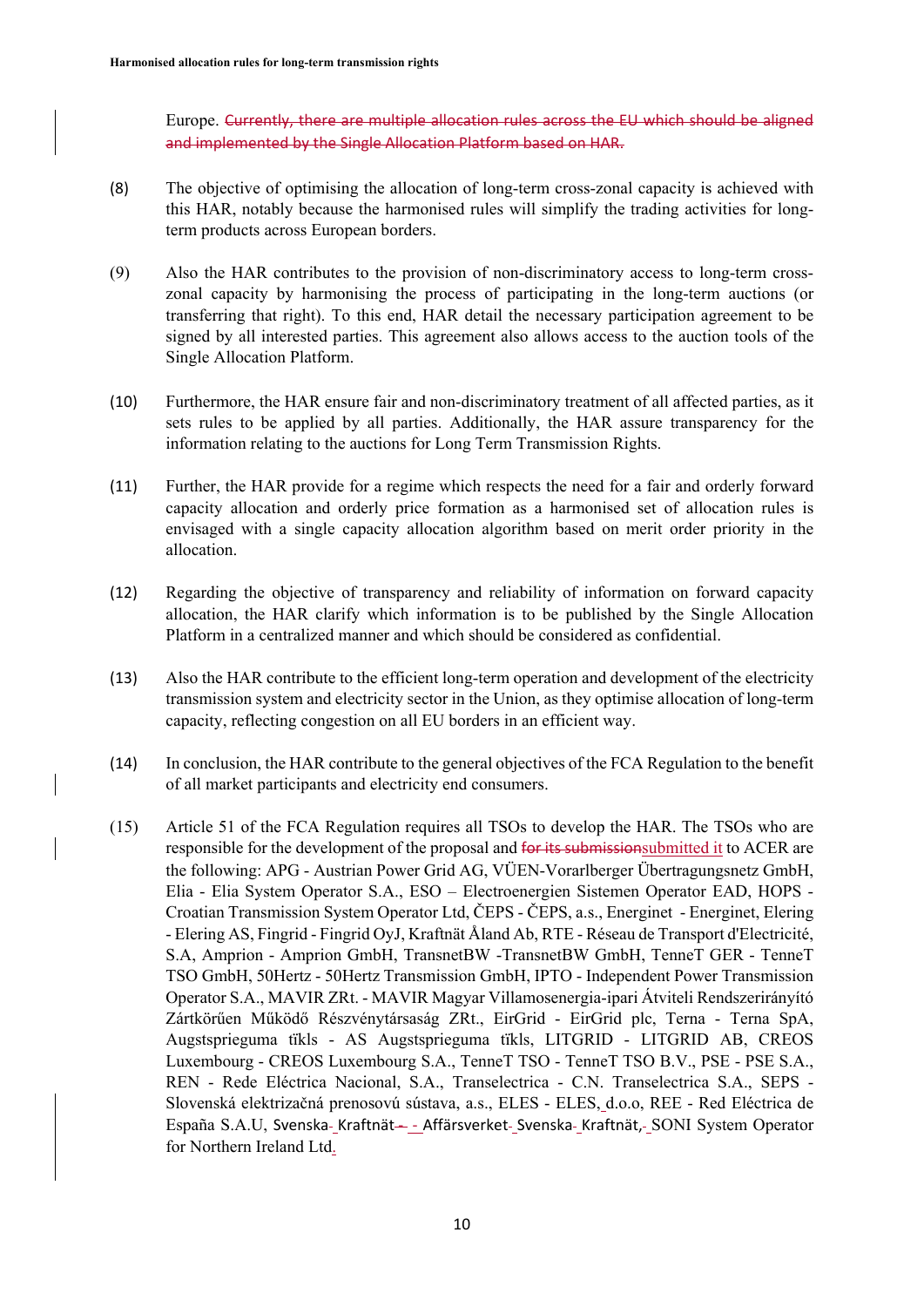Europe. ~~Currently, there are multiple allocation rules across the EU which should be aligned and implemented by the Single Allocation Platform based on HAR.~~

(8) The objective of optimising the allocation of long-term cross-zonal capacity is achieved with this HAR, notably because the harmonised rules will simplify the trading activities for long-term products across European borders.

(9) Also the HAR contributes to the provision of non-discriminatory access to long-term cross-zonal capacity by harmonising the process of participating in the long-term auctions (or transferring that right). To this end, HAR detail the necessary participation agreement to be signed by all interested parties. This agreement also allows access to the auction tools of the Single Allocation Platform.

(10) Furthermore, the HAR ensure fair and non-discriminatory treatment of all affected parties, as it sets rules to be applied by all parties. Additionally, the HAR assure transparency for the information relating to the auctions for Long Term Transmission Rights.

(11) Further, the HAR provide for a regime which respects the need for a fair and orderly forward capacity allocation and orderly price formation as a harmonised set of allocation rules is envisaged with a single capacity allocation algorithm based on merit order priority in the allocation.

(12) Regarding the objective of transparency and reliability of information on forward capacity allocation, the HAR clarify which information is to be published by the Single Allocation Platform in a centralized manner and which should be considered as confidential.

(13) Also the HAR contribute to the efficient long-term operation and development of the electricity transmission system and electricity sector in the Union, as they optimise allocation of long-term capacity, reflecting congestion on all EU borders in an efficient way.

(14) In conclusion, the HAR contribute to the general objectives of the FCA Regulation to the benefit of all market participants and electricity end consumers.

(15) Article 51 of the FCA Regulation requires all TSOs to develop the HAR. The TSOs who are responsible for the development of the proposal and ~~for its submission~~submitted it to ACER are the following: APG - Austrian Power Grid AG, VÜEN-Vorarlberger Übertragungsnetz GmbH, Elia - Elia System Operator S.A., ESO – Electroenergien Sistemen Operator EAD, HOPS - Croatian Transmission System Operator Ltd, ČEPS - ČEPS, a.s., Energinet - Energinet, Elering - Elering AS, Fingrid - Fingrid OyJ, Kraftnät Åland Ab, RTE - Réseau de Transport d'Electricité, S.A, Amprion - Amprion GmbH, TransnetBW -TransnetBW GmbH, TenneT GER - TenneT TSO GmbH, 50Hertz - 50Hertz Transmission GmbH, IPTO - Independent Power Transmission Operator S.A., MAVIR ZRt. - MAVIR Magyar Villamosenergia-ipari Átviteli Rendszerirányító Zártkörűen Működő Részvénytársaság ZRt., EirGrid - EirGrid plc, Terna - Terna SpA, Augstsprieguma tīkls - AS Augstsprieguma tīkls, LITGRID - LITGRID AB, CREOS Luxembourg - CREOS Luxembourg S.A., TenneT TSO - TenneT TSO B.V., PSE - PSE S.A., REN - Rede Eléctrica Nacional, S.A., Transelectrica - C.N. Transelectrica S.A., SEPS - Slovenská elektrizačná prenosovú sústava, a.s., ELES - ELES, d.o.o, REE - Red Eléctrica de España S.A.U, Svenska Kraftnät - Affärsverket Svenska Kraftnät, SONI System Operator for Northern Ireland Ltd.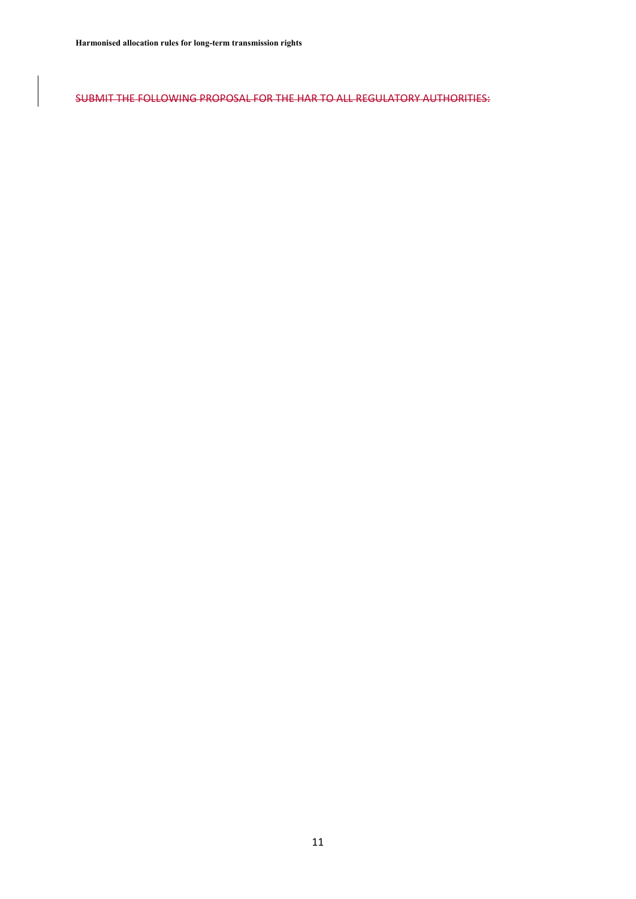~~SUBMIT THE FOLLOWING PROPOSAL FOR THE HAR TO ALL REGULATORY AUTHORITIES:~~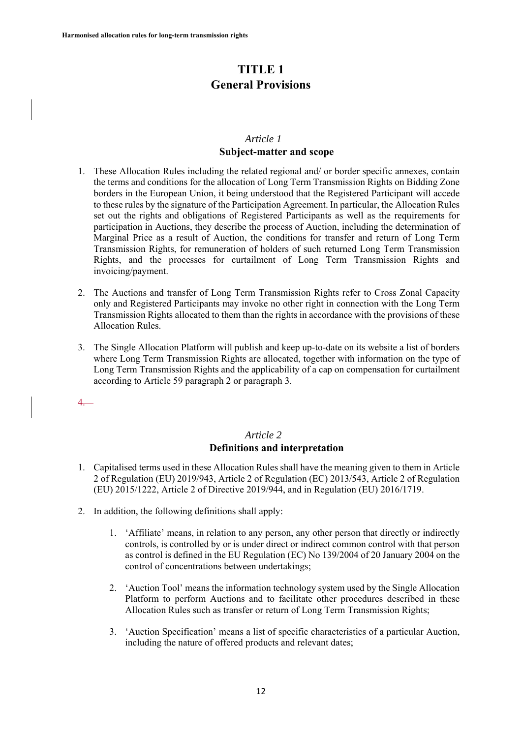# TITLE 1
# General Provisions

## *Article 1*
## Subject-matter and scope

1. These Allocation Rules including the related regional and/ or border specific annexes, contain the terms and conditions for the allocation of Long Term Transmission Rights on Bidding Zone borders in the European Union, it being understood that the Registered Participant will accede to these rules by the signature of the Participation Agreement. In particular, the Allocation Rules set out the rights and obligations of Registered Participants as well as the requirements for participation in Auctions, they describe the process of Auction, including the determination of Marginal Price as a result of Auction, the conditions for transfer and return of Long Term Transmission Rights, for remuneration of holders of such returned Long Term Transmission Rights, and the processes for curtailment of Long Term Transmission Rights and invoicing/payment.

2. The Auctions and transfer of Long Term Transmission Rights refer to Cross Zonal Capacity only and Registered Participants may invoke no other right in connection with the Long Term Transmission Rights allocated to them than the rights in accordance with the provisions of these Allocation Rules.

3. The Single Allocation Platform will publish and keep up-to-date on its website a list of borders where Long Term Transmission Rights are allocated, together with information on the type of Long Term Transmission Rights and the applicability of a cap on compensation for curtailment according to Article 59 paragraph 2 or paragraph 3.

~~4.~~

## *Article 2*
## Definitions and interpretation

1. Capitalised terms used in these Allocation Rules shall have the meaning given to them in Article 2 of Regulation (EU) 2019/943, Article 2 of Regulation (EC) 2013/543, Article 2 of Regulation (EU) 2015/1222, Article 2 of Directive 2019/944, and in Regulation (EU) 2016/1719.

2. In addition, the following definitions shall apply:

    1. 'Affiliate' means, in relation to any person, any other person that directly or indirectly controls, is controlled by or is under direct or indirect common control with that person as control is defined in the EU Regulation (EC) No 139/2004 of 20 January 2004 on the control of concentrations between undertakings;

    2. 'Auction Tool' means the information technology system used by the Single Allocation Platform to perform Auctions and to facilitate other procedures described in these Allocation Rules such as transfer or return of Long Term Transmission Rights;

    3. 'Auction Specification' means a list of specific characteristics of a particular Auction, including the nature of offered products and relevant dates;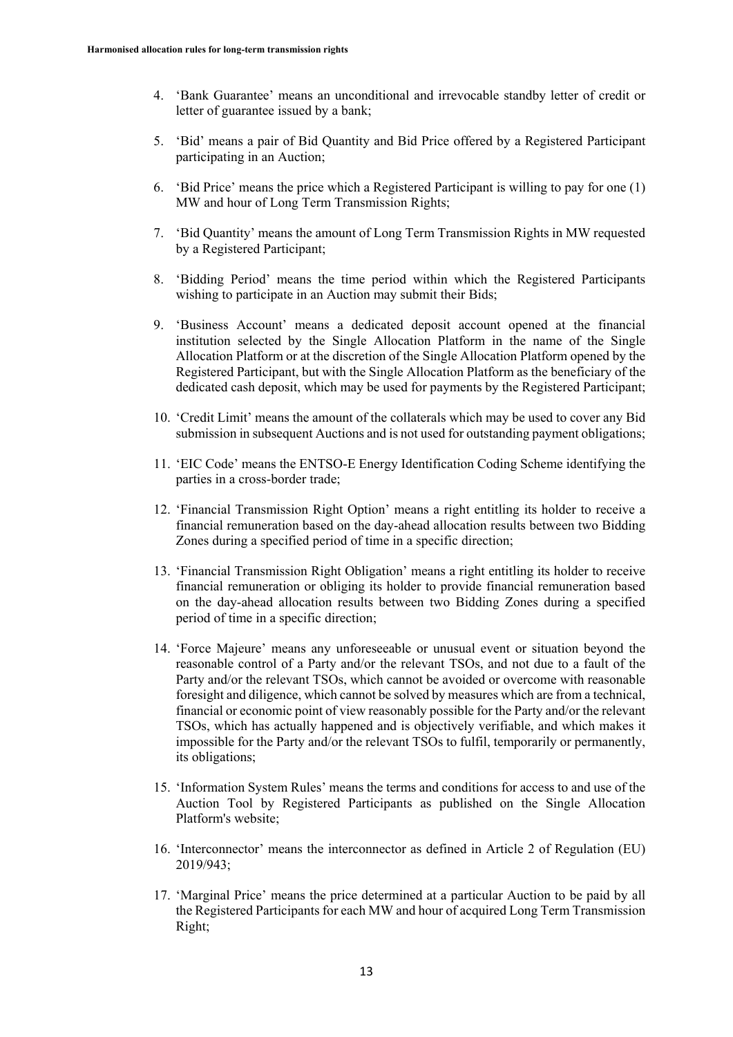4. 'Bank Guarantee' means an unconditional and irrevocable standby letter of credit or letter of guarantee issued by a bank;
5. 'Bid' means a pair of Bid Quantity and Bid Price offered by a Registered Participant participating in an Auction;
6. 'Bid Price' means the price which a Registered Participant is willing to pay for one (1) MW and hour of Long Term Transmission Rights;
7. 'Bid Quantity' means the amount of Long Term Transmission Rights in MW requested by a Registered Participant;
8. 'Bidding Period' means the time period within which the Registered Participants wishing to participate in an Auction may submit their Bids;
9. 'Business Account' means a dedicated deposit account opened at the financial institution selected by the Single Allocation Platform in the name of the Single Allocation Platform or at the discretion of the Single Allocation Platform opened by the Registered Participant, but with the Single Allocation Platform as the beneficiary of the dedicated cash deposit, which may be used for payments by the Registered Participant;
10. 'Credit Limit' means the amount of the collaterals which may be used to cover any Bid submission in subsequent Auctions and is not used for outstanding payment obligations;
11. 'EIC Code' means the ENTSO-E Energy Identification Coding Scheme identifying the parties in a cross-border trade;
12. 'Financial Transmission Right Option' means a right entitling its holder to receive a financial remuneration based on the day-ahead allocation results between two Bidding Zones during a specified period of time in a specific direction;
13. 'Financial Transmission Right Obligation' means a right entitling its holder to receive financial remuneration or obliging its holder to provide financial remuneration based on the day-ahead allocation results between two Bidding Zones during a specified period of time in a specific direction;
14. 'Force Majeure' means any unforeseeable or unusual event or situation beyond the reasonable control of a Party and/or the relevant TSOs, and not due to a fault of the Party and/or the relevant TSOs, which cannot be avoided or overcome with reasonable foresight and diligence, which cannot be solved by measures which are from a technical, financial or economic point of view reasonably possible for the Party and/or the relevant TSOs, which has actually happened and is objectively verifiable, and which makes it impossible for the Party and/or the relevant TSOs to fulfil, temporarily or permanently, its obligations;
15. 'Information System Rules' means the terms and conditions for access to and use of the Auction Tool by Registered Participants as published on the Single Allocation Platform's website;
16. 'Interconnector' means the interconnector as defined in Article 2 of Regulation (EU) 2019/943;
17. 'Marginal Price' means the price determined at a particular Auction to be paid by all the Registered Participants for each MW and hour of acquired Long Term Transmission Right;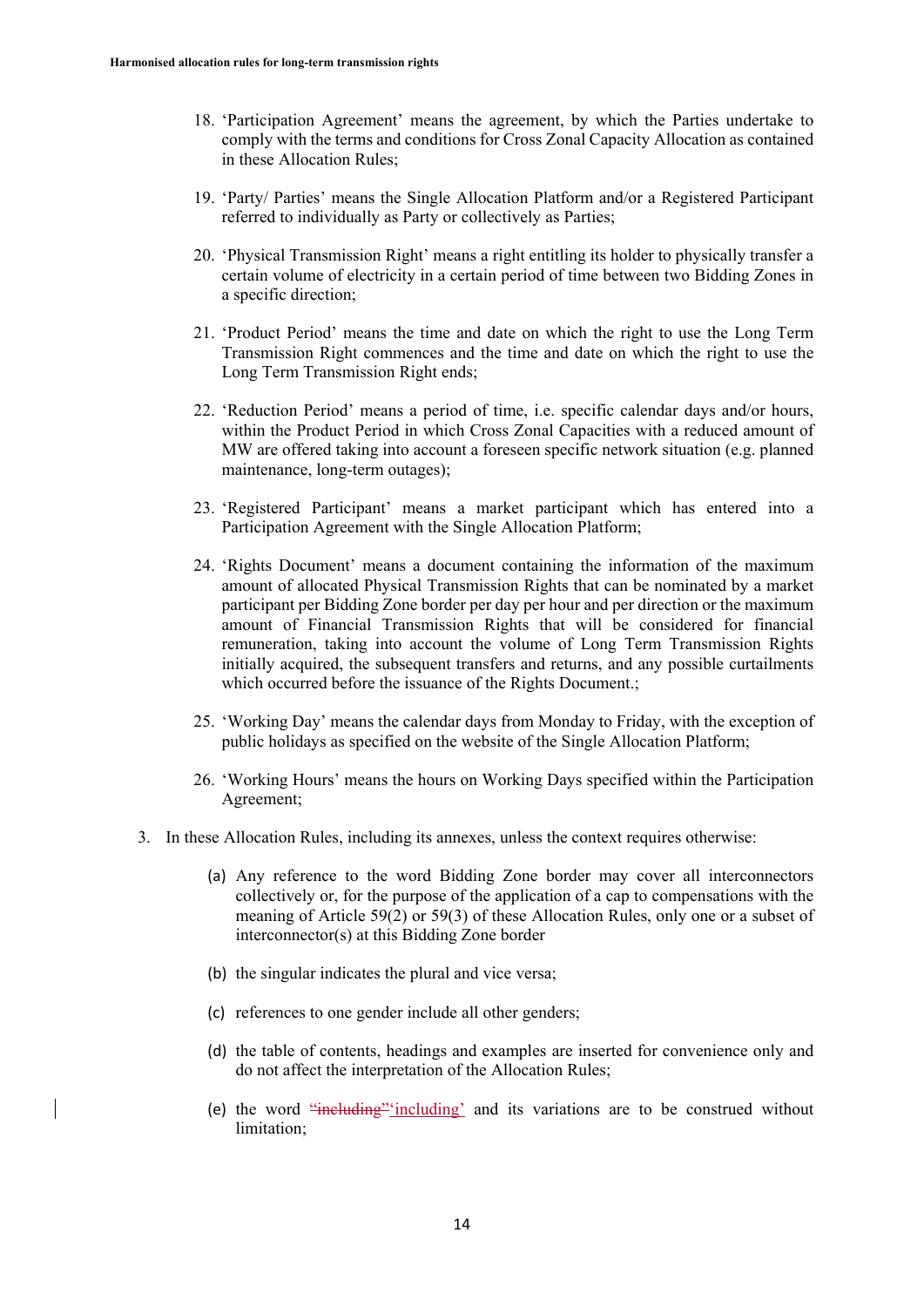18. 'Participation Agreement' means the agreement, by which the Parties undertake to comply with the terms and conditions for Cross Zonal Capacity Allocation as contained in these Allocation Rules;

19. 'Party/ Parties' means the Single Allocation Platform and/or a Registered Participant referred to individually as Party or collectively as Parties;

20. 'Physical Transmission Right' means a right entitling its holder to physically transfer a certain volume of electricity in a certain period of time between two Bidding Zones in a specific direction;

21. 'Product Period' means the time and date on which the right to use the Long Term Transmission Right commences and the time and date on which the right to use the Long Term Transmission Right ends;

22. 'Reduction Period' means a period of time, i.e. specific calendar days and/or hours, within the Product Period in which Cross Zonal Capacities with a reduced amount of MW are offered taking into account a foreseen specific network situation (e.g. planned maintenance, long-term outages);

23. 'Registered Participant' means a market participant which has entered into a Participation Agreement with the Single Allocation Platform;

24. 'Rights Document' means a document containing the information of the maximum amount of allocated Physical Transmission Rights that can be nominated by a market participant per Bidding Zone border per day per hour and per direction or the maximum amount of Financial Transmission Rights that will be considered for financial remuneration, taking into account the volume of Long Term Transmission Rights initially acquired, the subsequent transfers and returns, and any possible curtailments which occurred before the issuance of the Rights Document.;

25. 'Working Day' means the calendar days from Monday to Friday, with the exception of public holidays as specified on the website of the Single Allocation Platform;

26. 'Working Hours' means the hours on Working Days specified within the Participation Agreement;

3. In these Allocation Rules, including its annexes, unless the context requires otherwise:

   (a) Any reference to the word Bidding Zone border may cover all interconnectors collectively or, for the purpose of the application of a cap to compensations with the meaning of Article 59(2) or 59(3) of these Allocation Rules, only one or a subset of interconnector(s) at this Bidding Zone border

   (b) the singular indicates the plural and vice versa;

   (c) references to one gender include all other genders;

   (d) the table of contents, headings and examples are inserted for convenience only and do not affect the interpretation of the Allocation Rules;

   (e) the word ~~"including"~~'including' and its variations are to be construed without limitation;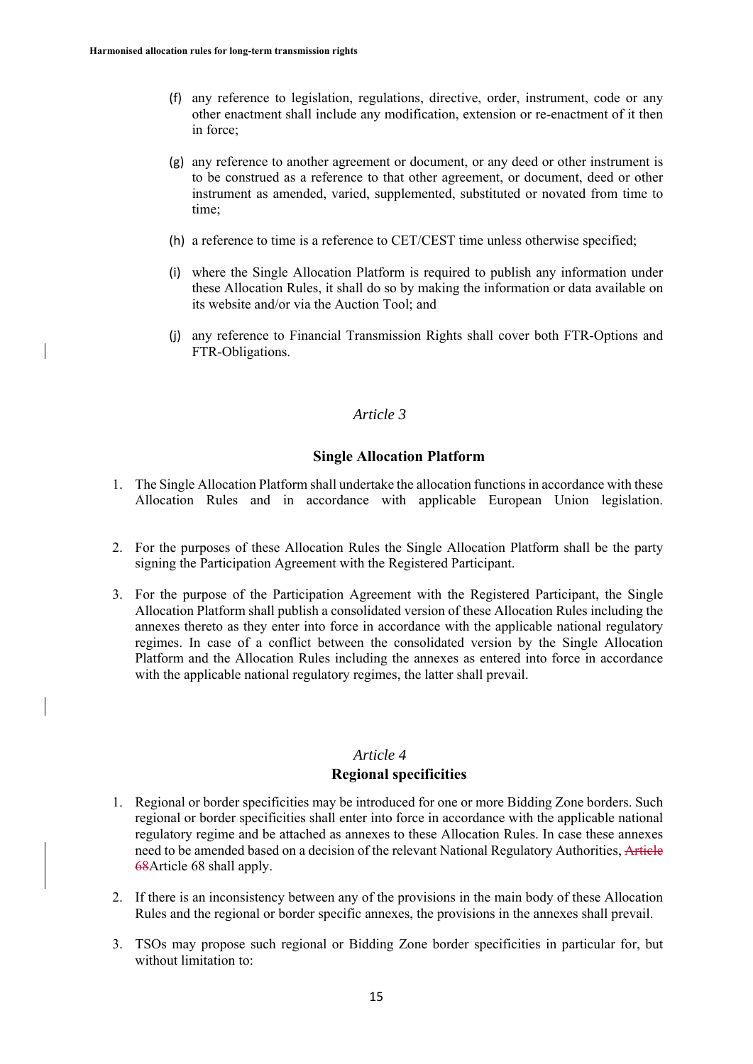(f) any reference to legislation, regulations, directive, order, instrument, code or any other enactment shall include any modification, extension or re-enactment of it then in force;

(g) any reference to another agreement or document, or any deed or other instrument is to be construed as a reference to that other agreement, or document, deed or other instrument as amended, varied, supplemented, substituted or novated from time to time;

(h) a reference to time is a reference to CET/CEST time unless otherwise specified;

(i) where the Single Allocation Platform is required to publish any information under these Allocation Rules, it shall do so by making the information or data available on its website and/or via the Auction Tool; and

(j) any reference to Financial Transmission Rights shall cover both FTR-Options and FTR-Obligations.

*Article 3*

**Single Allocation Platform**

1. The Single Allocation Platform shall undertake the allocation functions in accordance with these Allocation Rules and in accordance with applicable European Union legislation.

2. For the purposes of these Allocation Rules the Single Allocation Platform shall be the party signing the Participation Agreement with the Registered Participant.

3. For the purpose of the Participation Agreement with the Registered Participant, the Single Allocation Platform shall publish a consolidated version of these Allocation Rules including the annexes thereto as they enter into force in accordance with the applicable national regulatory regimes. In case of a conflict between the consolidated version by the Single Allocation Platform and the Allocation Rules including the annexes as entered into force in accordance with the applicable national regulatory regimes, the latter shall prevail.

*Article 4*

**Regional specificities**

1. Regional or border specificities may be introduced for one or more Bidding Zone borders. Such regional or border specificities shall enter into force in accordance with the applicable national regulatory regime and be attached as annexes to these Allocation Rules. In case these annexes need to be amended based on a decision of the relevant National Regulatory Authorities, ~~Article 68~~Article 68 shall apply.

2. If there is an inconsistency between any of the provisions in the main body of these Allocation Rules and the regional or border specific annexes, the provisions in the annexes shall prevail.

3. TSOs may propose such regional or Bidding Zone border specificities in particular for, but without limitation to: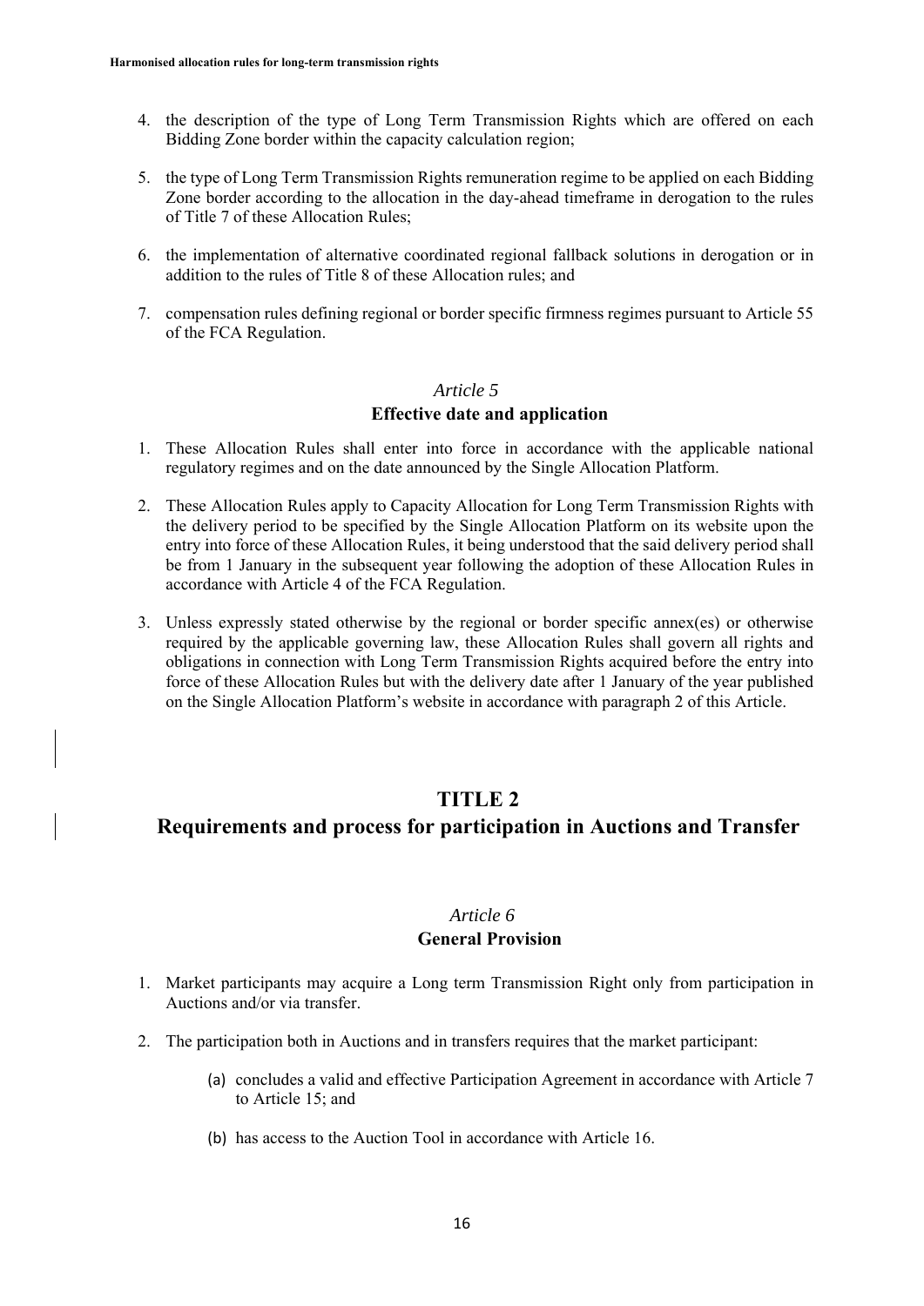4. the description of the type of Long Term Transmission Rights which are offered on each Bidding Zone border within the capacity calculation region;

5. the type of Long Term Transmission Rights remuneration regime to be applied on each Bidding Zone border according to the allocation in the day-ahead timeframe in derogation to the rules of Title 7 of these Allocation Rules;

6. the implementation of alternative coordinated regional fallback solutions in derogation or in addition to the rules of Title 8 of these Allocation rules; and

7. compensation rules defining regional or border specific firmness regimes pursuant to Article 55 of the FCA Regulation.

### *Article 5*
### Effective date and application

1. These Allocation Rules shall enter into force in accordance with the applicable national regulatory regimes and on the date announced by the Single Allocation Platform.

2. These Allocation Rules apply to Capacity Allocation for Long Term Transmission Rights with the delivery period to be specified by the Single Allocation Platform on its website upon the entry into force of these Allocation Rules, it being understood that the said delivery period shall be from 1 January in the subsequent year following the adoption of these Allocation Rules in accordance with Article 4 of the FCA Regulation.

3. Unless expressly stated otherwise by the regional or border specific annex(es) or otherwise required by the applicable governing law, these Allocation Rules shall govern all rights and obligations in connection with Long Term Transmission Rights acquired before the entry into force of these Allocation Rules but with the delivery date after 1 January of the year published on the Single Allocation Platform's website in accordance with paragraph 2 of this Article.

# TITLE 2
# Requirements and process for participation in Auctions and Transfer

### *Article 6*
### General Provision

1. Market participants may acquire a Long term Transmission Right only from participation in Auctions and/or via transfer.

2. The participation both in Auctions and in transfers requires that the market participant:

    (a) concludes a valid and effective Participation Agreement in accordance with Article 7 to Article 15; and

    (b) has access to the Auction Tool in accordance with Article 16.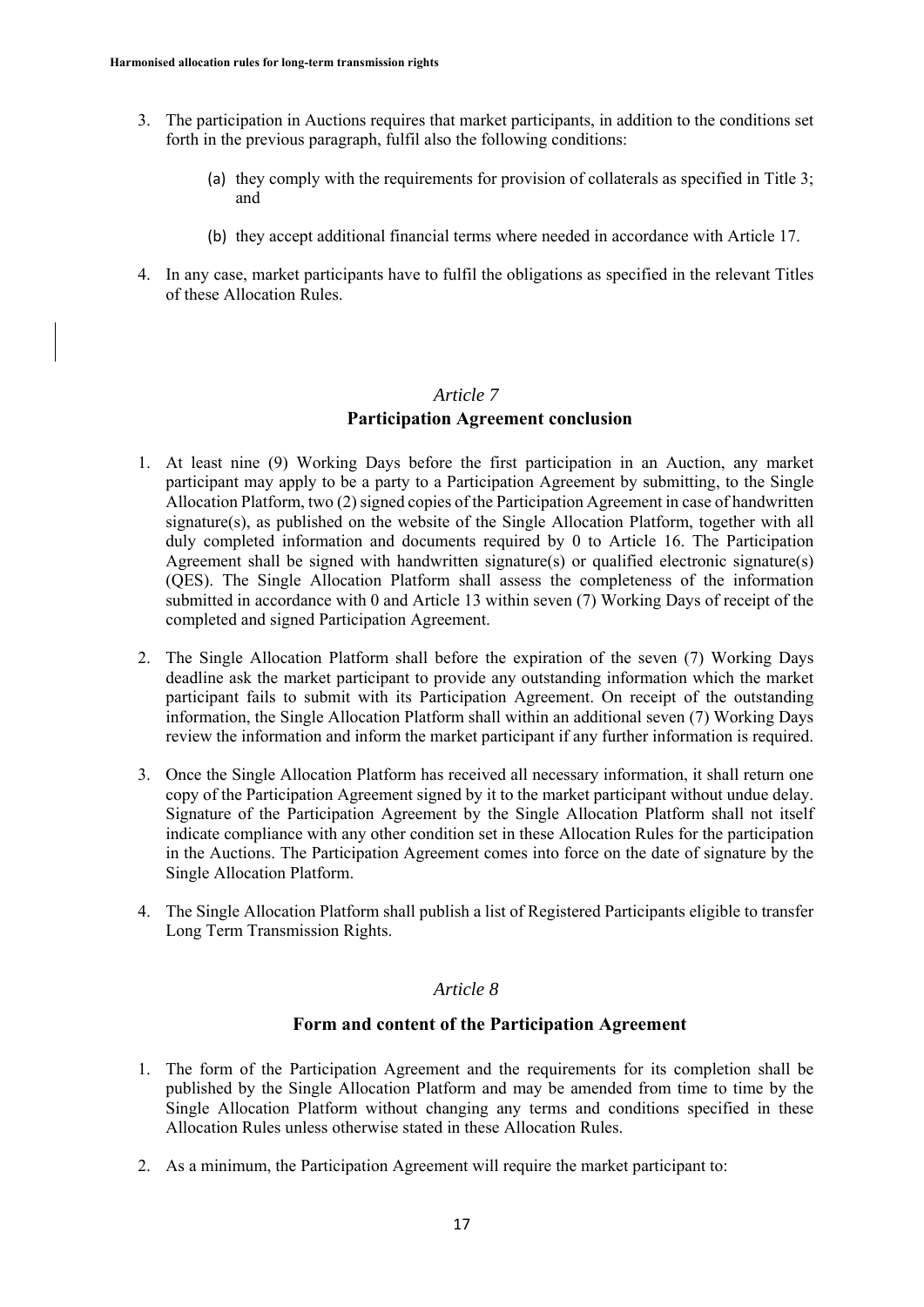3. The participation in Auctions requires that market participants, in addition to the conditions set forth in the previous paragraph, fulfil also the following conditions:

    (a) they comply with the requirements for provision of collaterals as specified in Title 3; and

    (b) they accept additional financial terms where needed in accordance with Article 17.

4. In any case, market participants have to fulfil the obligations as specified in the relevant Titles of these Allocation Rules.

## *Article 7*
## Participation Agreement conclusion

1. At least nine (9) Working Days before the first participation in an Auction, any market participant may apply to be a party to a Participation Agreement by submitting, to the Single Allocation Platform, two (2) signed copies of the Participation Agreement in case of handwritten signature(s), as published on the website of the Single Allocation Platform, together with all duly completed information and documents required by 0 to Article 16. The Participation Agreement shall be signed with handwritten signature(s) or qualified electronic signature(s) (QES). The Single Allocation Platform shall assess the completeness of the information submitted in accordance with 0 and Article 13 within seven (7) Working Days of receipt of the completed and signed Participation Agreement.

2. The Single Allocation Platform shall before the expiration of the seven (7) Working Days deadline ask the market participant to provide any outstanding information which the market participant fails to submit with its Participation Agreement. On receipt of the outstanding information, the Single Allocation Platform shall within an additional seven (7) Working Days review the information and inform the market participant if any further information is required.

3. Once the Single Allocation Platform has received all necessary information, it shall return one copy of the Participation Agreement signed by it to the market participant without undue delay. Signature of the Participation Agreement by the Single Allocation Platform shall not itself indicate compliance with any other condition set in these Allocation Rules for the participation in the Auctions. The Participation Agreement comes into force on the date of signature by the Single Allocation Platform.

4. The Single Allocation Platform shall publish a list of Registered Participants eligible to transfer Long Term Transmission Rights.

## *Article 8*
## Form and content of the Participation Agreement

1. The form of the Participation Agreement and the requirements for its completion shall be published by the Single Allocation Platform and may be amended from time to time by the Single Allocation Platform without changing any terms and conditions specified in these Allocation Rules unless otherwise stated in these Allocation Rules.

2. As a minimum, the Participation Agreement will require the market participant to: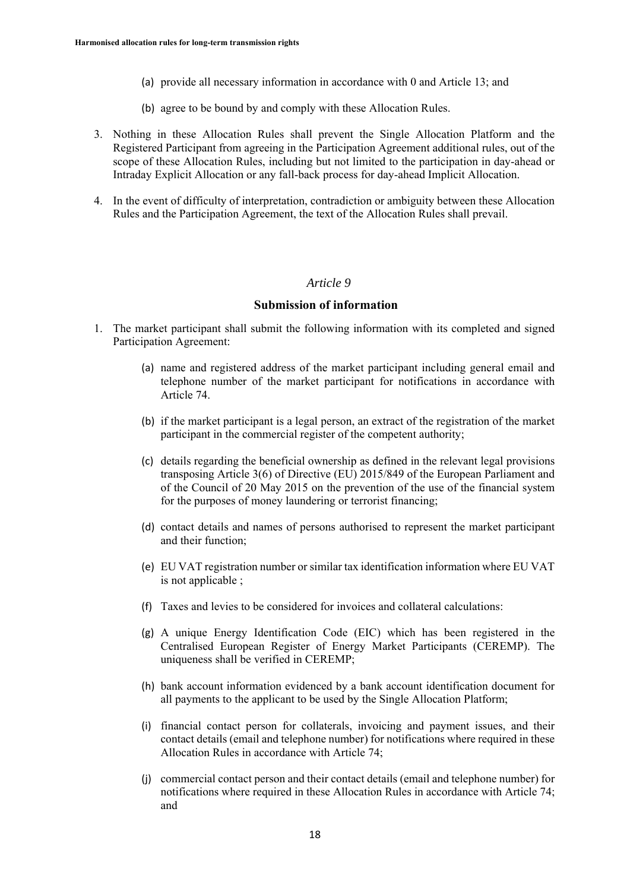(a) provide all necessary information in accordance with 0 and Article 13; and

(b) agree to be bound by and comply with these Allocation Rules.

3. Nothing in these Allocation Rules shall prevent the Single Allocation Platform and the Registered Participant from agreeing in the Participation Agreement additional rules, out of the scope of these Allocation Rules, including but not limited to the participation in day-ahead or Intraday Explicit Allocation or any fall-back process for day-ahead Implicit Allocation.

4. In the event of difficulty of interpretation, contradiction or ambiguity between these Allocation Rules and the Participation Agreement, the text of the Allocation Rules shall prevail.

### *Article 9*

### Submission of information

1. The market participant shall submit the following information with its completed and signed Participation Agreement:

   (a) name and registered address of the market participant including general email and telephone number of the market participant for notifications in accordance with Article 74.

   (b) if the market participant is a legal person, an extract of the registration of the market participant in the commercial register of the competent authority;

   (c) details regarding the beneficial ownership as defined in the relevant legal provisions transposing Article 3(6) of Directive (EU) 2015/849 of the European Parliament and of the Council of 20 May 2015 on the prevention of the use of the financial system for the purposes of money laundering or terrorist financing;

   (d) contact details and names of persons authorised to represent the market participant and their function;

   (e) EU VAT registration number or similar tax identification information where EU VAT is not applicable ;

   (f) Taxes and levies to be considered for invoices and collateral calculations:

   (g) A unique Energy Identification Code (EIC) which has been registered in the Centralised European Register of Energy Market Participants (CEREMP). The uniqueness shall be verified in CEREMP;

   (h) bank account information evidenced by a bank account identification document for all payments to the applicant to be used by the Single Allocation Platform;

   (i) financial contact person for collaterals, invoicing and payment issues, and their contact details (email and telephone number) for notifications where required in these Allocation Rules in accordance with Article 74;

   (j) commercial contact person and their contact details (email and telephone number) for notifications where required in these Allocation Rules in accordance with Article 74; and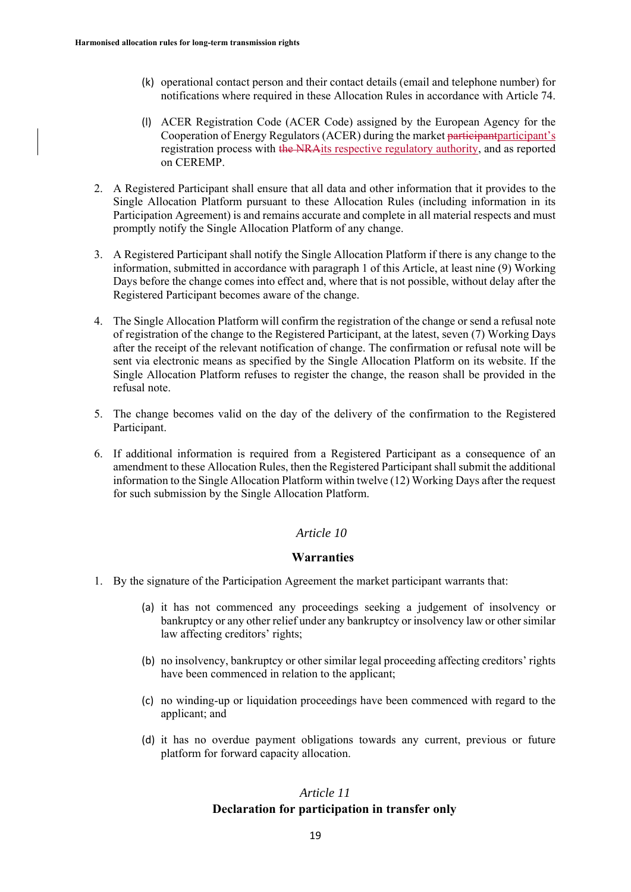(k) operational contact person and their contact details (email and telephone number) for notifications where required in these Allocation Rules in accordance with Article 74.

(l) ACER Registration Code (ACER Code) assigned by the European Agency for the Cooperation of Energy Regulators (ACER) during the market ~~participant~~participant's registration process with ~~the NRA~~its respective regulatory authority, and as reported on CEREMP.

2. A Registered Participant shall ensure that all data and other information that it provides to the Single Allocation Platform pursuant to these Allocation Rules (including information in its Participation Agreement) is and remains accurate and complete in all material respects and must promptly notify the Single Allocation Platform of any change.

3. A Registered Participant shall notify the Single Allocation Platform if there is any change to the information, submitted in accordance with paragraph 1 of this Article, at least nine (9) Working Days before the change comes into effect and, where that is not possible, without delay after the Registered Participant becomes aware of the change.

4. The Single Allocation Platform will confirm the registration of the change or send a refusal note of registration of the change to the Registered Participant, at the latest, seven (7) Working Days after the receipt of the relevant notification of change. The confirmation or refusal note will be sent via electronic means as specified by the Single Allocation Platform on its website. If the Single Allocation Platform refuses to register the change, the reason shall be provided in the refusal note.

5. The change becomes valid on the day of the delivery of the confirmation to the Registered Participant.

6. If additional information is required from a Registered Participant as a consequence of an amendment to these Allocation Rules, then the Registered Participant shall submit the additional information to the Single Allocation Platform within twelve (12) Working Days after the request for such submission by the Single Allocation Platform.

*Article 10*

**Warranties**

1. By the signature of the Participation Agreement the market participant warrants that:

(a) it has not commenced any proceedings seeking a judgement of insolvency or bankruptcy or any other relief under any bankruptcy or insolvency law or other similar law affecting creditors' rights;

(b) no insolvency, bankruptcy or other similar legal proceeding affecting creditors' rights have been commenced in relation to the applicant;

(c) no winding-up or liquidation proceedings have been commenced with regard to the applicant; and

(d) it has no overdue payment obligations towards any current, previous or future platform for forward capacity allocation.

*Article 11*

**Declaration for participation in transfer only**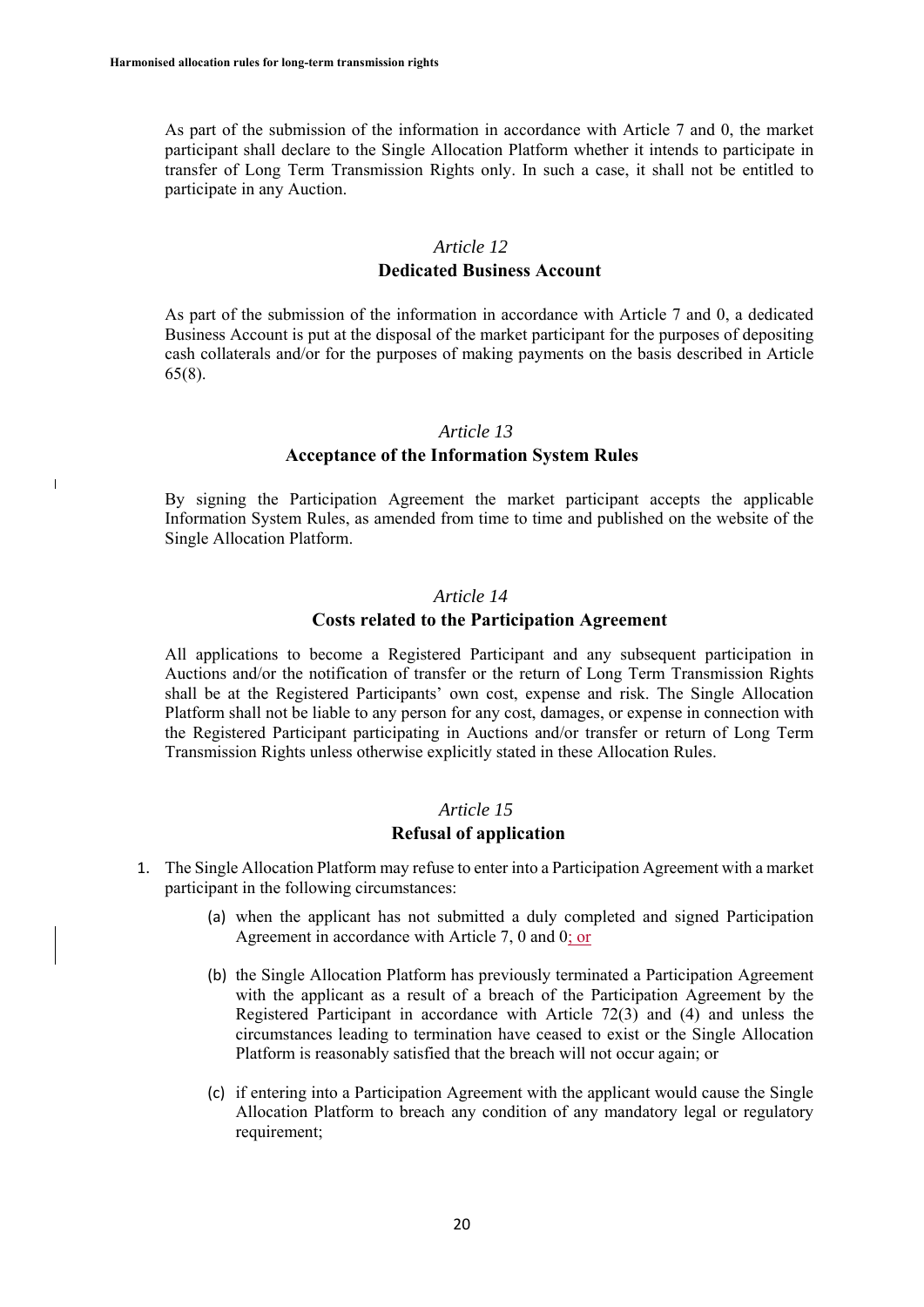As part of the submission of the information in accordance with Article 7 and 0, the market participant shall declare to the Single Allocation Platform whether it intends to participate in transfer of Long Term Transmission Rights only. In such a case, it shall not be entitled to participate in any Auction.

### *Article 12*
### Dedicated Business Account

As part of the submission of the information in accordance with Article 7 and 0, a dedicated Business Account is put at the disposal of the market participant for the purposes of depositing cash collaterals and/or for the purposes of making payments on the basis described in Article 65(8).

### *Article 13*
### Acceptance of the Information System Rules

By signing the Participation Agreement the market participant accepts the applicable Information System Rules, as amended from time to time and published on the website of the Single Allocation Platform.

### *Article 14*
### Costs related to the Participation Agreement

All applications to become a Registered Participant and any subsequent participation in Auctions and/or the notification of transfer or the return of Long Term Transmission Rights shall be at the Registered Participants' own cost, expense and risk. The Single Allocation Platform shall not be liable to any person for any cost, damages, or expense in connection with the Registered Participant participating in Auctions and/or transfer or return of Long Term Transmission Rights unless otherwise explicitly stated in these Allocation Rules.

### *Article 15*
### Refusal of application

1. The Single Allocation Platform may refuse to enter into a Participation Agreement with a market participant in the following circumstances:

   (a) when the applicant has not submitted a duly completed and signed Participation Agreement in accordance with Article 7, 0 and 0; or

   (b) the Single Allocation Platform has previously terminated a Participation Agreement with the applicant as a result of a breach of the Participation Agreement by the Registered Participant in accordance with Article 72(3) and (4) and unless the circumstances leading to termination have ceased to exist or the Single Allocation Platform is reasonably satisfied that the breach will not occur again; or

   (c) if entering into a Participation Agreement with the applicant would cause the Single Allocation Platform to breach any condition of any mandatory legal or regulatory requirement;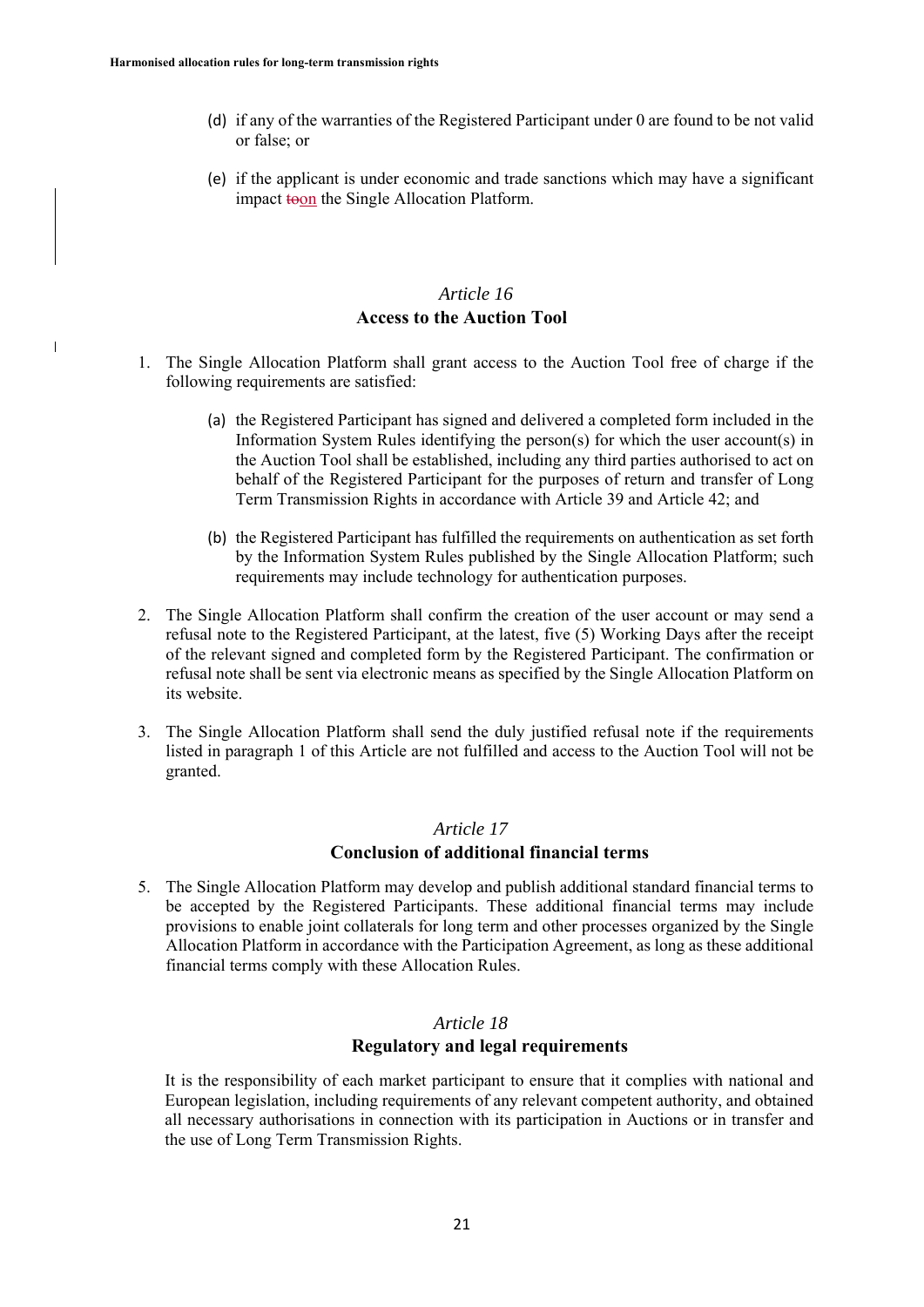(d) if any of the warranties of the Registered Participant under 0 are found to be not valid or false; or

(e) if the applicant is under economic and trade sanctions which may have a significant impact ~~to~~on the Single Allocation Platform.

## *Article 16*
## Access to the Auction Tool

1. The Single Allocation Platform shall grant access to the Auction Tool free of charge if the following requirements are satisfied:

   (a) the Registered Participant has signed and delivered a completed form included in the Information System Rules identifying the person(s) for which the user account(s) in the Auction Tool shall be established, including any third parties authorised to act on behalf of the Registered Participant for the purposes of return and transfer of Long Term Transmission Rights in accordance with Article 39 and Article 42; and

   (b) the Registered Participant has fulfilled the requirements on authentication as set forth by the Information System Rules published by the Single Allocation Platform; such requirements may include technology for authentication purposes.

2. The Single Allocation Platform shall confirm the creation of the user account or may send a refusal note to the Registered Participant, at the latest, five (5) Working Days after the receipt of the relevant signed and completed form by the Registered Participant. The confirmation or refusal note shall be sent via electronic means as specified by the Single Allocation Platform on its website.

3. The Single Allocation Platform shall send the duly justified refusal note if the requirements listed in paragraph 1 of this Article are not fulfilled and access to the Auction Tool will not be granted.

## *Article 17*
## Conclusion of additional financial terms

5. The Single Allocation Platform may develop and publish additional standard financial terms to be accepted by the Registered Participants. These additional financial terms may include provisions to enable joint collaterals for long term and other processes organized by the Single Allocation Platform in accordance with the Participation Agreement, as long as these additional financial terms comply with these Allocation Rules.

## *Article 18*
## Regulatory and legal requirements

It is the responsibility of each market participant to ensure that it complies with national and European legislation, including requirements of any relevant competent authority, and obtained all necessary authorisations in connection with its participation in Auctions or in transfer and the use of Long Term Transmission Rights.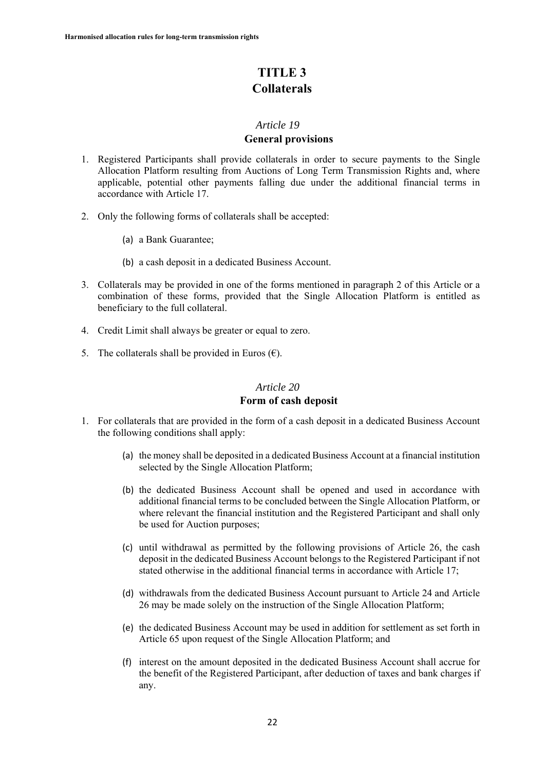# TITLE 3
# Collaterals

## *Article 19*
## General provisions

1. Registered Participants shall provide collaterals in order to secure payments to the Single Allocation Platform resulting from Auctions of Long Term Transmission Rights and, where applicable, potential other payments falling due under the additional financial terms in accordance with Article 17.

2. Only the following forms of collaterals shall be accepted:

   (a) a Bank Guarantee;

   (b) a cash deposit in a dedicated Business Account.

3. Collaterals may be provided in one of the forms mentioned in paragraph 2 of this Article or a combination of these forms, provided that the Single Allocation Platform is entitled as beneficiary to the full collateral.

4. Credit Limit shall always be greater or equal to zero.

5. The collaterals shall be provided in Euros (€).

## *Article 20*
## Form of cash deposit

1. For collaterals that are provided in the form of a cash deposit in a dedicated Business Account the following conditions shall apply:

   (a) the money shall be deposited in a dedicated Business Account at a financial institution selected by the Single Allocation Platform;

   (b) the dedicated Business Account shall be opened and used in accordance with additional financial terms to be concluded between the Single Allocation Platform, or where relevant the financial institution and the Registered Participant and shall only be used for Auction purposes;

   (c) until withdrawal as permitted by the following provisions of Article 26, the cash deposit in the dedicated Business Account belongs to the Registered Participant if not stated otherwise in the additional financial terms in accordance with Article 17;

   (d) withdrawals from the dedicated Business Account pursuant to Article 24 and Article 26 may be made solely on the instruction of the Single Allocation Platform;

   (e) the dedicated Business Account may be used in addition for settlement as set forth in Article 65 upon request of the Single Allocation Platform; and

   (f) interest on the amount deposited in the dedicated Business Account shall accrue for the benefit of the Registered Participant, after deduction of taxes and bank charges if any.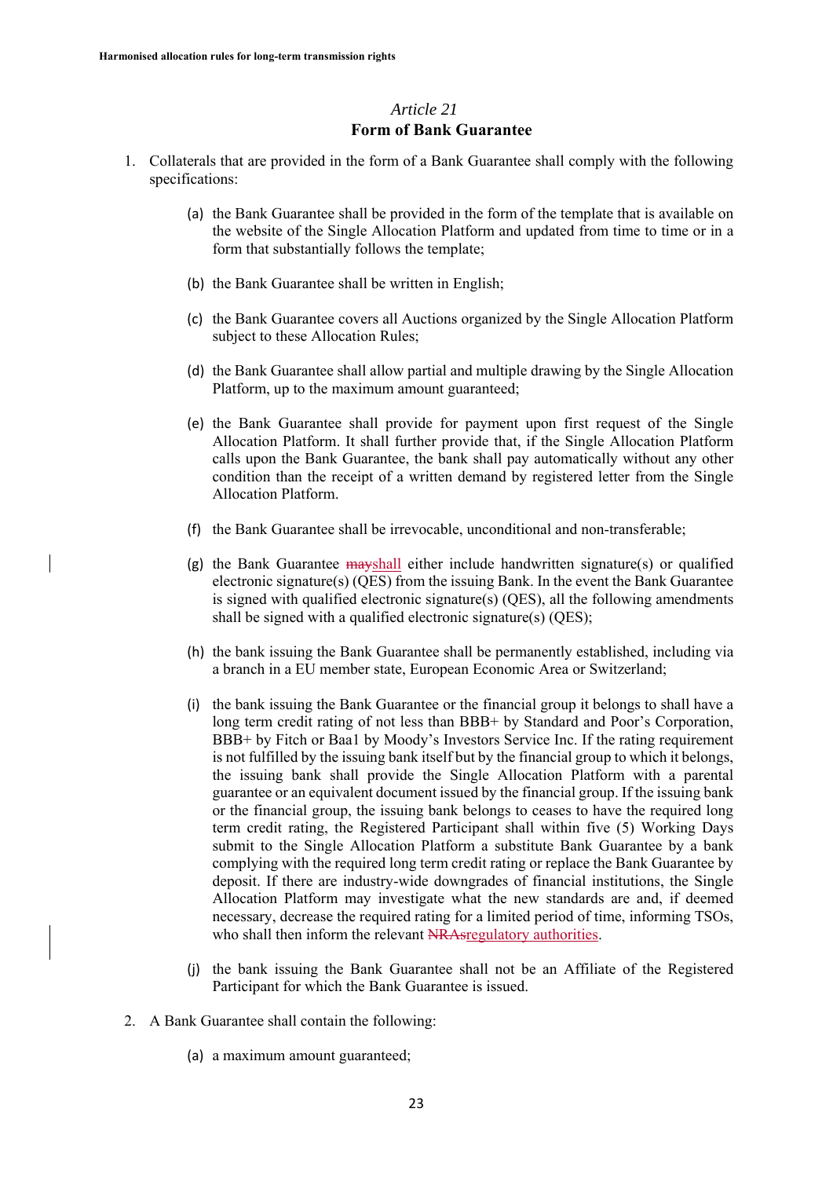## *Article 21*
## Form of Bank Guarantee

1. Collaterals that are provided in the form of a Bank Guarantee shall comply with the following specifications:

   (a) the Bank Guarantee shall be provided in the form of the template that is available on the website of the Single Allocation Platform and updated from time to time or in a form that substantially follows the template;

   (b) the Bank Guarantee shall be written in English;

   (c) the Bank Guarantee covers all Auctions organized by the Single Allocation Platform subject to these Allocation Rules;

   (d) the Bank Guarantee shall allow partial and multiple drawing by the Single Allocation Platform, up to the maximum amount guaranteed;

   (e) the Bank Guarantee shall provide for payment upon first request of the Single Allocation Platform. It shall further provide that, if the Single Allocation Platform calls upon the Bank Guarantee, the bank shall pay automatically without any other condition than the receipt of a written demand by registered letter from the Single Allocation Platform.

   (f) the Bank Guarantee shall be irrevocable, unconditional and non-transferable;

   (g) the Bank Guarantee ~~may~~shall either include handwritten signature(s) or qualified electronic signature(s) (QES) from the issuing Bank. In the event the Bank Guarantee is signed with qualified electronic signature(s) (QES), all the following amendments shall be signed with a qualified electronic signature(s) (QES);

   (h) the bank issuing the Bank Guarantee shall be permanently established, including via a branch in a EU member state, European Economic Area or Switzerland;

   (i) the bank issuing the Bank Guarantee or the financial group it belongs to shall have a long term credit rating of not less than BBB+ by Standard and Poor's Corporation, BBB+ by Fitch or Baa1 by Moody's Investors Service Inc. If the rating requirement is not fulfilled by the issuing bank itself but by the financial group to which it belongs, the issuing bank shall provide the Single Allocation Platform with a parental guarantee or an equivalent document issued by the financial group. If the issuing bank or the financial group, the issuing bank belongs to ceases to have the required long term credit rating, the Registered Participant shall within five (5) Working Days submit to the Single Allocation Platform a substitute Bank Guarantee by a bank complying with the required long term credit rating or replace the Bank Guarantee by deposit. If there are industry-wide downgrades of financial institutions, the Single Allocation Platform may investigate what the new standards are and, if deemed necessary, decrease the required rating for a limited period of time, informing TSOs, who shall then inform the relevant ~~NRAs~~regulatory authorities.

   (j) the bank issuing the Bank Guarantee shall not be an Affiliate of the Registered Participant for which the Bank Guarantee is issued.

2. A Bank Guarantee shall contain the following:

   (a) a maximum amount guaranteed;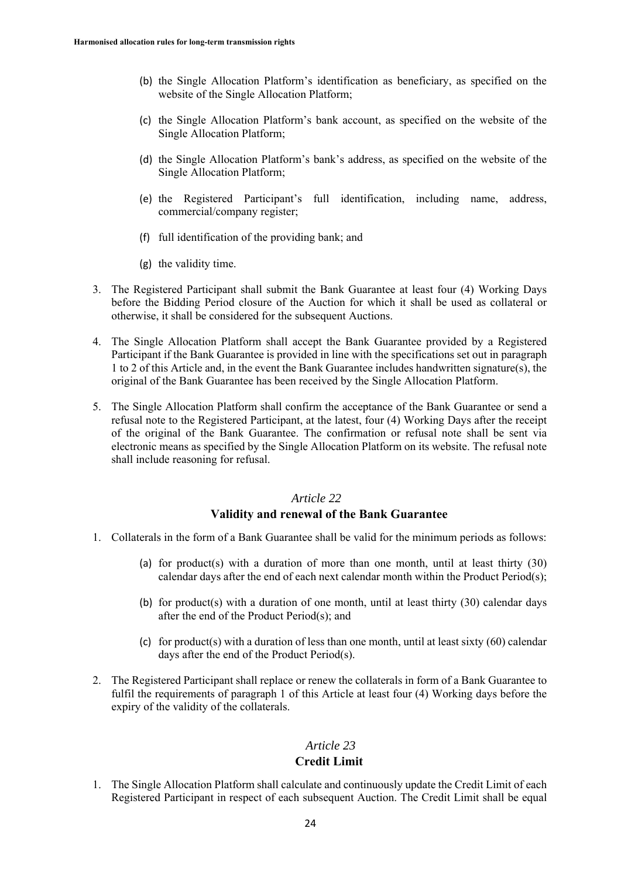(b) the Single Allocation Platform's identification as beneficiary, as specified on the website of the Single Allocation Platform;

(c) the Single Allocation Platform's bank account, as specified on the website of the Single Allocation Platform;

(d) the Single Allocation Platform's bank's address, as specified on the website of the Single Allocation Platform;

(e) the Registered Participant's full identification, including name, address, commercial/company register;

(f) full identification of the providing bank; and

(g) the validity time.

3. The Registered Participant shall submit the Bank Guarantee at least four (4) Working Days before the Bidding Period closure of the Auction for which it shall be used as collateral or otherwise, it shall be considered for the subsequent Auctions.

4. The Single Allocation Platform shall accept the Bank Guarantee provided by a Registered Participant if the Bank Guarantee is provided in line with the specifications set out in paragraph 1 to 2 of this Article and, in the event the Bank Guarantee includes handwritten signature(s), the original of the Bank Guarantee has been received by the Single Allocation Platform.

5. The Single Allocation Platform shall confirm the acceptance of the Bank Guarantee or send a refusal note to the Registered Participant, at the latest, four (4) Working Days after the receipt of the original of the Bank Guarantee. The confirmation or refusal note shall be sent via electronic means as specified by the Single Allocation Platform on its website. The refusal note shall include reasoning for refusal.

## *Article 22*
## Validity and renewal of the Bank Guarantee

1. Collaterals in the form of a Bank Guarantee shall be valid for the minimum periods as follows:

   (a) for product(s) with a duration of more than one month, until at least thirty (30) calendar days after the end of each next calendar month within the Product Period(s);

   (b) for product(s) with a duration of one month, until at least thirty (30) calendar days after the end of the Product Period(s); and

   (c) for product(s) with a duration of less than one month, until at least sixty (60) calendar days after the end of the Product Period(s).

2. The Registered Participant shall replace or renew the collaterals in form of a Bank Guarantee to fulfil the requirements of paragraph 1 of this Article at least four (4) Working days before the expiry of the validity of the collaterals.

## *Article 23*
## Credit Limit

1. The Single Allocation Platform shall calculate and continuously update the Credit Limit of each Registered Participant in respect of each subsequent Auction. The Credit Limit shall be equal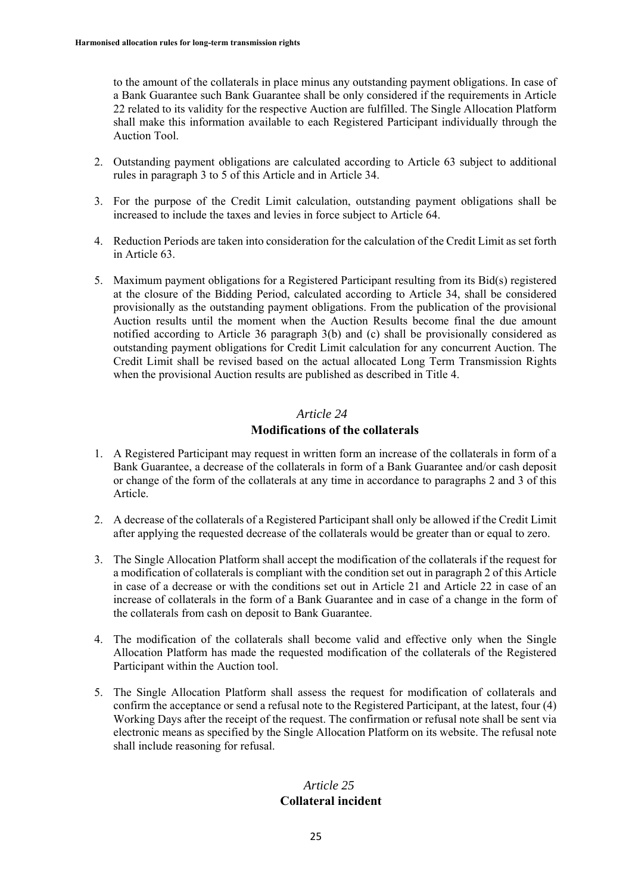to the amount of the collaterals in place minus any outstanding payment obligations. In case of a Bank Guarantee such Bank Guarantee shall be only considered if the requirements in Article 22 related to its validity for the respective Auction are fulfilled. The Single Allocation Platform shall make this information available to each Registered Participant individually through the Auction Tool.

2. Outstanding payment obligations are calculated according to Article 63 subject to additional rules in paragraph 3 to 5 of this Article and in Article 34.
3. For the purpose of the Credit Limit calculation, outstanding payment obligations shall be increased to include the taxes and levies in force subject to Article 64.
4. Reduction Periods are taken into consideration for the calculation of the Credit Limit as set forth in Article 63.
5. Maximum payment obligations for a Registered Participant resulting from its Bid(s) registered at the closure of the Bidding Period, calculated according to Article 34, shall be considered provisionally as the outstanding payment obligations. From the publication of the provisional Auction results until the moment when the Auction Results become final the due amount notified according to Article 36 paragraph 3(b) and (c) shall be provisionally considered as outstanding payment obligations for Credit Limit calculation for any concurrent Auction. The Credit Limit shall be revised based on the actual allocated Long Term Transmission Rights when the provisional Auction results are published as described in Title 4.

## *Article 24*
## Modifications of the collaterals

1. A Registered Participant may request in written form an increase of the collaterals in form of a Bank Guarantee, a decrease of the collaterals in form of a Bank Guarantee and/or cash deposit or change of the form of the collaterals at any time in accordance to paragraphs 2 and 3 of this Article.
2. A decrease of the collaterals of a Registered Participant shall only be allowed if the Credit Limit after applying the requested decrease of the collaterals would be greater than or equal to zero.
3. The Single Allocation Platform shall accept the modification of the collaterals if the request for a modification of collaterals is compliant with the condition set out in paragraph 2 of this Article in case of a decrease or with the conditions set out in Article 21 and Article 22 in case of an increase of collaterals in the form of a Bank Guarantee and in case of a change in the form of the collaterals from cash on deposit to Bank Guarantee.
4. The modification of the collaterals shall become valid and effective only when the Single Allocation Platform has made the requested modification of the collaterals of the Registered Participant within the Auction tool.
5. The Single Allocation Platform shall assess the request for modification of collaterals and confirm the acceptance or send a refusal note to the Registered Participant, at the latest, four (4) Working Days after the receipt of the request. The confirmation or refusal note shall be sent via electronic means as specified by the Single Allocation Platform on its website. The refusal note shall include reasoning for refusal.

## *Article 25*
## Collateral incident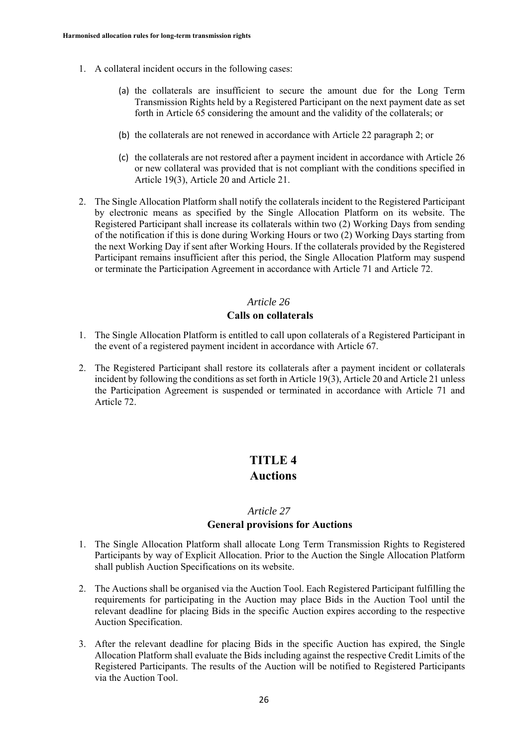1. A collateral incident occurs in the following cases:

    (a) the collaterals are insufficient to secure the amount due for the Long Term Transmission Rights held by a Registered Participant on the next payment date as set forth in Article 65 considering the amount and the validity of the collaterals; or

    (b) the collaterals are not renewed in accordance with Article 22 paragraph 2; or

    (c) the collaterals are not restored after a payment incident in accordance with Article 26 or new collateral was provided that is not compliant with the conditions specified in Article 19(3), Article 20 and Article 21.

2. The Single Allocation Platform shall notify the collaterals incident to the Registered Participant by electronic means as specified by the Single Allocation Platform on its website. The Registered Participant shall increase its collaterals within two (2) Working Days from sending of the notification if this is done during Working Hours or two (2) Working Days starting from the next Working Day if sent after Working Hours. If the collaterals provided by the Registered Participant remains insufficient after this period, the Single Allocation Platform may suspend or terminate the Participation Agreement in accordance with Article 71 and Article 72.

### *Article 26*
### Calls on collaterals

1. The Single Allocation Platform is entitled to call upon collaterals of a Registered Participant in the event of a registered payment incident in accordance with Article 67.

2. The Registered Participant shall restore its collaterals after a payment incident or collaterals incident by following the conditions as set forth in Article 19(3), Article 20 and Article 21 unless the Participation Agreement is suspended or terminated in accordance with Article 71 and Article 72.

## TITLE 4
## Auctions

### *Article 27*
### General provisions for Auctions

1. The Single Allocation Platform shall allocate Long Term Transmission Rights to Registered Participants by way of Explicit Allocation. Prior to the Auction the Single Allocation Platform shall publish Auction Specifications on its website.

2. The Auctions shall be organised via the Auction Tool. Each Registered Participant fulfilling the requirements for participating in the Auction may place Bids in the Auction Tool until the relevant deadline for placing Bids in the specific Auction expires according to the respective Auction Specification.

3. After the relevant deadline for placing Bids in the specific Auction has expired, the Single Allocation Platform shall evaluate the Bids including against the respective Credit Limits of the Registered Participants. The results of the Auction will be notified to Registered Participants via the Auction Tool.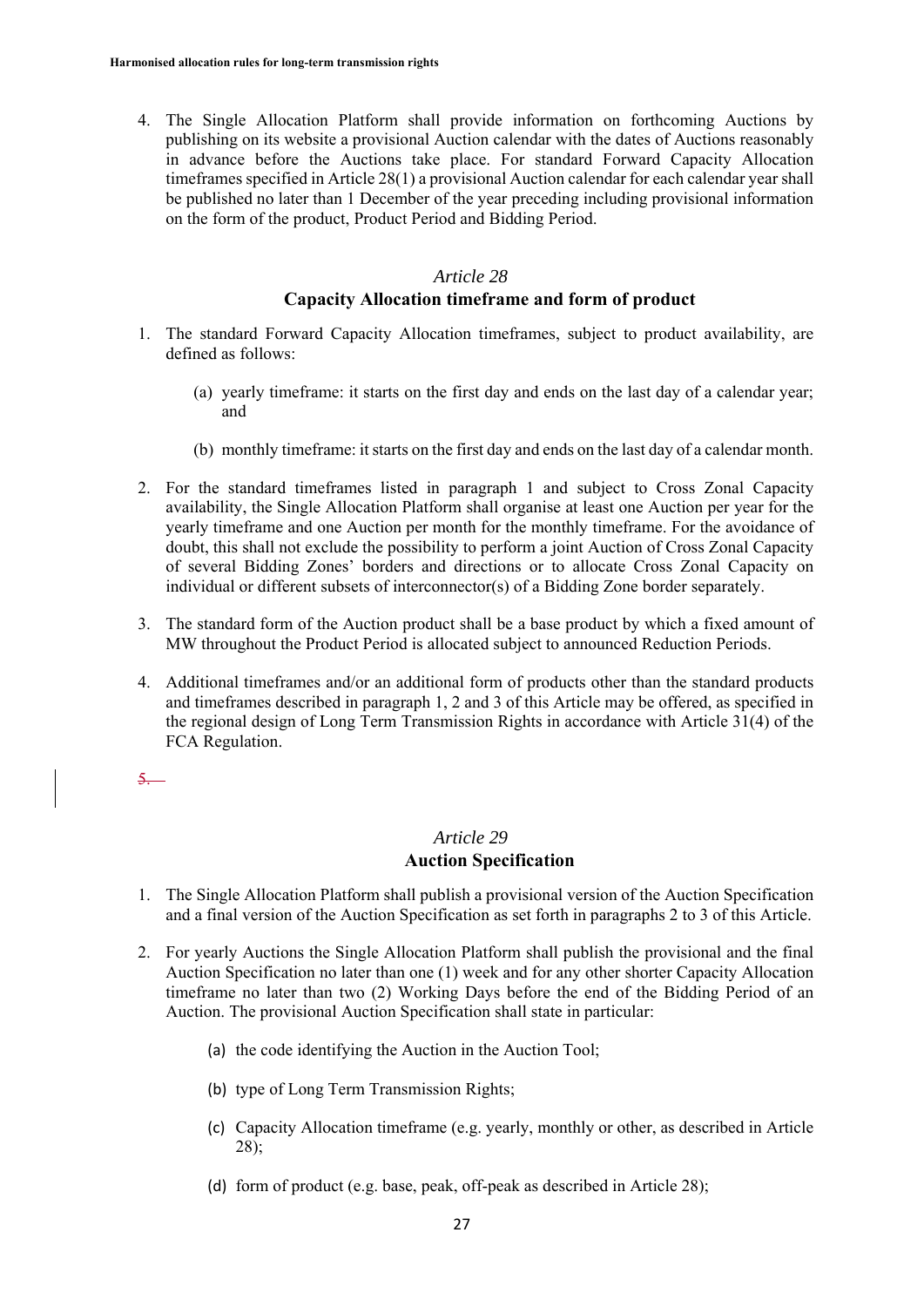4. The Single Allocation Platform shall provide information on forthcoming Auctions by publishing on its website a provisional Auction calendar with the dates of Auctions reasonably in advance before the Auctions take place. For standard Forward Capacity Allocation timeframes specified in Article 28(1) a provisional Auction calendar for each calendar year shall be published no later than 1 December of the year preceding including provisional information on the form of the product, Product Period and Bidding Period.

## *Article 28*
## Capacity Allocation timeframe and form of product

1. The standard Forward Capacity Allocation timeframes, subject to product availability, are defined as follows:

   (a) yearly timeframe: it starts on the first day and ends on the last day of a calendar year; and

   (b) monthly timeframe: it starts on the first day and ends on the last day of a calendar month.

2. For the standard timeframes listed in paragraph 1 and subject to Cross Zonal Capacity availability, the Single Allocation Platform shall organise at least one Auction per year for the yearly timeframe and one Auction per month for the monthly timeframe. For the avoidance of doubt, this shall not exclude the possibility to perform a joint Auction of Cross Zonal Capacity of several Bidding Zones' borders and directions or to allocate Cross Zonal Capacity on individual or different subsets of interconnector(s) of a Bidding Zone border separately.

3. The standard form of the Auction product shall be a base product by which a fixed amount of MW throughout the Product Period is allocated subject to announced Reduction Periods.

4. Additional timeframes and/or an additional form of products other than the standard products and timeframes described in paragraph 1, 2 and 3 of this Article may be offered, as specified in the regional design of Long Term Transmission Rights in accordance with Article 31(4) of the FCA Regulation.

~~5.~~

## *Article 29*
## Auction Specification

1. The Single Allocation Platform shall publish a provisional version of the Auction Specification and a final version of the Auction Specification as set forth in paragraphs 2 to 3 of this Article.

2. For yearly Auctions the Single Allocation Platform shall publish the provisional and the final Auction Specification no later than one (1) week and for any other shorter Capacity Allocation timeframe no later than two (2) Working Days before the end of the Bidding Period of an Auction. The provisional Auction Specification shall state in particular:

   (a) the code identifying the Auction in the Auction Tool;

   (b) type of Long Term Transmission Rights;

   (c) Capacity Allocation timeframe (e.g. yearly, monthly or other, as described in Article 28);

   (d) form of product (e.g. base, peak, off-peak as described in Article 28);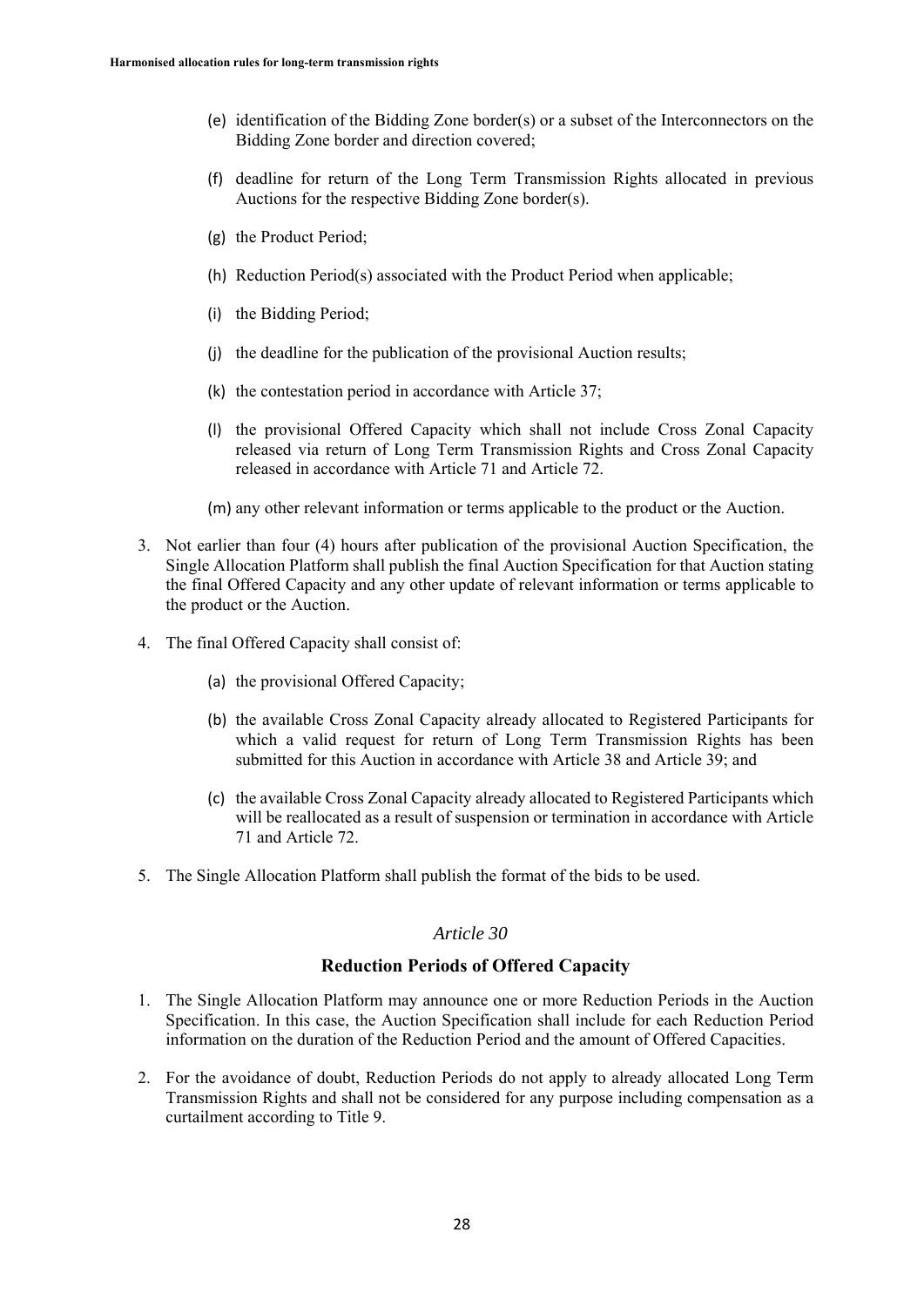(e) identification of the Bidding Zone border(s) or a subset of the Interconnectors on the Bidding Zone border and direction covered;

(f) deadline for return of the Long Term Transmission Rights allocated in previous Auctions for the respective Bidding Zone border(s).

(g) the Product Period;

(h) Reduction Period(s) associated with the Product Period when applicable;

(i) the Bidding Period;

(j) the deadline for the publication of the provisional Auction results;

(k) the contestation period in accordance with Article 37;

(l) the provisional Offered Capacity which shall not include Cross Zonal Capacity released via return of Long Term Transmission Rights and Cross Zonal Capacity released in accordance with Article 71 and Article 72.

(m) any other relevant information or terms applicable to the product or the Auction.

3. Not earlier than four (4) hours after publication of the provisional Auction Specification, the Single Allocation Platform shall publish the final Auction Specification for that Auction stating the final Offered Capacity and any other update of relevant information or terms applicable to the product or the Auction.

4. The final Offered Capacity shall consist of:

   (a) the provisional Offered Capacity;

   (b) the available Cross Zonal Capacity already allocated to Registered Participants for which a valid request for return of Long Term Transmission Rights has been submitted for this Auction in accordance with Article 38 and Article 39; and

   (c) the available Cross Zonal Capacity already allocated to Registered Participants which will be reallocated as a result of suspension or termination in accordance with Article 71 and Article 72.

5. The Single Allocation Platform shall publish the format of the bids to be used.

*Article 30*

**Reduction Periods of Offered Capacity**

1. The Single Allocation Platform may announce one or more Reduction Periods in the Auction Specification. In this case, the Auction Specification shall include for each Reduction Period information on the duration of the Reduction Period and the amount of Offered Capacities.

2. For the avoidance of doubt, Reduction Periods do not apply to already allocated Long Term Transmission Rights and shall not be considered for any purpose including compensation as a curtailment according to Title 9.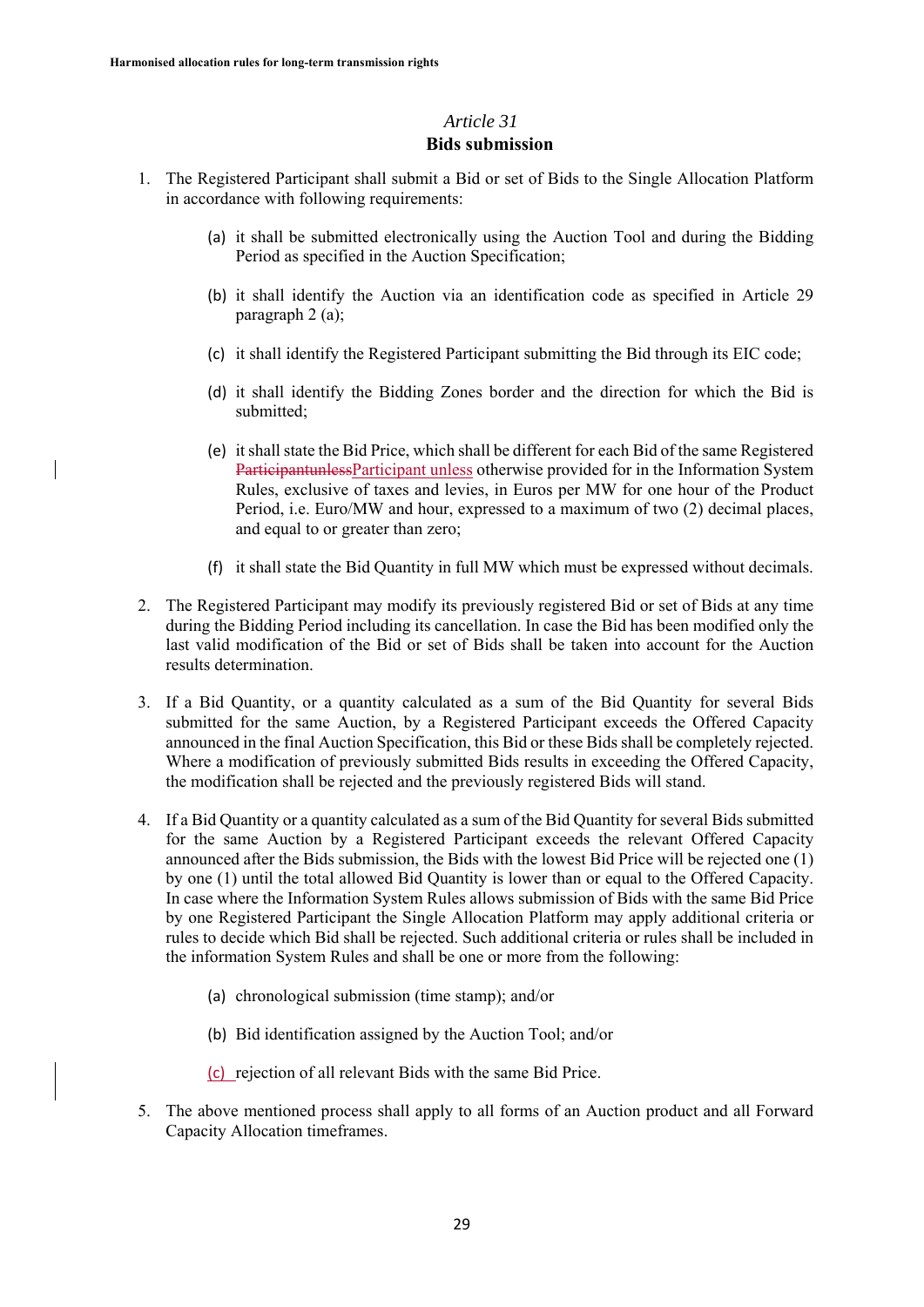### *Article 31*
### Bids submission

1. The Registered Participant shall submit a Bid or set of Bids to the Single Allocation Platform in accordance with following requirements:

   (a) it shall be submitted electronically using the Auction Tool and during the Bidding Period as specified in the Auction Specification;

   (b) it shall identify the Auction via an identification code as specified in Article 29 paragraph 2 (a);

   (c) it shall identify the Registered Participant submitting the Bid through its EIC code;

   (d) it shall identify the Bidding Zones border and the direction for which the Bid is submitted;

   (e) it shall state the Bid Price, which shall be different for each Bid of the same Registered Participant unless otherwise provided for in the Information System Rules, exclusive of taxes and levies, in Euros per MW for one hour of the Product Period, i.e. Euro/MW and hour, expressed to a maximum of two (2) decimal places, and equal to or greater than zero;

   (f) it shall state the Bid Quantity in full MW which must be expressed without decimals.

2. The Registered Participant may modify its previously registered Bid or set of Bids at any time during the Bidding Period including its cancellation. In case the Bid has been modified only the last valid modification of the Bid or set of Bids shall be taken into account for the Auction results determination.

3. If a Bid Quantity, or a quantity calculated as a sum of the Bid Quantity for several Bids submitted for the same Auction, by a Registered Participant exceeds the Offered Capacity announced in the final Auction Specification, this Bid or these Bids shall be completely rejected. Where a modification of previously submitted Bids results in exceeding the Offered Capacity, the modification shall be rejected and the previously registered Bids will stand.

4. If a Bid Quantity or a quantity calculated as a sum of the Bid Quantity for several Bids submitted for the same Auction by a Registered Participant exceeds the relevant Offered Capacity announced after the Bids submission, the Bids with the lowest Bid Price will be rejected one (1) by one (1) until the total allowed Bid Quantity is lower than or equal to the Offered Capacity. In case where the Information System Rules allows submission of Bids with the same Bid Price by one Registered Participant the Single Allocation Platform may apply additional criteria or rules to decide which Bid shall be rejected. Such additional criteria or rules shall be included in the information System Rules and shall be one or more from the following:

   (a) chronological submission (time stamp); and/or

   (b) Bid identification assigned by the Auction Tool; and/or

   (c) rejection of all relevant Bids with the same Bid Price.

5. The above mentioned process shall apply to all forms of an Auction product and all Forward Capacity Allocation timeframes.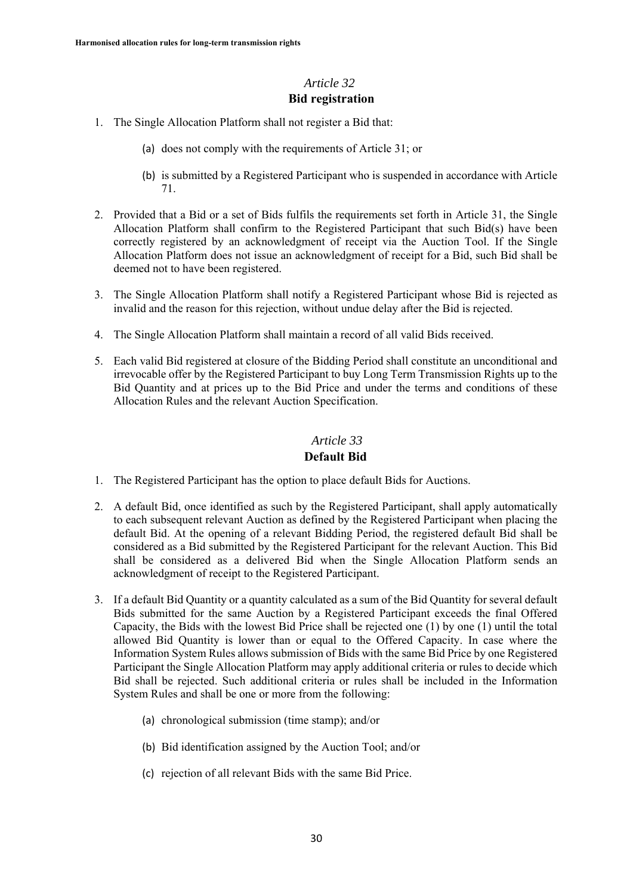## *Article 32*
## Bid registration

1. The Single Allocation Platform shall not register a Bid that:

    (a) does not comply with the requirements of Article 31; or

    (b) is submitted by a Registered Participant who is suspended in accordance with Article 71.

2. Provided that a Bid or a set of Bids fulfils the requirements set forth in Article 31, the Single Allocation Platform shall confirm to the Registered Participant that such Bid(s) have been correctly registered by an acknowledgment of receipt via the Auction Tool. If the Single Allocation Platform does not issue an acknowledgment of receipt for a Bid, such Bid shall be deemed not to have been registered.

3. The Single Allocation Platform shall notify a Registered Participant whose Bid is rejected as invalid and the reason for this rejection, without undue delay after the Bid is rejected.

4. The Single Allocation Platform shall maintain a record of all valid Bids received.

5. Each valid Bid registered at closure of the Bidding Period shall constitute an unconditional and irrevocable offer by the Registered Participant to buy Long Term Transmission Rights up to the Bid Quantity and at prices up to the Bid Price and under the terms and conditions of these Allocation Rules and the relevant Auction Specification.

## *Article 33*
## Default Bid

1. The Registered Participant has the option to place default Bids for Auctions.

2. A default Bid, once identified as such by the Registered Participant, shall apply automatically to each subsequent relevant Auction as defined by the Registered Participant when placing the default Bid. At the opening of a relevant Bidding Period, the registered default Bid shall be considered as a Bid submitted by the Registered Participant for the relevant Auction. This Bid shall be considered as a delivered Bid when the Single Allocation Platform sends an acknowledgment of receipt to the Registered Participant.

3. If a default Bid Quantity or a quantity calculated as a sum of the Bid Quantity for several default Bids submitted for the same Auction by a Registered Participant exceeds the final Offered Capacity, the Bids with the lowest Bid Price shall be rejected one (1) by one (1) until the total allowed Bid Quantity is lower than or equal to the Offered Capacity. In case where the Information System Rules allows submission of Bids with the same Bid Price by one Registered Participant the Single Allocation Platform may apply additional criteria or rules to decide which Bid shall be rejected. Such additional criteria or rules shall be included in the Information System Rules and shall be one or more from the following:

    (a) chronological submission (time stamp); and/or

    (b) Bid identification assigned by the Auction Tool; and/or

    (c) rejection of all relevant Bids with the same Bid Price.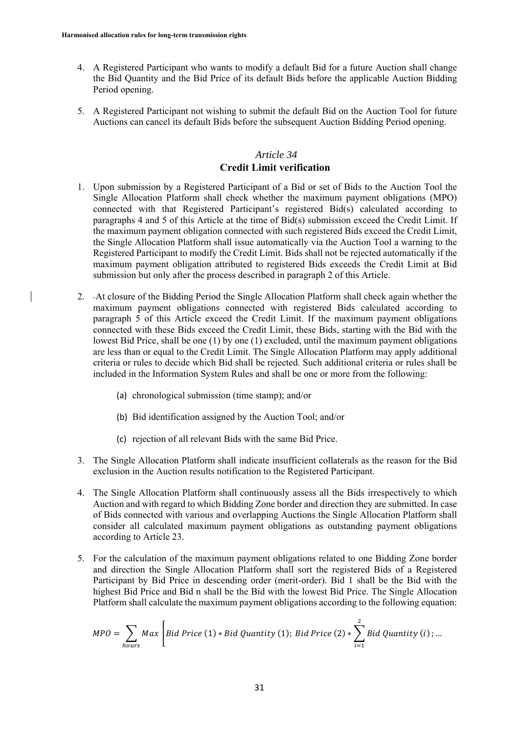4. A Registered Participant who wants to modify a default Bid for a future Auction shall change the Bid Quantity and the Bid Price of its default Bids before the applicable Auction Bidding Period opening.

5. A Registered Participant not wishing to submit the default Bid on the Auction Tool for future Auctions can cancel its default Bids before the subsequent Auction Bidding Period opening.

## *Article 34*
## Credit Limit verification

1. Upon submission by a Registered Participant of a Bid or set of Bids to the Auction Tool the Single Allocation Platform shall check whether the maximum payment obligations (MPO) connected with that Registered Participant's registered Bid(s) calculated according to paragraphs 4 and 5 of this Article at the time of Bid(s) submission exceed the Credit Limit. If the maximum payment obligation connected with such registered Bids exceed the Credit Limit, the Single Allocation Platform shall issue automatically via the Auction Tool a warning to the Registered Participant to modify the Credit Limit. Bids shall not be rejected automatically if the maximum payment obligation attributed to registered Bids exceeds the Credit Limit at Bid submission but only after the process described in paragraph 2 of this Article.

2. At closure of the Bidding Period the Single Allocation Platform shall check again whether the maximum payment obligations connected with registered Bids calculated according to paragraph 5 of this Article exceed the Credit Limit. If the maximum payment obligations connected with these Bids exceed the Credit Limit, these Bids, starting with the Bid with the lowest Bid Price, shall be one (1) by one (1) excluded, until the maximum payment obligations are less than or equal to the Credit Limit. The Single Allocation Platform may apply additional criteria or rules to decide which Bid shall be rejected. Such additional criteria or rules shall be included in the Information System Rules and shall be one or more from the following:

   (a) chronological submission (time stamp); and/or

   (b) Bid identification assigned by the Auction Tool; and/or

   (c) rejection of all relevant Bids with the same Bid Price.

3. The Single Allocation Platform shall indicate insufficient collaterals as the reason for the Bid exclusion in the Auction results notification to the Registered Participant.

4. The Single Allocation Platform shall continuously assess all the Bids irrespectively to which Auction and with regard to which Bidding Zone border and direction they are submitted. In case of Bids connected with various and overlapping Auctions the Single Allocation Platform shall consider all calculated maximum payment obligations as outstanding payment obligations according to Article 23.

5. For the calculation of the maximum payment obligations related to one Bidding Zone border and direction the Single Allocation Platform shall sort the registered Bids of a Registered Participant by Bid Price in descending order (merit-order). Bid 1 shall be the Bid with the highest Bid Price and Bid n shall be the Bid with the lowest Bid Price. The Single Allocation Platform shall calculate the maximum payment obligations according to the following equation:

$$MPO = \sum_{hours} Max \left[ Bid\ Price\ (1) * Bid\ Quantity\ (1);\ Bid\ Price\ (2) * \sum_{i=1}^{2} Bid\ Quantity\ (i);\ \ldots \right.$$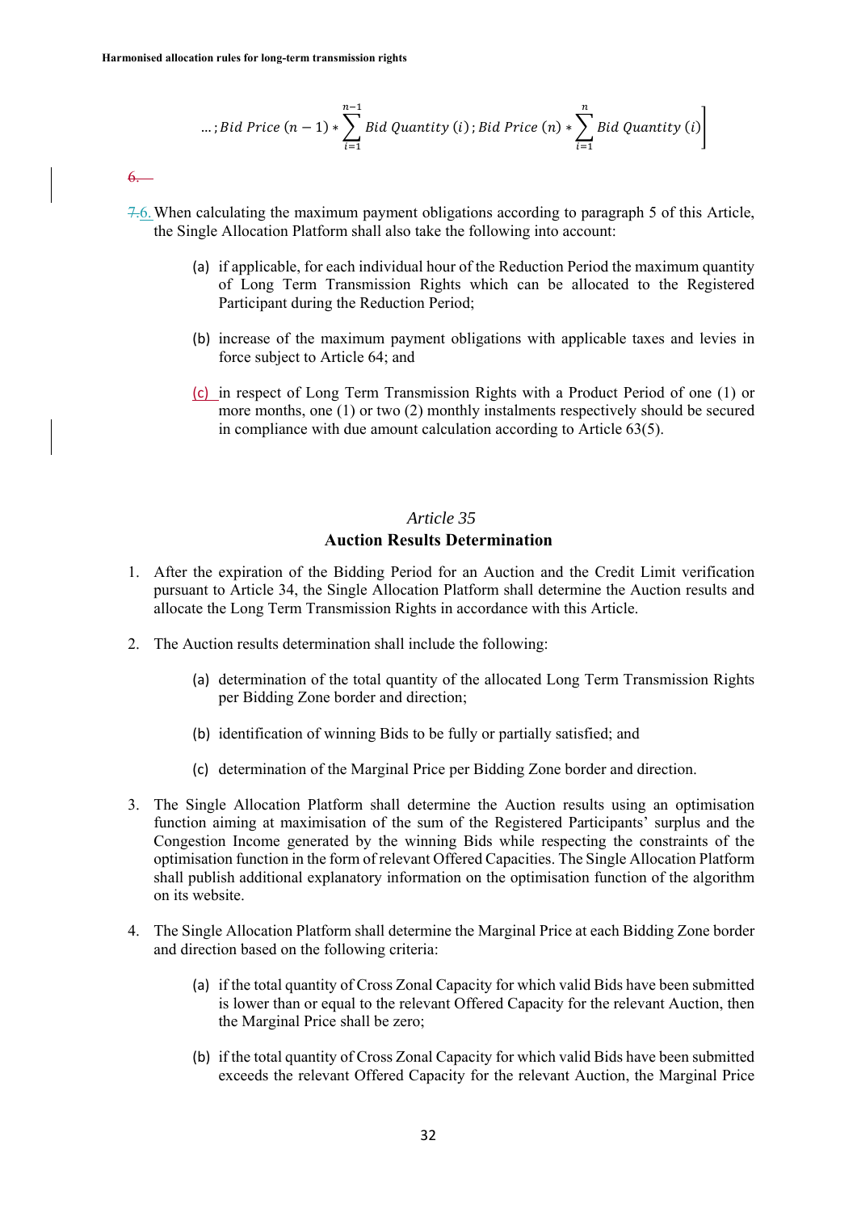$$\dots; Bid\ Price\ (n-1) * \sum_{i=1}^{n-1} Bid\ Quantity\ (i)\ ; Bid\ Price\ (n) * \sum_{i=1}^{n} Bid\ Quantity\ (i) \Bigg]$$

6.

7.6. When calculating the maximum payment obligations according to paragraph 5 of this Article, the Single Allocation Platform shall also take the following into account:

(a) if applicable, for each individual hour of the Reduction Period the maximum quantity of Long Term Transmission Rights which can be allocated to the Registered Participant during the Reduction Period;

(b) increase of the maximum payment obligations with applicable taxes and levies in force subject to Article 64; and

(c) in respect of Long Term Transmission Rights with a Product Period of one (1) or more months, one (1) or two (2) monthly instalments respectively should be secured in compliance with due amount calculation according to Article 63(5).

### *Article 35*
### **Auction Results Determination**

1. After the expiration of the Bidding Period for an Auction and the Credit Limit verification pursuant to Article 34, the Single Allocation Platform shall determine the Auction results and allocate the Long Term Transmission Rights in accordance with this Article.

2. The Auction results determination shall include the following:

   (a) determination of the total quantity of the allocated Long Term Transmission Rights per Bidding Zone border and direction;

   (b) identification of winning Bids to be fully or partially satisfied; and

   (c) determination of the Marginal Price per Bidding Zone border and direction.

3. The Single Allocation Platform shall determine the Auction results using an optimisation function aiming at maximisation of the sum of the Registered Participants' surplus and the Congestion Income generated by the winning Bids while respecting the constraints of the optimisation function in the form of relevant Offered Capacities. The Single Allocation Platform shall publish additional explanatory information on the optimisation function of the algorithm on its website.

4. The Single Allocation Platform shall determine the Marginal Price at each Bidding Zone border and direction based on the following criteria:

   (a) if the total quantity of Cross Zonal Capacity for which valid Bids have been submitted is lower than or equal to the relevant Offered Capacity for the relevant Auction, then the Marginal Price shall be zero;

   (b) if the total quantity of Cross Zonal Capacity for which valid Bids have been submitted exceeds the relevant Offered Capacity for the relevant Auction, the Marginal Price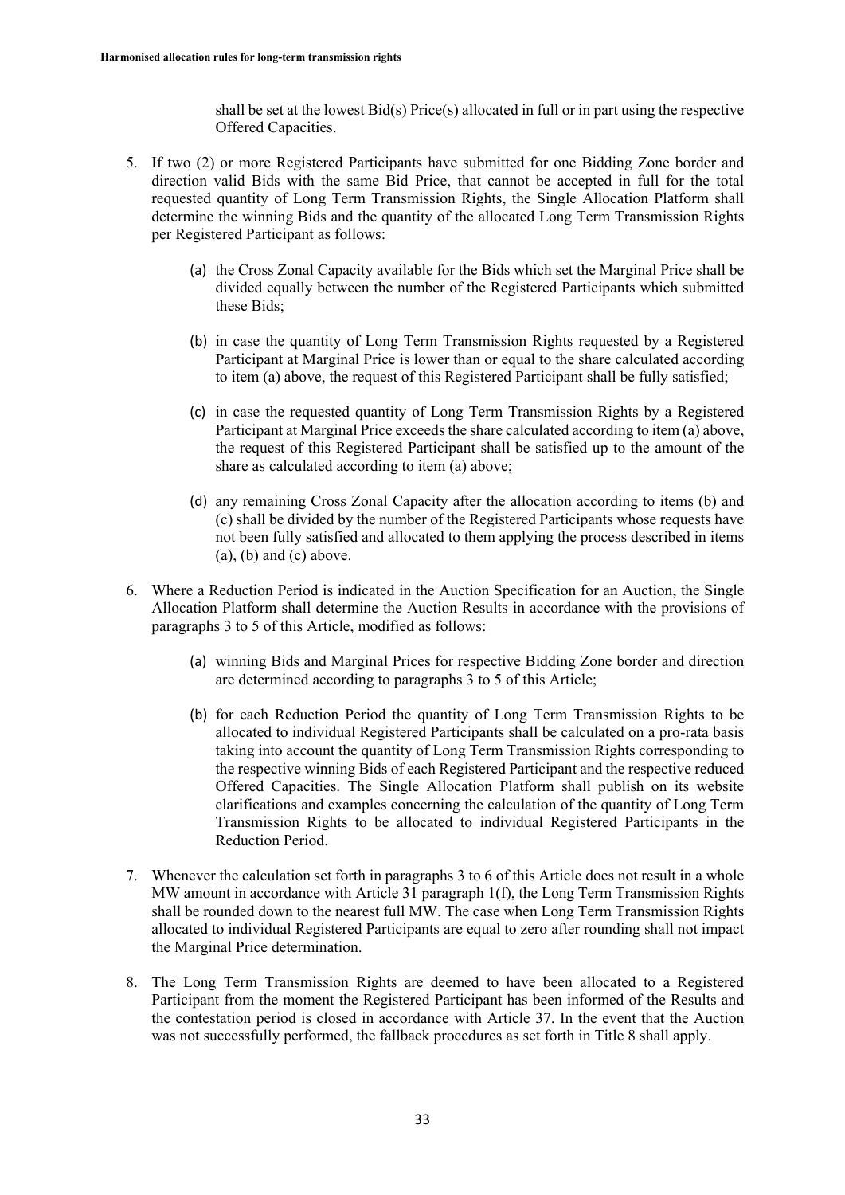shall be set at the lowest Bid(s) Price(s) allocated in full or in part using the respective Offered Capacities.

5. If two (2) or more Registered Participants have submitted for one Bidding Zone border and direction valid Bids with the same Bid Price, that cannot be accepted in full for the total requested quantity of Long Term Transmission Rights, the Single Allocation Platform shall determine the winning Bids and the quantity of the allocated Long Term Transmission Rights per Registered Participant as follows:

   (a) the Cross Zonal Capacity available for the Bids which set the Marginal Price shall be divided equally between the number of the Registered Participants which submitted these Bids;

   (b) in case the quantity of Long Term Transmission Rights requested by a Registered Participant at Marginal Price is lower than or equal to the share calculated according to item (a) above, the request of this Registered Participant shall be fully satisfied;

   (c) in case the requested quantity of Long Term Transmission Rights by a Registered Participant at Marginal Price exceeds the share calculated according to item (a) above, the request of this Registered Participant shall be satisfied up to the amount of the share as calculated according to item (a) above;

   (d) any remaining Cross Zonal Capacity after the allocation according to items (b) and (c) shall be divided by the number of the Registered Participants whose requests have not been fully satisfied and allocated to them applying the process described in items (a), (b) and (c) above.

6. Where a Reduction Period is indicated in the Auction Specification for an Auction, the Single Allocation Platform shall determine the Auction Results in accordance with the provisions of paragraphs 3 to 5 of this Article, modified as follows:

   (a) winning Bids and Marginal Prices for respective Bidding Zone border and direction are determined according to paragraphs 3 to 5 of this Article;

   (b) for each Reduction Period the quantity of Long Term Transmission Rights to be allocated to individual Registered Participants shall be calculated on a pro-rata basis taking into account the quantity of Long Term Transmission Rights corresponding to the respective winning Bids of each Registered Participant and the respective reduced Offered Capacities. The Single Allocation Platform shall publish on its website clarifications and examples concerning the calculation of the quantity of Long Term Transmission Rights to be allocated to individual Registered Participants in the Reduction Period.

7. Whenever the calculation set forth in paragraphs 3 to 6 of this Article does not result in a whole MW amount in accordance with Article 31 paragraph 1(f), the Long Term Transmission Rights shall be rounded down to the nearest full MW. The case when Long Term Transmission Rights allocated to individual Registered Participants are equal to zero after rounding shall not impact the Marginal Price determination.

8. The Long Term Transmission Rights are deemed to have been allocated to a Registered Participant from the moment the Registered Participant has been informed of the Results and the contestation period is closed in accordance with Article 37. In the event that the Auction was not successfully performed, the fallback procedures as set forth in Title 8 shall apply.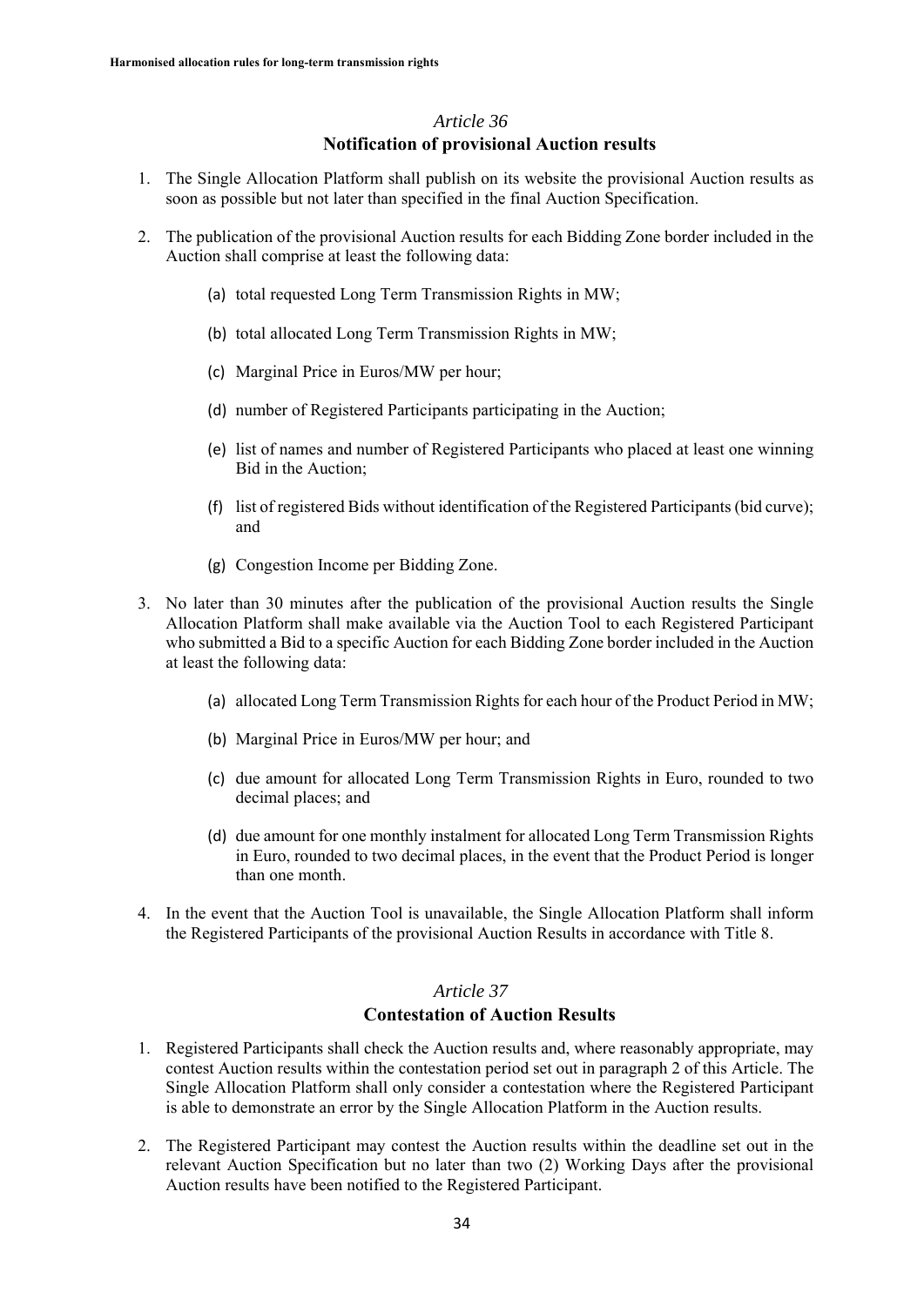## *Article 36*
## Notification of provisional Auction results

1. The Single Allocation Platform shall publish on its website the provisional Auction results as soon as possible but not later than specified in the final Auction Specification.

2. The publication of the provisional Auction results for each Bidding Zone border included in the Auction shall comprise at least the following data:

   (a) total requested Long Term Transmission Rights in MW;

   (b) total allocated Long Term Transmission Rights in MW;

   (c) Marginal Price in Euros/MW per hour;

   (d) number of Registered Participants participating in the Auction;

   (e) list of names and number of Registered Participants who placed at least one winning Bid in the Auction;

   (f) list of registered Bids without identification of the Registered Participants (bid curve); and

   (g) Congestion Income per Bidding Zone.

3. No later than 30 minutes after the publication of the provisional Auction results the Single Allocation Platform shall make available via the Auction Tool to each Registered Participant who submitted a Bid to a specific Auction for each Bidding Zone border included in the Auction at least the following data:

   (a) allocated Long Term Transmission Rights for each hour of the Product Period in MW;

   (b) Marginal Price in Euros/MW per hour; and

   (c) due amount for allocated Long Term Transmission Rights in Euro, rounded to two decimal places; and

   (d) due amount for one monthly instalment for allocated Long Term Transmission Rights in Euro, rounded to two decimal places, in the event that the Product Period is longer than one month.

4. In the event that the Auction Tool is unavailable, the Single Allocation Platform shall inform the Registered Participants of the provisional Auction Results in accordance with Title 8.

## *Article 37*
## Contestation of Auction Results

1. Registered Participants shall check the Auction results and, where reasonably appropriate, may contest Auction results within the contestation period set out in paragraph 2 of this Article. The Single Allocation Platform shall only consider a contestation where the Registered Participant is able to demonstrate an error by the Single Allocation Platform in the Auction results.

2. The Registered Participant may contest the Auction results within the deadline set out in the relevant Auction Specification but no later than two (2) Working Days after the provisional Auction results have been notified to the Registered Participant.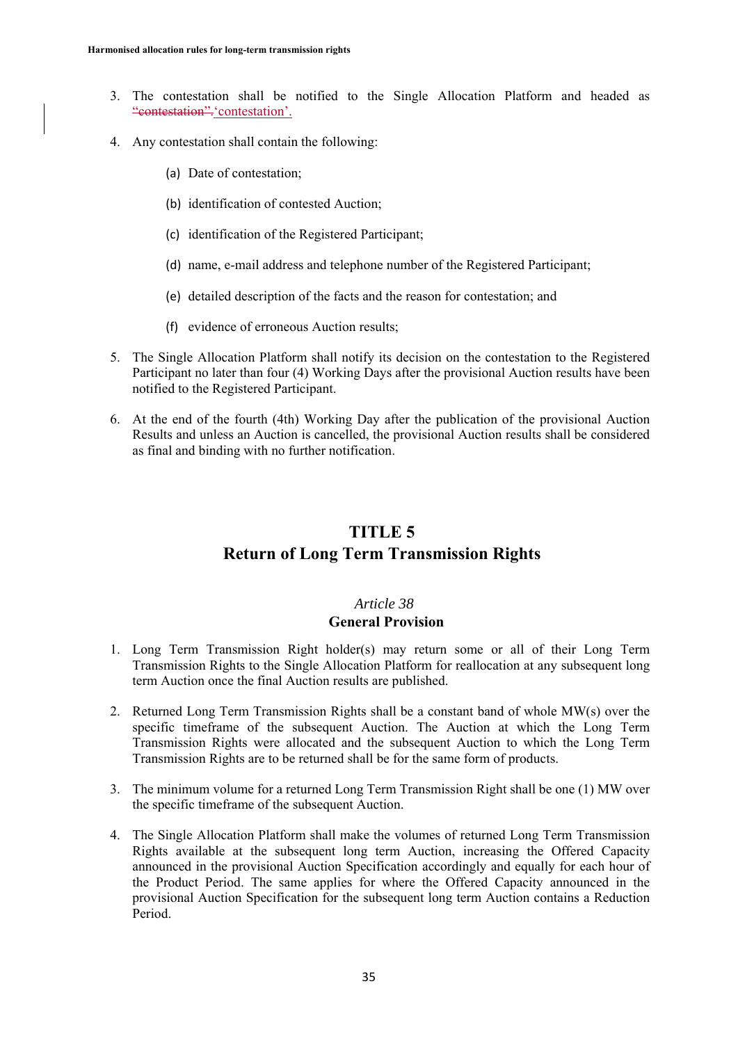3. The contestation shall be notified to the Single Allocation Platform and headed as ~~"contestation".~~ 'contestation'.

4. Any contestation shall contain the following:

   (a) Date of contestation;

   (b) identification of contested Auction;

   (c) identification of the Registered Participant;

   (d) name, e-mail address and telephone number of the Registered Participant;

   (e) detailed description of the facts and the reason for contestation; and

   (f) evidence of erroneous Auction results;

5. The Single Allocation Platform shall notify its decision on the contestation to the Registered Participant no later than four (4) Working Days after the provisional Auction results have been notified to the Registered Participant.

6. At the end of the fourth (4th) Working Day after the publication of the provisional Auction Results and unless an Auction is cancelled, the provisional Auction results shall be considered as final and binding with no further notification.

# TITLE 5
# Return of Long Term Transmission Rights

## *Article 38*
## General Provision

1. Long Term Transmission Right holder(s) may return some or all of their Long Term Transmission Rights to the Single Allocation Platform for reallocation at any subsequent long term Auction once the final Auction results are published.

2. Returned Long Term Transmission Rights shall be a constant band of whole MW(s) over the specific timeframe of the subsequent Auction. The Auction at which the Long Term Transmission Rights were allocated and the subsequent Auction to which the Long Term Transmission Rights are to be returned shall be for the same form of products.

3. The minimum volume for a returned Long Term Transmission Right shall be one (1) MW over the specific timeframe of the subsequent Auction.

4. The Single Allocation Platform shall make the volumes of returned Long Term Transmission Rights available at the subsequent long term Auction, increasing the Offered Capacity announced in the provisional Auction Specification accordingly and equally for each hour of the Product Period. The same applies for where the Offered Capacity announced in the provisional Auction Specification for the subsequent long term Auction contains a Reduction Period.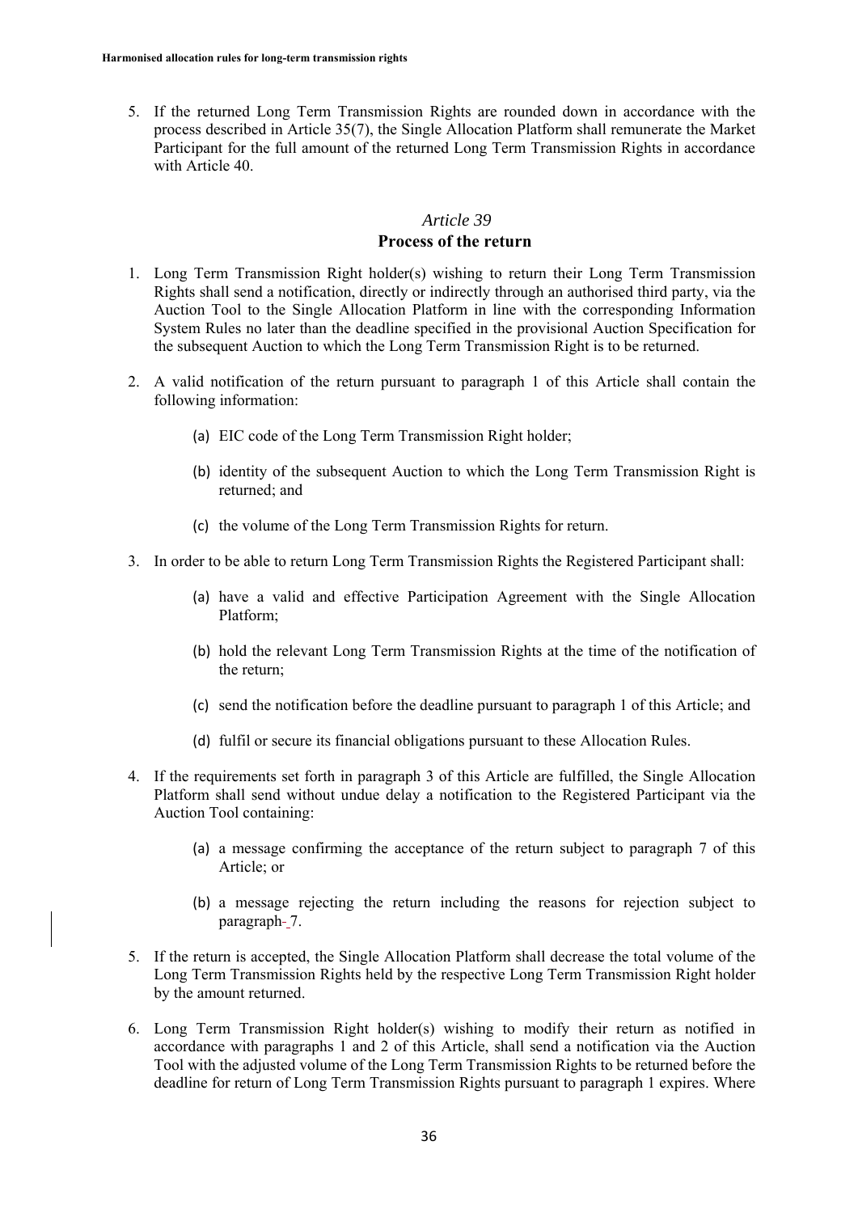5. If the returned Long Term Transmission Rights are rounded down in accordance with the process described in Article 35(7), the Single Allocation Platform shall remunerate the Market Participant for the full amount of the returned Long Term Transmission Rights in accordance with Article 40.

## *Article 39*
## **Process of the return**

1. Long Term Transmission Right holder(s) wishing to return their Long Term Transmission Rights shall send a notification, directly or indirectly through an authorised third party, via the Auction Tool to the Single Allocation Platform in line with the corresponding Information System Rules no later than the deadline specified in the provisional Auction Specification for the subsequent Auction to which the Long Term Transmission Right is to be returned.

2. A valid notification of the return pursuant to paragraph 1 of this Article shall contain the following information:

    (a) EIC code of the Long Term Transmission Right holder;

    (b) identity of the subsequent Auction to which the Long Term Transmission Right is returned; and

    (c) the volume of the Long Term Transmission Rights for return.

3. In order to be able to return Long Term Transmission Rights the Registered Participant shall:

    (a) have a valid and effective Participation Agreement with the Single Allocation Platform;

    (b) hold the relevant Long Term Transmission Rights at the time of the notification of the return;

    (c) send the notification before the deadline pursuant to paragraph 1 of this Article; and

    (d) fulfil or secure its financial obligations pursuant to these Allocation Rules.

4. If the requirements set forth in paragraph 3 of this Article are fulfilled, the Single Allocation Platform shall send without undue delay a notification to the Registered Participant via the Auction Tool containing:

    (a) a message confirming the acceptance of the return subject to paragraph 7 of this Article; or

    (b) a message rejecting the return including the reasons for rejection subject to paragraph 7.

5. If the return is accepted, the Single Allocation Platform shall decrease the total volume of the Long Term Transmission Rights held by the respective Long Term Transmission Right holder by the amount returned.

6. Long Term Transmission Right holder(s) wishing to modify their return as notified in accordance with paragraphs 1 and 2 of this Article, shall send a notification via the Auction Tool with the adjusted volume of the Long Term Transmission Rights to be returned before the deadline for return of Long Term Transmission Rights pursuant to paragraph 1 expires. Where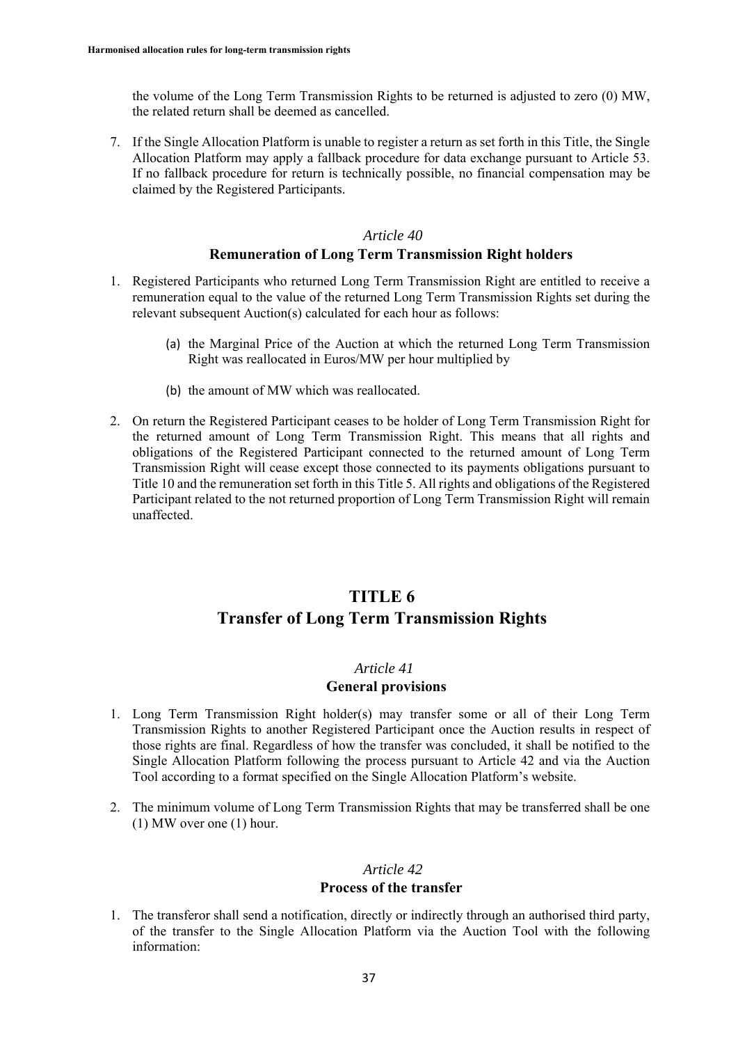the volume of the Long Term Transmission Rights to be returned is adjusted to zero (0) MW, the related return shall be deemed as cancelled.

7. If the Single Allocation Platform is unable to register a return as set forth in this Title, the Single Allocation Platform may apply a fallback procedure for data exchange pursuant to Article 53. If no fallback procedure for return is technically possible, no financial compensation may be claimed by the Registered Participants.

### *Article 40*
### Remuneration of Long Term Transmission Right holders

1. Registered Participants who returned Long Term Transmission Right are entitled to receive a remuneration equal to the value of the returned Long Term Transmission Rights set during the relevant subsequent Auction(s) calculated for each hour as follows:

   (a) the Marginal Price of the Auction at which the returned Long Term Transmission Right was reallocated in Euros/MW per hour multiplied by

   (b) the amount of MW which was reallocated.

2. On return the Registered Participant ceases to be holder of Long Term Transmission Right for the returned amount of Long Term Transmission Right. This means that all rights and obligations of the Registered Participant connected to the returned amount of Long Term Transmission Right will cease except those connected to its payments obligations pursuant to Title 10 and the remuneration set forth in this Title 5. All rights and obligations of the Registered Participant related to the not returned proportion of Long Term Transmission Right will remain unaffected.

# TITLE 6
# Transfer of Long Term Transmission Rights

### *Article 41*
### General provisions

1. Long Term Transmission Right holder(s) may transfer some or all of their Long Term Transmission Rights to another Registered Participant once the Auction results in respect of those rights are final. Regardless of how the transfer was concluded, it shall be notified to the Single Allocation Platform following the process pursuant to Article 42 and via the Auction Tool according to a format specified on the Single Allocation Platform's website.

2. The minimum volume of Long Term Transmission Rights that may be transferred shall be one (1) MW over one (1) hour.

### *Article 42*
### Process of the transfer

1. The transferor shall send a notification, directly or indirectly through an authorised third party, of the transfer to the Single Allocation Platform via the Auction Tool with the following information: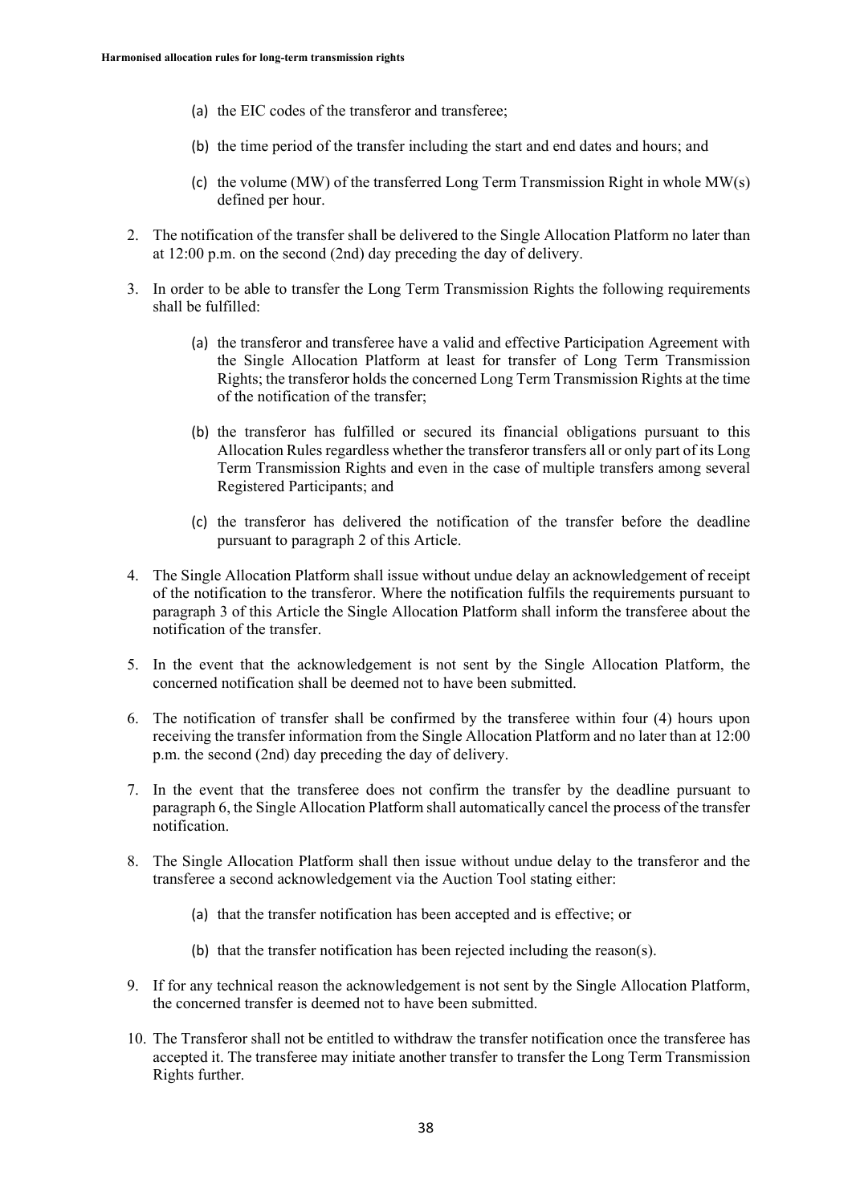(a) the EIC codes of the transferor and transferee;

(b) the time period of the transfer including the start and end dates and hours; and

(c) the volume (MW) of the transferred Long Term Transmission Right in whole MW(s) defined per hour.

2. The notification of the transfer shall be delivered to the Single Allocation Platform no later than at 12:00 p.m. on the second (2nd) day preceding the day of delivery.

3. In order to be able to transfer the Long Term Transmission Rights the following requirements shall be fulfilled:

   (a) the transferor and transferee have a valid and effective Participation Agreement with the Single Allocation Platform at least for transfer of Long Term Transmission Rights; the transferor holds the concerned Long Term Transmission Rights at the time of the notification of the transfer;

   (b) the transferor has fulfilled or secured its financial obligations pursuant to this Allocation Rules regardless whether the transferor transfers all or only part of its Long Term Transmission Rights and even in the case of multiple transfers among several Registered Participants; and

   (c) the transferor has delivered the notification of the transfer before the deadline pursuant to paragraph 2 of this Article.

4. The Single Allocation Platform shall issue without undue delay an acknowledgement of receipt of the notification to the transferor. Where the notification fulfils the requirements pursuant to paragraph 3 of this Article the Single Allocation Platform shall inform the transferee about the notification of the transfer.

5. In the event that the acknowledgement is not sent by the Single Allocation Platform, the concerned notification shall be deemed not to have been submitted.

6. The notification of transfer shall be confirmed by the transferee within four (4) hours upon receiving the transfer information from the Single Allocation Platform and no later than at 12:00 p.m. the second (2nd) day preceding the day of delivery.

7. In the event that the transferee does not confirm the transfer by the deadline pursuant to paragraph 6, the Single Allocation Platform shall automatically cancel the process of the transfer notification.

8. The Single Allocation Platform shall then issue without undue delay to the transferor and the transferee a second acknowledgement via the Auction Tool stating either:

   (a) that the transfer notification has been accepted and is effective; or

   (b) that the transfer notification has been rejected including the reason(s).

9. If for any technical reason the acknowledgement is not sent by the Single Allocation Platform, the concerned transfer is deemed not to have been submitted.

10. The Transferor shall not be entitled to withdraw the transfer notification once the transferee has accepted it. The transferee may initiate another transfer to transfer the Long Term Transmission Rights further.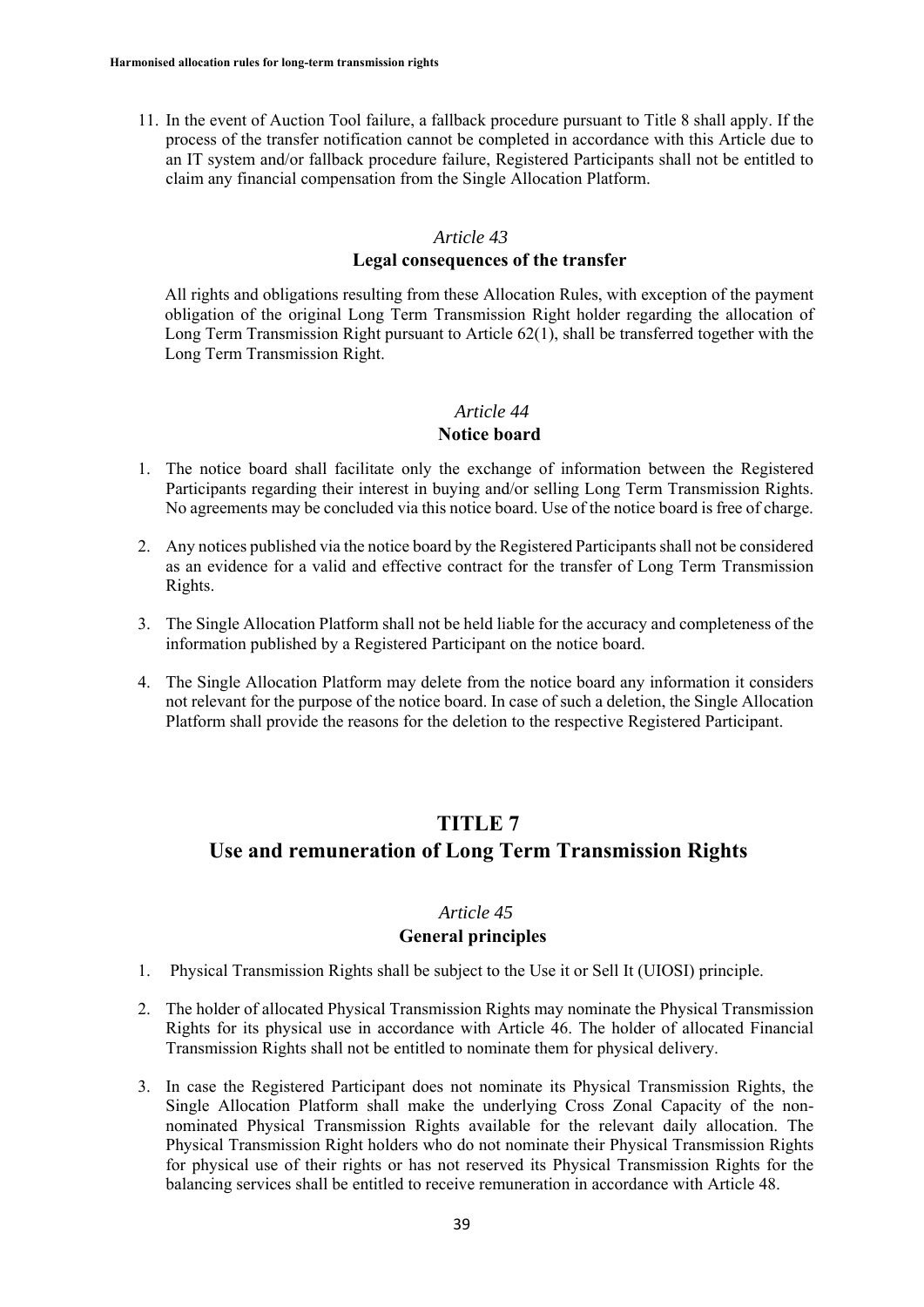11. In the event of Auction Tool failure, a fallback procedure pursuant to Title 8 shall apply. If the process of the transfer notification cannot be completed in accordance with this Article due to an IT system and/or fallback procedure failure, Registered Participants shall not be entitled to claim any financial compensation from the Single Allocation Platform.

### *Article 43*
### Legal consequences of the transfer

All rights and obligations resulting from these Allocation Rules, with exception of the payment obligation of the original Long Term Transmission Right holder regarding the allocation of Long Term Transmission Right pursuant to Article 62(1), shall be transferred together with the Long Term Transmission Right.

### *Article 44*
### Notice board

1. The notice board shall facilitate only the exchange of information between the Registered Participants regarding their interest in buying and/or selling Long Term Transmission Rights. No agreements may be concluded via this notice board. Use of the notice board is free of charge.

2. Any notices published via the notice board by the Registered Participants shall not be considered as an evidence for a valid and effective contract for the transfer of Long Term Transmission Rights.

3. The Single Allocation Platform shall not be held liable for the accuracy and completeness of the information published by a Registered Participant on the notice board.

4. The Single Allocation Platform may delete from the notice board any information it considers not relevant for the purpose of the notice board. In case of such a deletion, the Single Allocation Platform shall provide the reasons for the deletion to the respective Registered Participant.

## TITLE 7
## Use and remuneration of Long Term Transmission Rights

### *Article 45*
### General principles

1. Physical Transmission Rights shall be subject to the Use it or Sell It (UIOSI) principle.

2. The holder of allocated Physical Transmission Rights may nominate the Physical Transmission Rights for its physical use in accordance with Article 46. The holder of allocated Financial Transmission Rights shall not be entitled to nominate them for physical delivery.

3. In case the Registered Participant does not nominate its Physical Transmission Rights, the Single Allocation Platform shall make the underlying Cross Zonal Capacity of the non-nominated Physical Transmission Rights available for the relevant daily allocation. The Physical Transmission Right holders who do not nominate their Physical Transmission Rights for physical use of their rights or has not reserved its Physical Transmission Rights for the balancing services shall be entitled to receive remuneration in accordance with Article 48.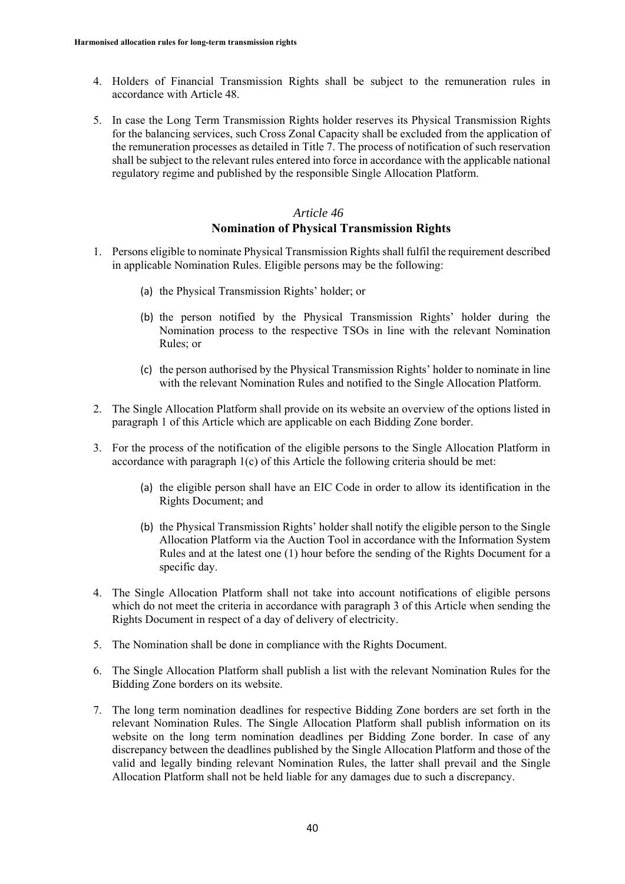4. Holders of Financial Transmission Rights shall be subject to the remuneration rules in accordance with Article 48.

5. In case the Long Term Transmission Rights holder reserves its Physical Transmission Rights for the balancing services, such Cross Zonal Capacity shall be excluded from the application of the remuneration processes as detailed in Title 7. The process of notification of such reservation shall be subject to the relevant rules entered into force in accordance with the applicable national regulatory regime and published by the responsible Single Allocation Platform.

## *Article 46*
## Nomination of Physical Transmission Rights

1. Persons eligible to nominate Physical Transmission Rights shall fulfil the requirement described in applicable Nomination Rules. Eligible persons may be the following:

    (a) the Physical Transmission Rights' holder; or

    (b) the person notified by the Physical Transmission Rights' holder during the Nomination process to the respective TSOs in line with the relevant Nomination Rules; or

    (c) the person authorised by the Physical Transmission Rights' holder to nominate in line with the relevant Nomination Rules and notified to the Single Allocation Platform.

2. The Single Allocation Platform shall provide on its website an overview of the options listed in paragraph 1 of this Article which are applicable on each Bidding Zone border.

3. For the process of the notification of the eligible persons to the Single Allocation Platform in accordance with paragraph 1(c) of this Article the following criteria should be met:

    (a) the eligible person shall have an EIC Code in order to allow its identification in the Rights Document; and

    (b) the Physical Transmission Rights' holder shall notify the eligible person to the Single Allocation Platform via the Auction Tool in accordance with the Information System Rules and at the latest one (1) hour before the sending of the Rights Document for a specific day.

4. The Single Allocation Platform shall not take into account notifications of eligible persons which do not meet the criteria in accordance with paragraph 3 of this Article when sending the Rights Document in respect of a day of delivery of electricity.

5. The Nomination shall be done in compliance with the Rights Document.

6. The Single Allocation Platform shall publish a list with the relevant Nomination Rules for the Bidding Zone borders on its website.

7. The long term nomination deadlines for respective Bidding Zone borders are set forth in the relevant Nomination Rules. The Single Allocation Platform shall publish information on its website on the long term nomination deadlines per Bidding Zone border. In case of any discrepancy between the deadlines published by the Single Allocation Platform and those of the valid and legally binding relevant Nomination Rules, the latter shall prevail and the Single Allocation Platform shall not be held liable for any damages due to such a discrepancy.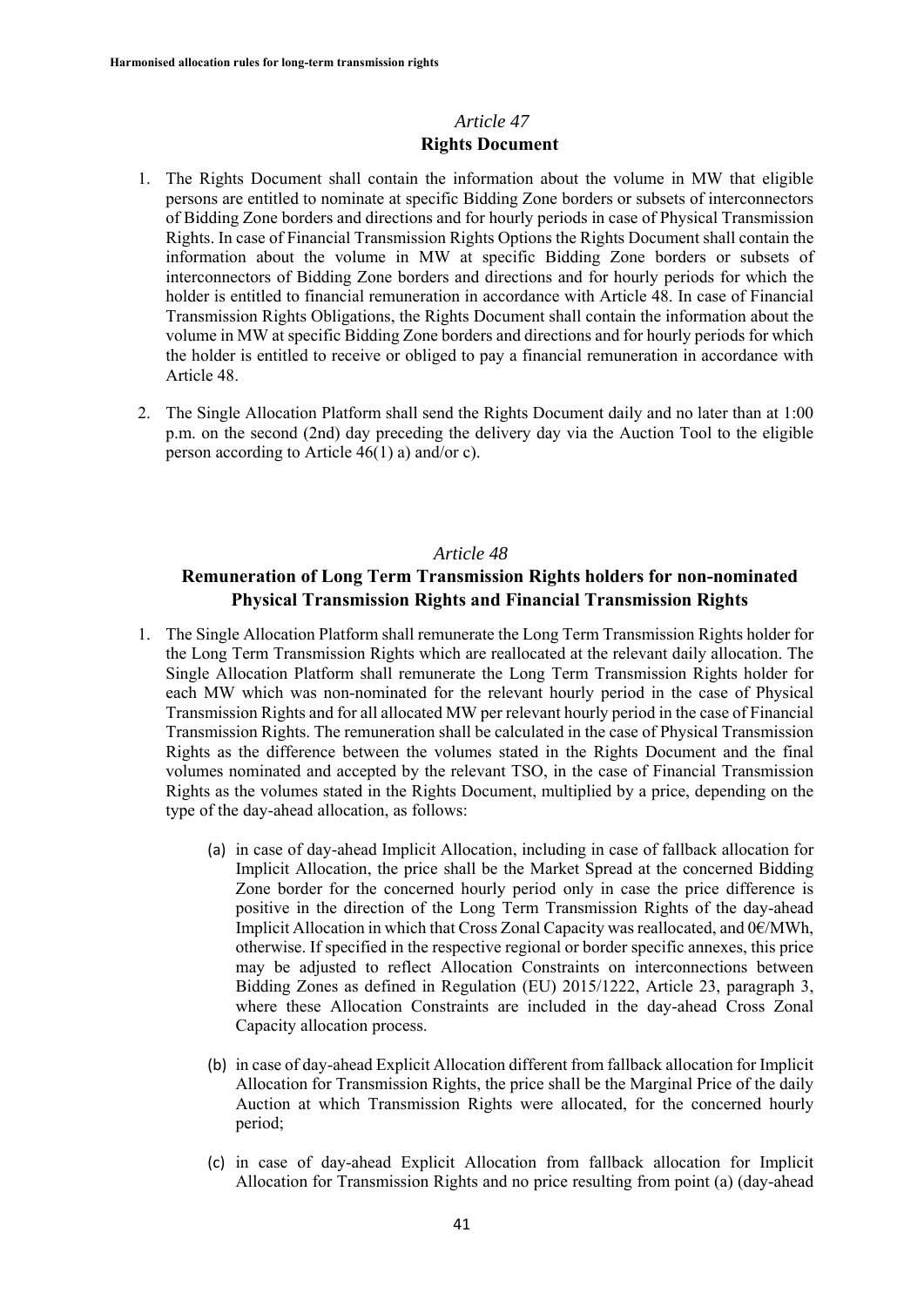## *Article 47*
## **Rights Document**

1. The Rights Document shall contain the information about the volume in MW that eligible persons are entitled to nominate at specific Bidding Zone borders or subsets of interconnectors of Bidding Zone borders and directions and for hourly periods in case of Physical Transmission Rights. In case of Financial Transmission Rights Options the Rights Document shall contain the information about the volume in MW at specific Bidding Zone borders or subsets of interconnectors of Bidding Zone borders and directions and for hourly periods for which the holder is entitled to financial remuneration in accordance with Article 48. In case of Financial Transmission Rights Obligations, the Rights Document shall contain the information about the volume in MW at specific Bidding Zone borders and directions and for hourly periods for which the holder is entitled to receive or obliged to pay a financial remuneration in accordance with Article 48.

2. The Single Allocation Platform shall send the Rights Document daily and no later than at 1:00 p.m. on the second (2nd) day preceding the delivery day via the Auction Tool to the eligible person according to Article 46(1) a) and/or c).

## *Article 48*
## **Remuneration of Long Term Transmission Rights holders for non-nominated Physical Transmission Rights and Financial Transmission Rights**

1. The Single Allocation Platform shall remunerate the Long Term Transmission Rights holder for the Long Term Transmission Rights which are reallocated at the relevant daily allocation. The Single Allocation Platform shall remunerate the Long Term Transmission Rights holder for each MW which was non-nominated for the relevant hourly period in the case of Physical Transmission Rights and for all allocated MW per relevant hourly period in the case of Financial Transmission Rights. The remuneration shall be calculated in the case of Physical Transmission Rights as the difference between the volumes stated in the Rights Document and the final volumes nominated and accepted by the relevant TSO, in the case of Financial Transmission Rights as the volumes stated in the Rights Document, multiplied by a price, depending on the type of the day-ahead allocation, as follows:

   (a) in case of day-ahead Implicit Allocation, including in case of fallback allocation for Implicit Allocation, the price shall be the Market Spread at the concerned Bidding Zone border for the concerned hourly period only in case the price difference is positive in the direction of the Long Term Transmission Rights of the day-ahead Implicit Allocation in which that Cross Zonal Capacity was reallocated, and 0€/MWh, otherwise. If specified in the respective regional or border specific annexes, this price may be adjusted to reflect Allocation Constraints on interconnections between Bidding Zones as defined in Regulation (EU) 2015/1222, Article 23, paragraph 3, where these Allocation Constraints are included in the day-ahead Cross Zonal Capacity allocation process.

   (b) in case of day-ahead Explicit Allocation different from fallback allocation for Implicit Allocation for Transmission Rights, the price shall be the Marginal Price of the daily Auction at which Transmission Rights were allocated, for the concerned hourly period;

   (c) in case of day-ahead Explicit Allocation from fallback allocation for Implicit Allocation for Transmission Rights and no price resulting from point (a) (day-ahead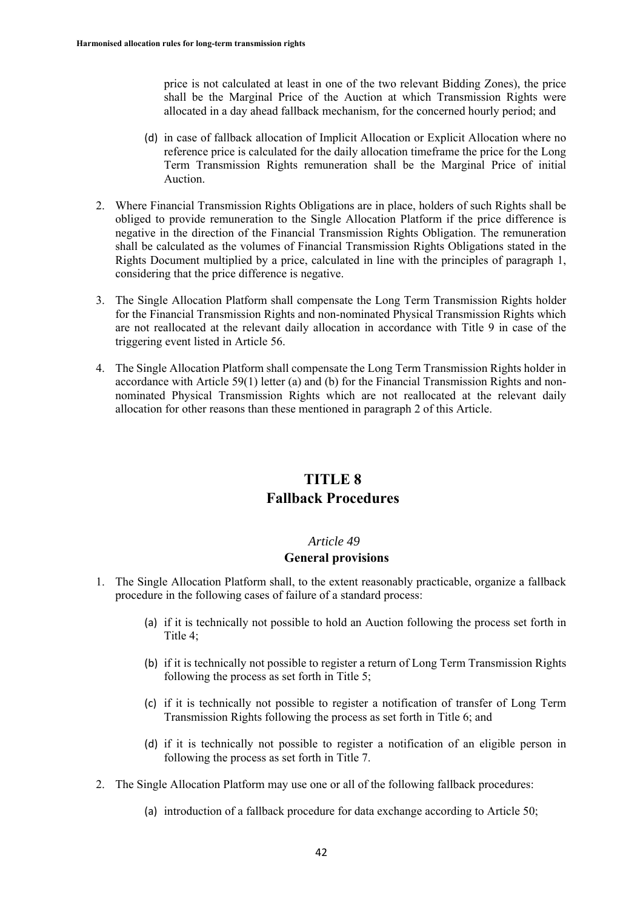price is not calculated at least in one of the two relevant Bidding Zones), the price shall be the Marginal Price of the Auction at which Transmission Rights were allocated in a day ahead fallback mechanism, for the concerned hourly period; and

(d) in case of fallback allocation of Implicit Allocation or Explicit Allocation where no reference price is calculated for the daily allocation timeframe the price for the Long Term Transmission Rights remuneration shall be the Marginal Price of initial Auction.

2. Where Financial Transmission Rights Obligations are in place, holders of such Rights shall be obliged to provide remuneration to the Single Allocation Platform if the price difference is negative in the direction of the Financial Transmission Rights Obligation. The remuneration shall be calculated as the volumes of Financial Transmission Rights Obligations stated in the Rights Document multiplied by a price, calculated in line with the principles of paragraph 1, considering that the price difference is negative.

3. The Single Allocation Platform shall compensate the Long Term Transmission Rights holder for the Financial Transmission Rights and non-nominated Physical Transmission Rights which are not reallocated at the relevant daily allocation in accordance with Title 9 in case of the triggering event listed in Article 56.

4. The Single Allocation Platform shall compensate the Long Term Transmission Rights holder in accordance with Article 59(1) letter (a) and (b) for the Financial Transmission Rights and non-nominated Physical Transmission Rights which are not reallocated at the relevant daily allocation for other reasons than these mentioned in paragraph 2 of this Article.

# TITLE 8
# Fallback Procedures

### *Article 49*
### General provisions

1. The Single Allocation Platform shall, to the extent reasonably practicable, organize a fallback procedure in the following cases of failure of a standard process:

   (a) if it is technically not possible to hold an Auction following the process set forth in Title 4;

   (b) if it is technically not possible to register a return of Long Term Transmission Rights following the process as set forth in Title 5;

   (c) if it is technically not possible to register a notification of transfer of Long Term Transmission Rights following the process as set forth in Title 6; and

   (d) if it is technically not possible to register a notification of an eligible person in following the process as set forth in Title 7.

2. The Single Allocation Platform may use one or all of the following fallback procedures:

   (a) introduction of a fallback procedure for data exchange according to Article 50;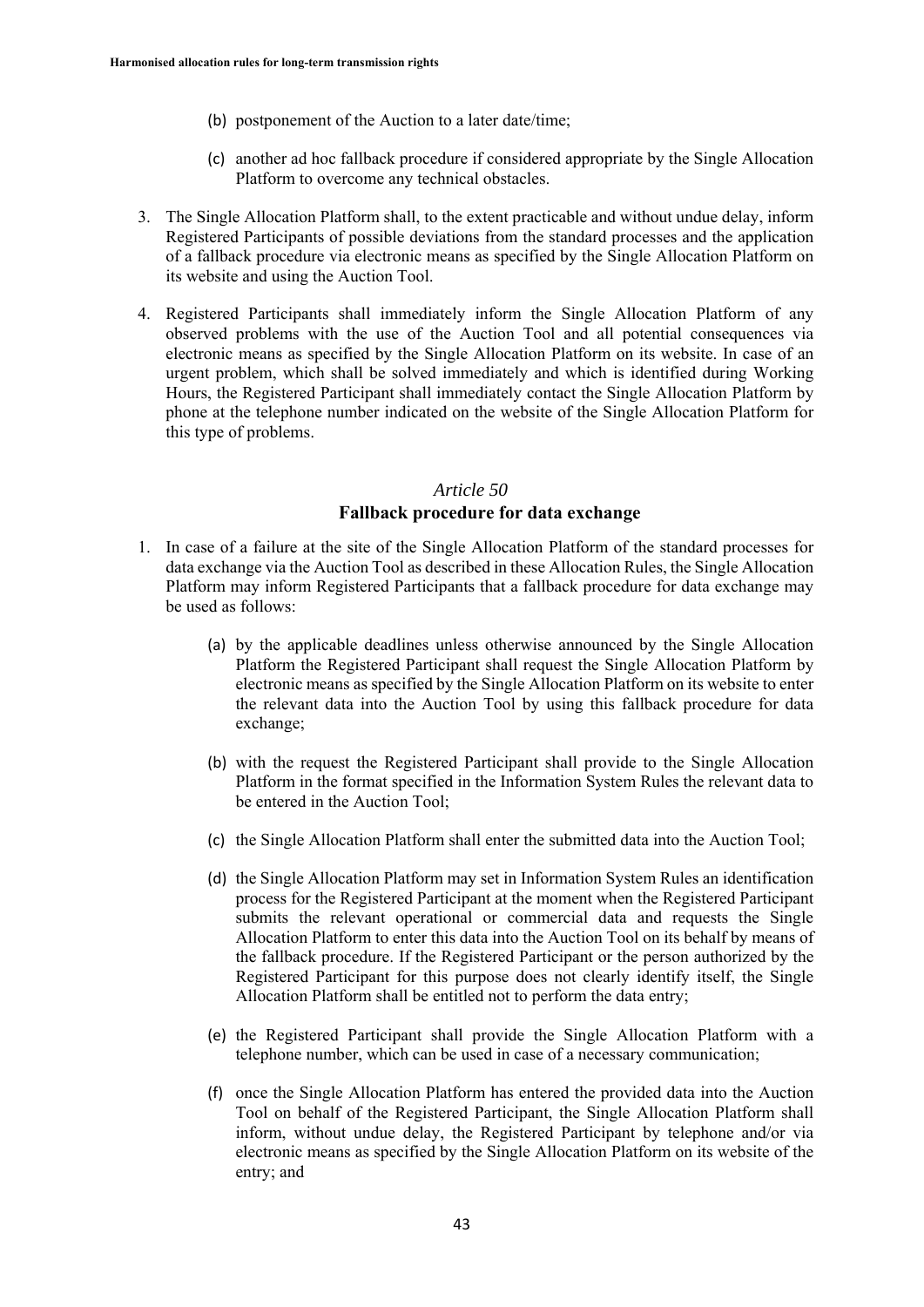(b) postponement of the Auction to a later date/time;

(c) another ad hoc fallback procedure if considered appropriate by the Single Allocation Platform to overcome any technical obstacles.

3. The Single Allocation Platform shall, to the extent practicable and without undue delay, inform Registered Participants of possible deviations from the standard processes and the application of a fallback procedure via electronic means as specified by the Single Allocation Platform on its website and using the Auction Tool.

4. Registered Participants shall immediately inform the Single Allocation Platform of any observed problems with the use of the Auction Tool and all potential consequences via electronic means as specified by the Single Allocation Platform on its website. In case of an urgent problem, which shall be solved immediately and which is identified during Working Hours, the Registered Participant shall immediately contact the Single Allocation Platform by phone at the telephone number indicated on the website of the Single Allocation Platform for this type of problems.

## *Article 50*
## Fallback procedure for data exchange

1. In case of a failure at the site of the Single Allocation Platform of the standard processes for data exchange via the Auction Tool as described in these Allocation Rules, the Single Allocation Platform may inform Registered Participants that a fallback procedure for data exchange may be used as follows:

   (a) by the applicable deadlines unless otherwise announced by the Single Allocation Platform the Registered Participant shall request the Single Allocation Platform by electronic means as specified by the Single Allocation Platform on its website to enter the relevant data into the Auction Tool by using this fallback procedure for data exchange;

   (b) with the request the Registered Participant shall provide to the Single Allocation Platform in the format specified in the Information System Rules the relevant data to be entered in the Auction Tool;

   (c) the Single Allocation Platform shall enter the submitted data into the Auction Tool;

   (d) the Single Allocation Platform may set in Information System Rules an identification process for the Registered Participant at the moment when the Registered Participant submits the relevant operational or commercial data and requests the Single Allocation Platform to enter this data into the Auction Tool on its behalf by means of the fallback procedure. If the Registered Participant or the person authorized by the Registered Participant for this purpose does not clearly identify itself, the Single Allocation Platform shall be entitled not to perform the data entry;

   (e) the Registered Participant shall provide the Single Allocation Platform with a telephone number, which can be used in case of a necessary communication;

   (f) once the Single Allocation Platform has entered the provided data into the Auction Tool on behalf of the Registered Participant, the Single Allocation Platform shall inform, without undue delay, the Registered Participant by telephone and/or via electronic means as specified by the Single Allocation Platform on its website of the entry; and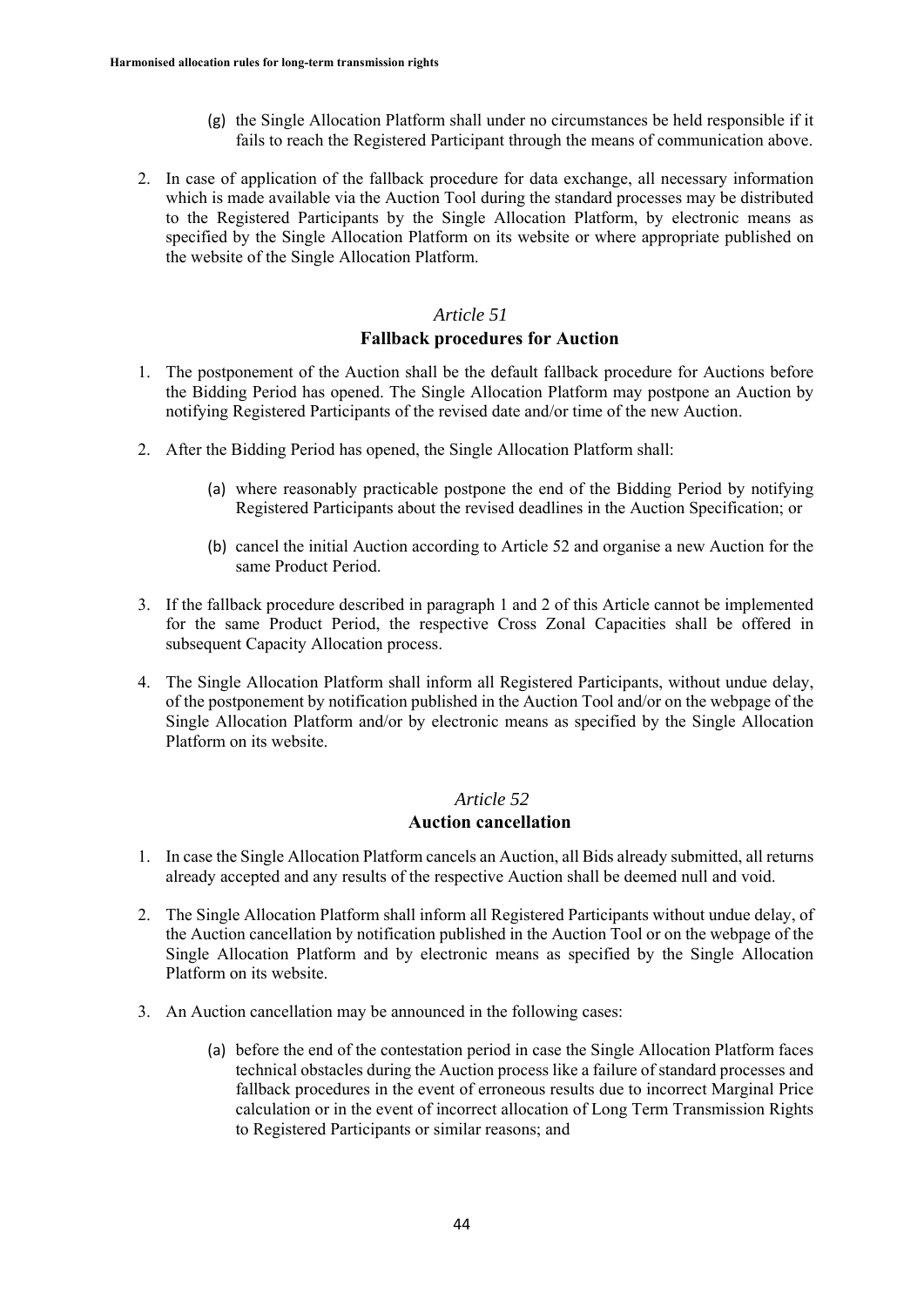(g) the Single Allocation Platform shall under no circumstances be held responsible if it fails to reach the Registered Participant through the means of communication above.

2. In case of application of the fallback procedure for data exchange, all necessary information which is made available via the Auction Tool during the standard processes may be distributed to the Registered Participants by the Single Allocation Platform, by electronic means as specified by the Single Allocation Platform on its website or where appropriate published on the website of the Single Allocation Platform.

### *Article 51*
### Fallback procedures for Auction

1. The postponement of the Auction shall be the default fallback procedure for Auctions before the Bidding Period has opened. The Single Allocation Platform may postpone an Auction by notifying Registered Participants of the revised date and/or time of the new Auction.

2. After the Bidding Period has opened, the Single Allocation Platform shall:

   (a) where reasonably practicable postpone the end of the Bidding Period by notifying Registered Participants about the revised deadlines in the Auction Specification; or

   (b) cancel the initial Auction according to Article 52 and organise a new Auction for the same Product Period.

3. If the fallback procedure described in paragraph 1 and 2 of this Article cannot be implemented for the same Product Period, the respective Cross Zonal Capacities shall be offered in subsequent Capacity Allocation process.

4. The Single Allocation Platform shall inform all Registered Participants, without undue delay, of the postponement by notification published in the Auction Tool and/or on the webpage of the Single Allocation Platform and/or by electronic means as specified by the Single Allocation Platform on its website.

### *Article 52*
### Auction cancellation

1. In case the Single Allocation Platform cancels an Auction, all Bids already submitted, all returns already accepted and any results of the respective Auction shall be deemed null and void.

2. The Single Allocation Platform shall inform all Registered Participants without undue delay, of the Auction cancellation by notification published in the Auction Tool or on the webpage of the Single Allocation Platform and by electronic means as specified by the Single Allocation Platform on its website.

3. An Auction cancellation may be announced in the following cases:

   (a) before the end of the contestation period in case the Single Allocation Platform faces technical obstacles during the Auction process like a failure of standard processes and fallback procedures in the event of erroneous results due to incorrect Marginal Price calculation or in the event of incorrect allocation of Long Term Transmission Rights to Registered Participants or similar reasons; and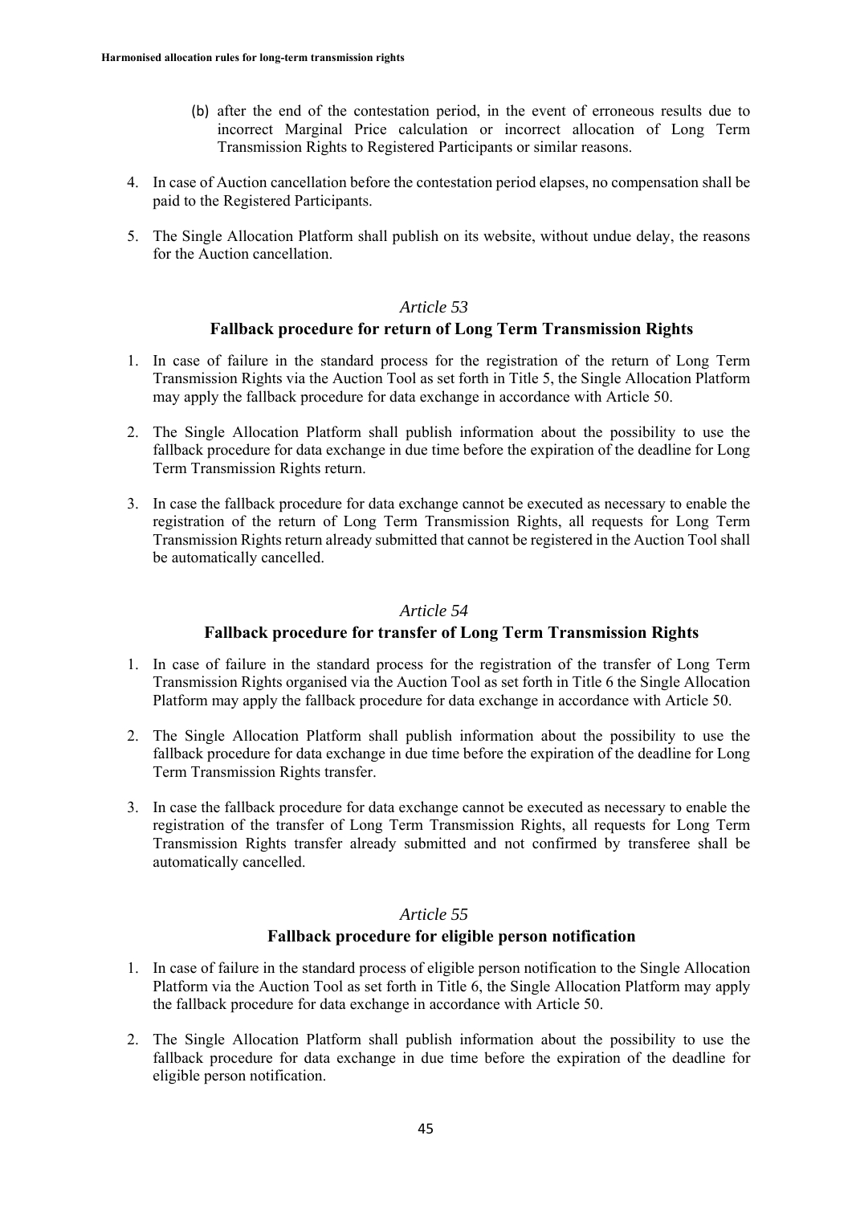(b) after the end of the contestation period, in the event of erroneous results due to incorrect Marginal Price calculation or incorrect allocation of Long Term Transmission Rights to Registered Participants or similar reasons.

4. In case of Auction cancellation before the contestation period elapses, no compensation shall be paid to the Registered Participants.

5. The Single Allocation Platform shall publish on its website, without undue delay, the reasons for the Auction cancellation.

### *Article 53*
### Fallback procedure for return of Long Term Transmission Rights

1. In case of failure in the standard process for the registration of the return of Long Term Transmission Rights via the Auction Tool as set forth in Title 5, the Single Allocation Platform may apply the fallback procedure for data exchange in accordance with Article 50.

2. The Single Allocation Platform shall publish information about the possibility to use the fallback procedure for data exchange in due time before the expiration of the deadline for Long Term Transmission Rights return.

3. In case the fallback procedure for data exchange cannot be executed as necessary to enable the registration of the return of Long Term Transmission Rights, all requests for Long Term Transmission Rights return already submitted that cannot be registered in the Auction Tool shall be automatically cancelled.

### *Article 54*
### Fallback procedure for transfer of Long Term Transmission Rights

1. In case of failure in the standard process for the registration of the transfer of Long Term Transmission Rights organised via the Auction Tool as set forth in Title 6 the Single Allocation Platform may apply the fallback procedure for data exchange in accordance with Article 50.

2. The Single Allocation Platform shall publish information about the possibility to use the fallback procedure for data exchange in due time before the expiration of the deadline for Long Term Transmission Rights transfer.

3. In case the fallback procedure for data exchange cannot be executed as necessary to enable the registration of the transfer of Long Term Transmission Rights, all requests for Long Term Transmission Rights transfer already submitted and not confirmed by transferee shall be automatically cancelled.

### *Article 55*
### Fallback procedure for eligible person notification

1. In case of failure in the standard process of eligible person notification to the Single Allocation Platform via the Auction Tool as set forth in Title 6, the Single Allocation Platform may apply the fallback procedure for data exchange in accordance with Article 50.

2. The Single Allocation Platform shall publish information about the possibility to use the fallback procedure for data exchange in due time before the expiration of the deadline for eligible person notification.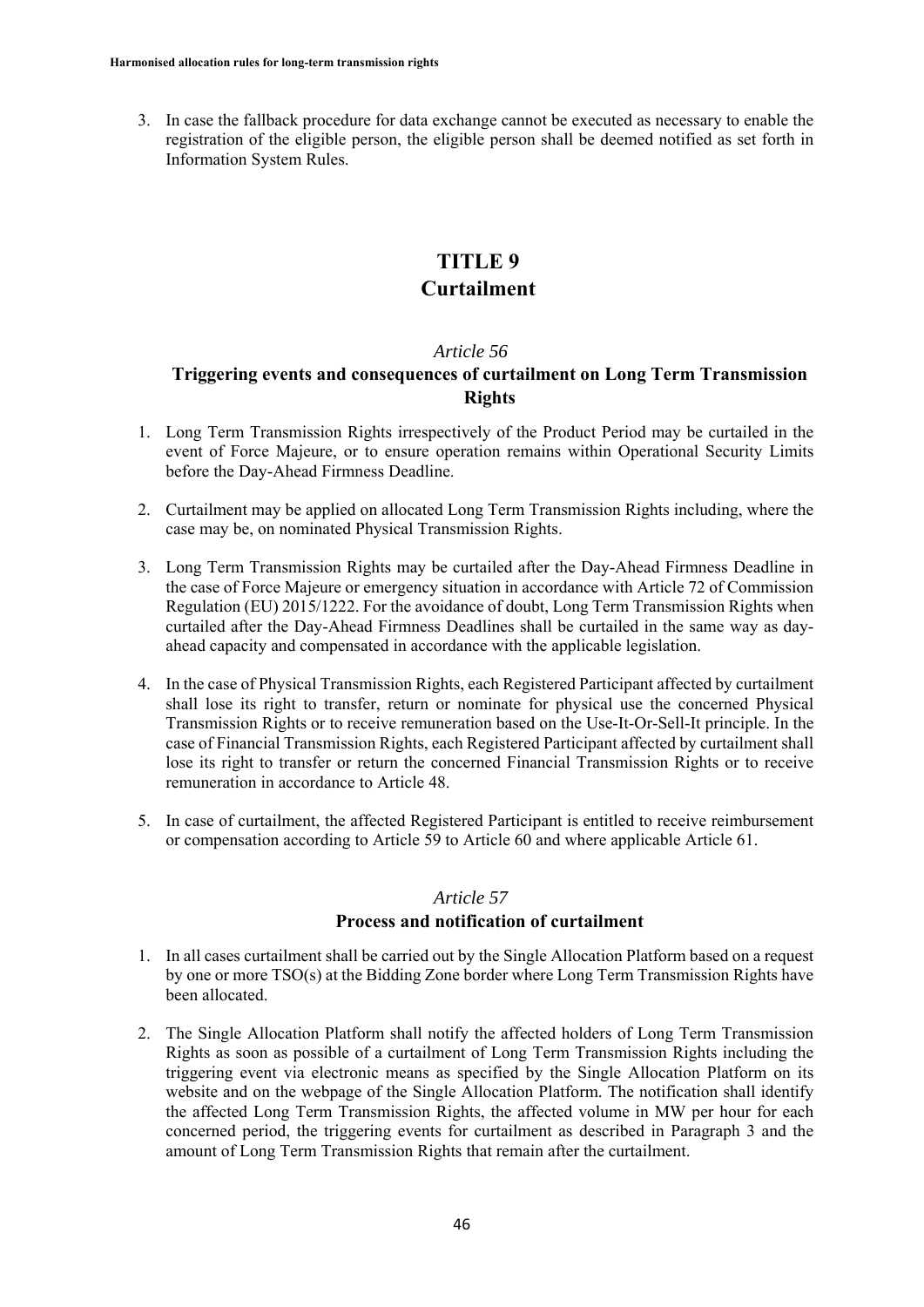3. In case the fallback procedure for data exchange cannot be executed as necessary to enable the registration of the eligible person, the eligible person shall be deemed notified as set forth in Information System Rules.

# TITLE 9
# Curtailment

## *Article 56*
## Triggering events and consequences of curtailment on Long Term Transmission Rights

1. Long Term Transmission Rights irrespectively of the Product Period may be curtailed in the event of Force Majeure, or to ensure operation remains within Operational Security Limits before the Day-Ahead Firmness Deadline.

2. Curtailment may be applied on allocated Long Term Transmission Rights including, where the case may be, on nominated Physical Transmission Rights.

3. Long Term Transmission Rights may be curtailed after the Day-Ahead Firmness Deadline in the case of Force Majeure or emergency situation in accordance with Article 72 of Commission Regulation (EU) 2015/1222. For the avoidance of doubt, Long Term Transmission Rights when curtailed after the Day-Ahead Firmness Deadlines shall be curtailed in the same way as day-ahead capacity and compensated in accordance with the applicable legislation.

4. In the case of Physical Transmission Rights, each Registered Participant affected by curtailment shall lose its right to transfer, return or nominate for physical use the concerned Physical Transmission Rights or to receive remuneration based on the Use-It-Or-Sell-It principle. In the case of Financial Transmission Rights, each Registered Participant affected by curtailment shall lose its right to transfer or return the concerned Financial Transmission Rights or to receive remuneration in accordance to Article 48.

5. In case of curtailment, the affected Registered Participant is entitled to receive reimbursement or compensation according to Article 59 to Article 60 and where applicable Article 61.

## *Article 57*
## Process and notification of curtailment

1. In all cases curtailment shall be carried out by the Single Allocation Platform based on a request by one or more TSO(s) at the Bidding Zone border where Long Term Transmission Rights have been allocated.

2. The Single Allocation Platform shall notify the affected holders of Long Term Transmission Rights as soon as possible of a curtailment of Long Term Transmission Rights including the triggering event via electronic means as specified by the Single Allocation Platform on its website and on the webpage of the Single Allocation Platform. The notification shall identify the affected Long Term Transmission Rights, the affected volume in MW per hour for each concerned period, the triggering events for curtailment as described in Paragraph 3 and the amount of Long Term Transmission Rights that remain after the curtailment.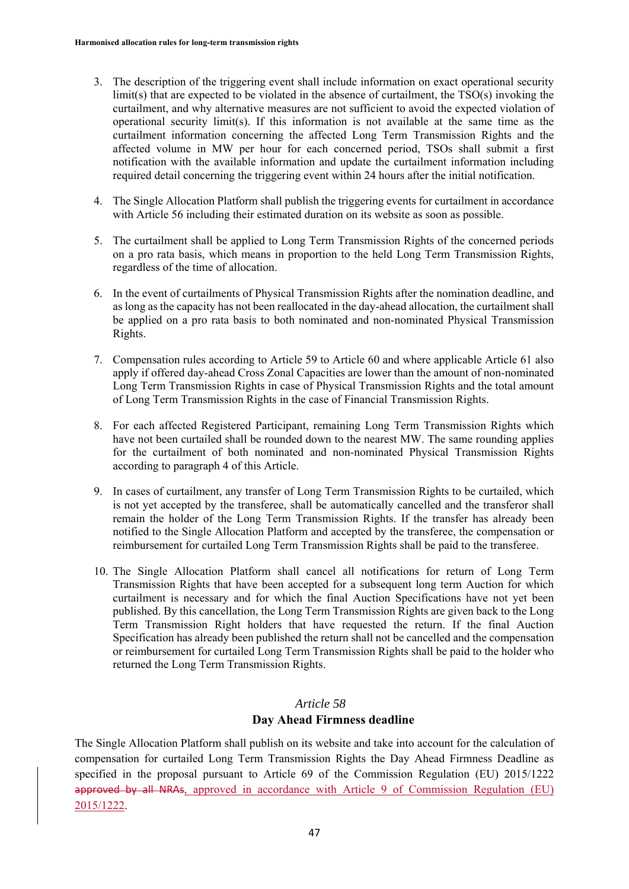3. The description of the triggering event shall include information on exact operational security limit(s) that are expected to be violated in the absence of curtailment, the TSO(s) invoking the curtailment, and why alternative measures are not sufficient to avoid the expected violation of operational security limit(s). If this information is not available at the same time as the curtailment information concerning the affected Long Term Transmission Rights and the affected volume in MW per hour for each concerned period, TSOs shall submit a first notification with the available information and update the curtailment information including required detail concerning the triggering event within 24 hours after the initial notification.

4. The Single Allocation Platform shall publish the triggering events for curtailment in accordance with Article 56 including their estimated duration on its website as soon as possible.

5. The curtailment shall be applied to Long Term Transmission Rights of the concerned periods on a pro rata basis, which means in proportion to the held Long Term Transmission Rights, regardless of the time of allocation.

6. In the event of curtailments of Physical Transmission Rights after the nomination deadline, and as long as the capacity has not been reallocated in the day-ahead allocation, the curtailment shall be applied on a pro rata basis to both nominated and non-nominated Physical Transmission Rights.

7. Compensation rules according to Article 59 to Article 60 and where applicable Article 61 also apply if offered day-ahead Cross Zonal Capacities are lower than the amount of non-nominated Long Term Transmission Rights in case of Physical Transmission Rights and the total amount of Long Term Transmission Rights in the case of Financial Transmission Rights.

8. For each affected Registered Participant, remaining Long Term Transmission Rights which have not been curtailed shall be rounded down to the nearest MW. The same rounding applies for the curtailment of both nominated and non-nominated Physical Transmission Rights according to paragraph 4 of this Article.

9. In cases of curtailment, any transfer of Long Term Transmission Rights to be curtailed, which is not yet accepted by the transferee, shall be automatically cancelled and the transferor shall remain the holder of the Long Term Transmission Rights. If the transfer has already been notified to the Single Allocation Platform and accepted by the transferee, the compensation or reimbursement for curtailed Long Term Transmission Rights shall be paid to the transferee.

10. The Single Allocation Platform shall cancel all notifications for return of Long Term Transmission Rights that have been accepted for a subsequent long term Auction for which curtailment is necessary and for which the final Auction Specifications have not yet been published. By this cancellation, the Long Term Transmission Rights are given back to the Long Term Transmission Right holders that have requested the return. If the final Auction Specification has already been published the return shall not be cancelled and the compensation or reimbursement for curtailed Long Term Transmission Rights shall be paid to the holder who returned the Long Term Transmission Rights.

### *Article 58*
### Day Ahead Firmness deadline

The Single Allocation Platform shall publish on its website and take into account for the calculation of compensation for curtailed Long Term Transmission Rights the Day Ahead Firmness Deadline as specified in the proposal pursuant to Article 69 of the Commission Regulation (EU) 2015/1222 ~~approved by all NRAs~~, approved in accordance with Article 9 of Commission Regulation (EU) 2015/1222.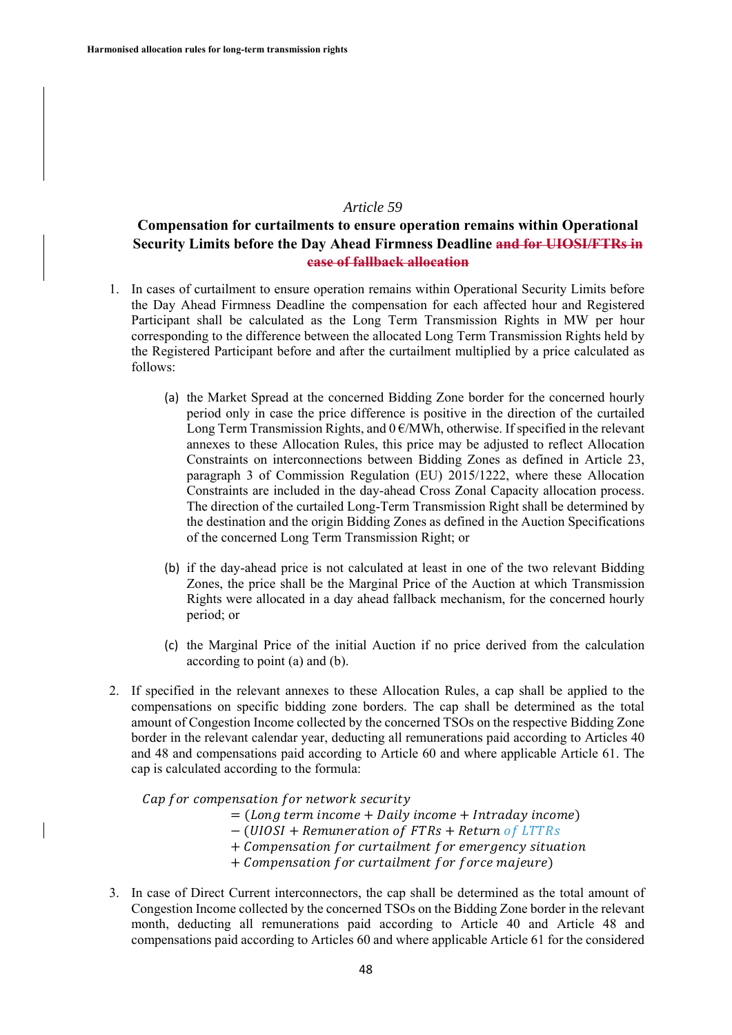## Article 59

### Compensation for curtailments to ensure operation remains within Operational Security Limits before the Day Ahead Firmness Deadline ~~and for UIOSI/FTRs in case of fallback allocation~~

1. In cases of curtailment to ensure operation remains within Operational Security Limits before the Day Ahead Firmness Deadline the compensation for each affected hour and Registered Participant shall be calculated as the Long Term Transmission Rights in MW per hour corresponding to the difference between the allocated Long Term Transmission Rights held by the Registered Participant before and after the curtailment multiplied by a price calculated as follows:

   (a) the Market Spread at the concerned Bidding Zone border for the concerned hourly period only in case the price difference is positive in the direction of the curtailed Long Term Transmission Rights, and 0 €/MWh, otherwise. If specified in the relevant annexes to these Allocation Rules, this price may be adjusted to reflect Allocation Constraints on interconnections between Bidding Zones as defined in Article 23, paragraph 3 of Commission Regulation (EU) 2015/1222, where these Allocation Constraints are included in the day-ahead Cross Zonal Capacity allocation process. The direction of the curtailed Long-Term Transmission Right shall be determined by the destination and the origin Bidding Zones as defined in the Auction Specifications of the concerned Long Term Transmission Right; or

   (b) if the day-ahead price is not calculated at least in one of the two relevant Bidding Zones, the price shall be the Marginal Price of the Auction at which Transmission Rights were allocated in a day ahead fallback mechanism, for the concerned hourly period; or

   (c) the Marginal Price of the initial Auction if no price derived from the calculation according to point (a) and (b).

2. If specified in the relevant annexes to these Allocation Rules, a cap shall be applied to the compensations on specific bidding zone borders. The cap shall be determined as the total amount of Congestion Income collected by the concerned TSOs on the respective Bidding Zone border in the relevant calendar year, deducting all remunerations paid according to Articles 40 and 48 and compensations paid according to Article 60 and where applicable Article 61. The cap is calculated according to the formula:

$$
\begin{aligned}
Cap\ for\ compensation\ for\ network\ security \\
&= (Long\ term\ income + Daily\ income + Intraday\ income) \\
&- (UIOSI + Remuneration\ of\ FTRs + Return\ of\ LTTRs \\
&+ Compensation\ for\ curtailment\ for\ emergency\ situation \\
&+ Compensation\ for\ curtailment\ for\ force\ majeure)
\end{aligned}
$$

3. In case of Direct Current interconnectors, the cap shall be determined as the total amount of Congestion Income collected by the concerned TSOs on the Bidding Zone border in the relevant month, deducting all remunerations paid according to Article 40 and Article 48 and compensations paid according to Articles 60 and where applicable Article 61 for the considered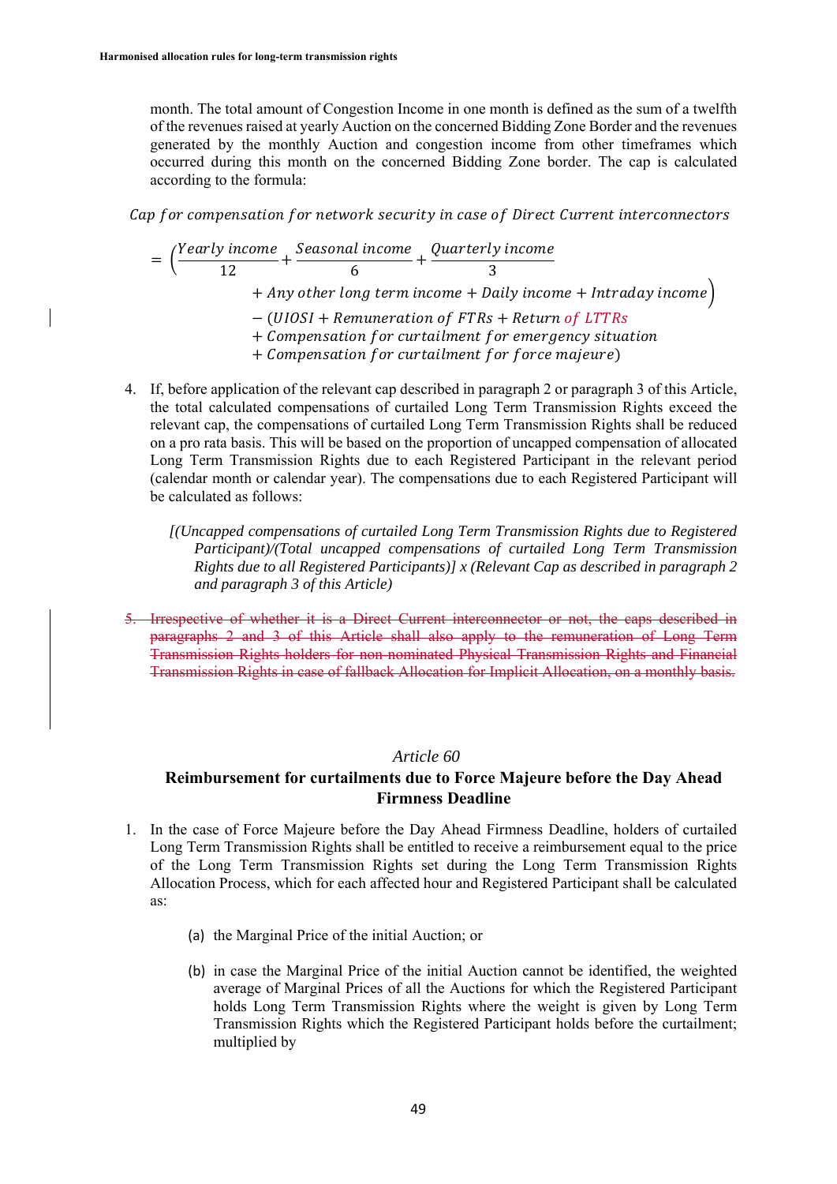month. The total amount of Congestion Income in one month is defined as the sum of a twelfth of the revenues raised at yearly Auction on the concerned Bidding Zone Border and the revenues generated by the monthly Auction and congestion income from other timeframes which occurred during this month on the concerned Bidding Zone border. The cap is calculated according to the formula:

$$
\begin{aligned}
&Cap\ for\ compensation\ for\ network\ security\ in\ case\ of\ Direct\ Current\ interconnectors \\
&= \Big(\frac{Yearly\ income}{12} + \frac{Seasonal\ income}{6} + \frac{Quarterly\ income}{3} \\
&\qquad + Any\ other\ long\ term\ income + Daily\ income + Intraday\ income\Big) \\
&\qquad - (UIOSI + Remuneration\ of\ FTRs + Return\ of\ LTTRs \\
&\qquad + Compensation\ for\ curtailment\ for\ emergency\ situation \\
&\qquad + Compensation\ for\ curtailment\ for\ force\ majeure)
\end{aligned}
$$

4. If, before application of the relevant cap described in paragraph 2 or paragraph 3 of this Article, the total calculated compensations of curtailed Long Term Transmission Rights exceed the relevant cap, the compensations of curtailed Long Term Transmission Rights shall be reduced on a pro rata basis. This will be based on the proportion of uncapped compensation of allocated Long Term Transmission Rights due to each Registered Participant in the relevant period (calendar month or calendar year). The compensations due to each Registered Participant will be calculated as follows:

   *[(Uncapped compensations of curtailed Long Term Transmission Rights due to Registered Participant)/(Total uncapped compensations of curtailed Long Term Transmission Rights due to all Registered Participants)] x (Relevant Cap as described in paragraph 2 and paragraph 3 of this Article)*

5. ~~Irrespective of whether it is a Direct Current interconnector or not, the caps described in paragraphs 2 and 3 of this Article shall also apply to the remuneration of Long Term Transmission Rights holders for non-nominated Physical Transmission Rights and Financial Transmission Rights in case of fallback Allocation for Implicit Allocation, on a monthly basis.~~

## *Article 60*
## Reimbursement for curtailments due to Force Majeure before the Day Ahead Firmness Deadline

1. In the case of Force Majeure before the Day Ahead Firmness Deadline, holders of curtailed Long Term Transmission Rights shall be entitled to receive a reimbursement equal to the price of the Long Term Transmission Rights set during the Long Term Transmission Rights Allocation Process, which for each affected hour and Registered Participant shall be calculated as:

   (a) the Marginal Price of the initial Auction; or

   (b) in case the Marginal Price of the initial Auction cannot be identified, the weighted average of Marginal Prices of all the Auctions for which the Registered Participant holds Long Term Transmission Rights where the weight is given by Long Term Transmission Rights which the Registered Participant holds before the curtailment; multiplied by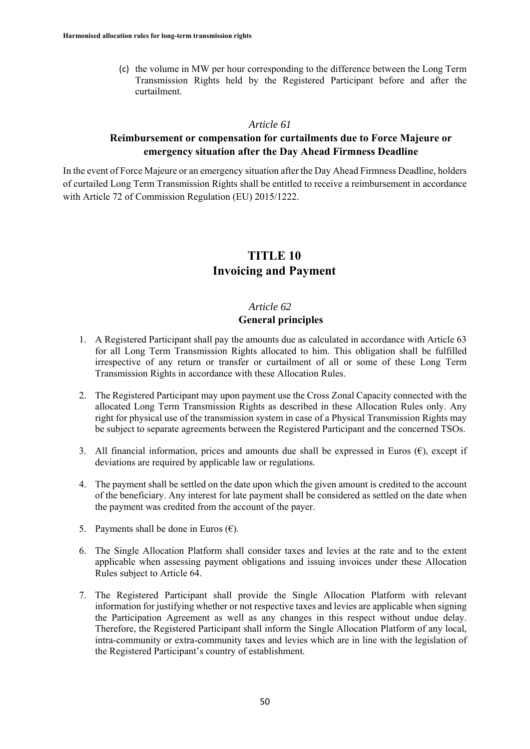(c) the volume in MW per hour corresponding to the difference between the Long Term Transmission Rights held by the Registered Participant before and after the curtailment.

### *Article 61*
### Reimbursement or compensation for curtailments due to Force Majeure or emergency situation after the Day Ahead Firmness Deadline

In the event of Force Majeure or an emergency situation after the Day Ahead Firmness Deadline, holders of curtailed Long Term Transmission Rights shall be entitled to receive a reimbursement in accordance with Article 72 of Commission Regulation (EU) 2015/1222.

# TITLE 10
# Invoicing and Payment

### *Article 62*
### General principles

1. A Registered Participant shall pay the amounts due as calculated in accordance with Article 63 for all Long Term Transmission Rights allocated to him. This obligation shall be fulfilled irrespective of any return or transfer or curtailment of all or some of these Long Term Transmission Rights in accordance with these Allocation Rules.

2. The Registered Participant may upon payment use the Cross Zonal Capacity connected with the allocated Long Term Transmission Rights as described in these Allocation Rules only. Any right for physical use of the transmission system in case of a Physical Transmission Rights may be subject to separate agreements between the Registered Participant and the concerned TSOs.

3. All financial information, prices and amounts due shall be expressed in Euros (€), except if deviations are required by applicable law or regulations.

4. The payment shall be settled on the date upon which the given amount is credited to the account of the beneficiary. Any interest for late payment shall be considered as settled on the date when the payment was credited from the account of the payer.

5. Payments shall be done in Euros (€).

6. The Single Allocation Platform shall consider taxes and levies at the rate and to the extent applicable when assessing payment obligations and issuing invoices under these Allocation Rules subject to Article 64.

7. The Registered Participant shall provide the Single Allocation Platform with relevant information for justifying whether or not respective taxes and levies are applicable when signing the Participation Agreement as well as any changes in this respect without undue delay. Therefore, the Registered Participant shall inform the Single Allocation Platform of any local, intra-community or extra-community taxes and levies which are in line with the legislation of the Registered Participant's country of establishment.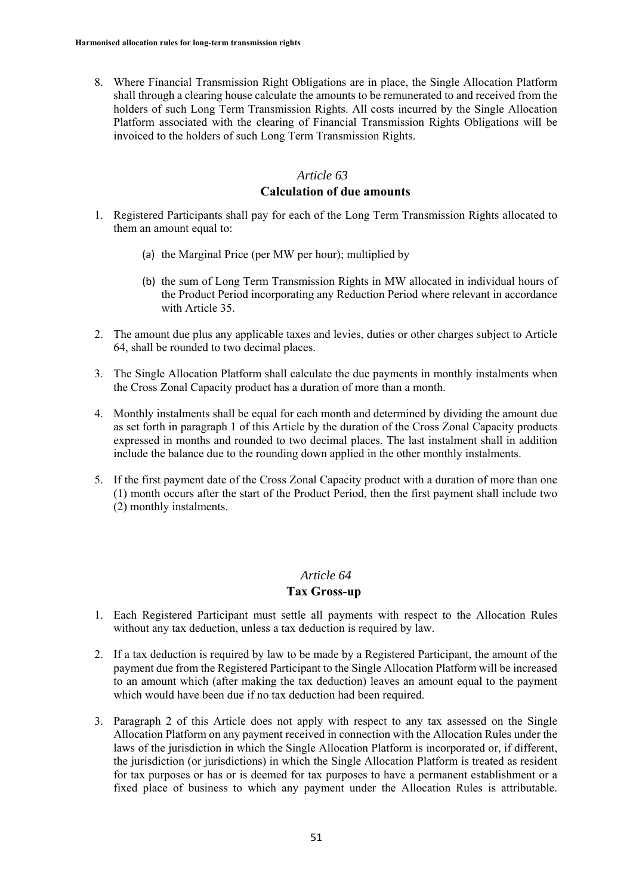8. Where Financial Transmission Right Obligations are in place, the Single Allocation Platform shall through a clearing house calculate the amounts to be remunerated to and received from the holders of such Long Term Transmission Rights. All costs incurred by the Single Allocation Platform associated with the clearing of Financial Transmission Rights Obligations will be invoiced to the holders of such Long Term Transmission Rights.

## *Article 63*
## Calculation of due amounts

1. Registered Participants shall pay for each of the Long Term Transmission Rights allocated to them an amount equal to:

    (a) the Marginal Price (per MW per hour); multiplied by

    (b) the sum of Long Term Transmission Rights in MW allocated in individual hours of the Product Period incorporating any Reduction Period where relevant in accordance with Article 35.

2. The amount due plus any applicable taxes and levies, duties or other charges subject to Article 64, shall be rounded to two decimal places.

3. The Single Allocation Platform shall calculate the due payments in monthly instalments when the Cross Zonal Capacity product has a duration of more than a month.

4. Monthly instalments shall be equal for each month and determined by dividing the amount due as set forth in paragraph 1 of this Article by the duration of the Cross Zonal Capacity products expressed in months and rounded to two decimal places. The last instalment shall in addition include the balance due to the rounding down applied in the other monthly instalments.

5. If the first payment date of the Cross Zonal Capacity product with a duration of more than one (1) month occurs after the start of the Product Period, then the first payment shall include two (2) monthly instalments.

## *Article 64*
## Tax Gross-up

1. Each Registered Participant must settle all payments with respect to the Allocation Rules without any tax deduction, unless a tax deduction is required by law.

2. If a tax deduction is required by law to be made by a Registered Participant, the amount of the payment due from the Registered Participant to the Single Allocation Platform will be increased to an amount which (after making the tax deduction) leaves an amount equal to the payment which would have been due if no tax deduction had been required.

3. Paragraph 2 of this Article does not apply with respect to any tax assessed on the Single Allocation Platform on any payment received in connection with the Allocation Rules under the laws of the jurisdiction in which the Single Allocation Platform is incorporated or, if different, the jurisdiction (or jurisdictions) in which the Single Allocation Platform is treated as resident for tax purposes or has or is deemed for tax purposes to have a permanent establishment or a fixed place of business to which any payment under the Allocation Rules is attributable.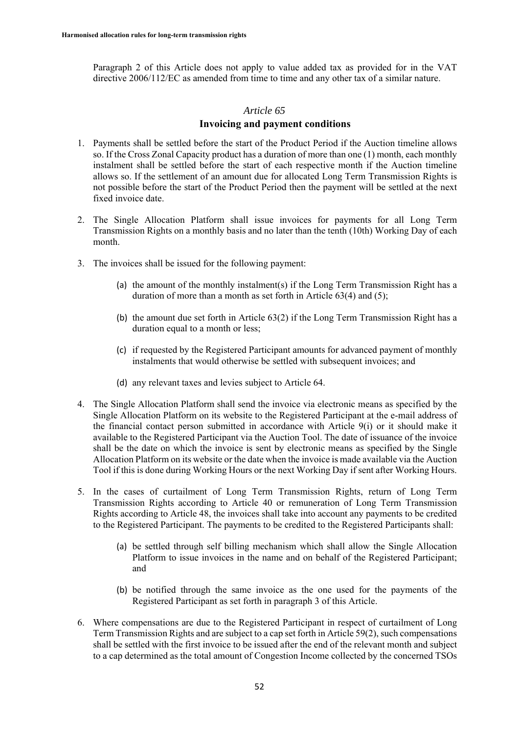Paragraph 2 of this Article does not apply to value added tax as provided for in the VAT directive 2006/112/EC as amended from time to time and any other tax of a similar nature.

## *Article 65*
## Invoicing and payment conditions

1. Payments shall be settled before the start of the Product Period if the Auction timeline allows so. If the Cross Zonal Capacity product has a duration of more than one (1) month, each monthly instalment shall be settled before the start of each respective month if the Auction timeline allows so. If the settlement of an amount due for allocated Long Term Transmission Rights is not possible before the start of the Product Period then the payment will be settled at the next fixed invoice date.

2. The Single Allocation Platform shall issue invoices for payments for all Long Term Transmission Rights on a monthly basis and no later than the tenth (10th) Working Day of each month.

3. The invoices shall be issued for the following payment:

   (a) the amount of the monthly instalment(s) if the Long Term Transmission Right has a duration of more than a month as set forth in Article 63(4) and (5);

   (b) the amount due set forth in Article 63(2) if the Long Term Transmission Right has a duration equal to a month or less;

   (c) if requested by the Registered Participant amounts for advanced payment of monthly instalments that would otherwise be settled with subsequent invoices; and

   (d) any relevant taxes and levies subject to Article 64.

4. The Single Allocation Platform shall send the invoice via electronic means as specified by the Single Allocation Platform on its website to the Registered Participant at the e-mail address of the financial contact person submitted in accordance with Article 9(i) or it should make it available to the Registered Participant via the Auction Tool. The date of issuance of the invoice shall be the date on which the invoice is sent by electronic means as specified by the Single Allocation Platform on its website or the date when the invoice is made available via the Auction Tool if this is done during Working Hours or the next Working Day if sent after Working Hours.

5. In the cases of curtailment of Long Term Transmission Rights, return of Long Term Transmission Rights according to Article 40 or remuneration of Long Term Transmission Rights according to Article 48, the invoices shall take into account any payments to be credited to the Registered Participant. The payments to be credited to the Registered Participants shall:

   (a) be settled through self billing mechanism which shall allow the Single Allocation Platform to issue invoices in the name and on behalf of the Registered Participant; and

   (b) be notified through the same invoice as the one used for the payments of the Registered Participant as set forth in paragraph 3 of this Article.

6. Where compensations are due to the Registered Participant in respect of curtailment of Long Term Transmission Rights and are subject to a cap set forth in Article 59(2), such compensations shall be settled with the first invoice to be issued after the end of the relevant month and subject to a cap determined as the total amount of Congestion Income collected by the concerned TSOs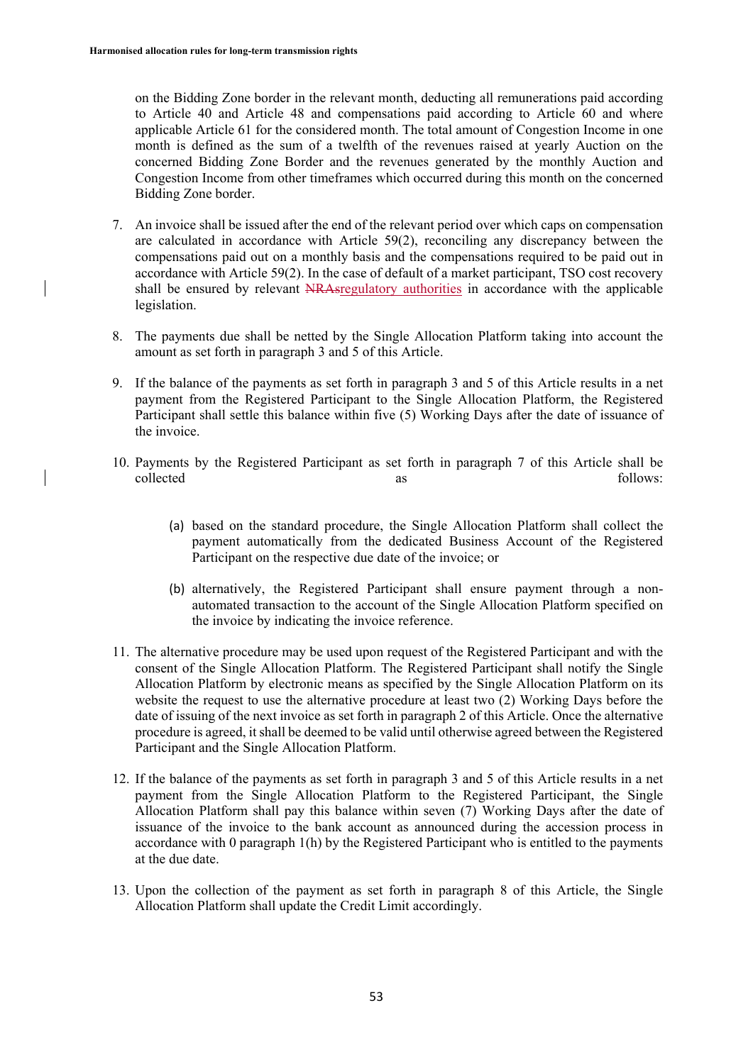on the Bidding Zone border in the relevant month, deducting all remunerations paid according to Article 40 and Article 48 and compensations paid according to Article 60 and where applicable Article 61 for the considered month. The total amount of Congestion Income in one month is defined as the sum of a twelfth of the revenues raised at yearly Auction on the concerned Bidding Zone Border and the revenues generated by the monthly Auction and Congestion Income from other timeframes which occurred during this month on the concerned Bidding Zone border.

7. An invoice shall be issued after the end of the relevant period over which caps on compensation are calculated in accordance with Article 59(2), reconciling any discrepancy between the compensations paid out on a monthly basis and the compensations required to be paid out in accordance with Article 59(2). In the case of default of a market participant, TSO cost recovery shall be ensured by relevant ~~NRAs~~regulatory authorities in accordance with the applicable legislation.

8. The payments due shall be netted by the Single Allocation Platform taking into account the amount as set forth in paragraph 3 and 5 of this Article.

9. If the balance of the payments as set forth in paragraph 3 and 5 of this Article results in a net payment from the Registered Participant to the Single Allocation Platform, the Registered Participant shall settle this balance within five (5) Working Days after the date of issuance of the invoice.

10. Payments by the Registered Participant as set forth in paragraph 7 of this Article shall be collected as follows:

    (a) based on the standard procedure, the Single Allocation Platform shall collect the payment automatically from the dedicated Business Account of the Registered Participant on the respective due date of the invoice; or

    (b) alternatively, the Registered Participant shall ensure payment through a non-automated transaction to the account of the Single Allocation Platform specified on the invoice by indicating the invoice reference.

11. The alternative procedure may be used upon request of the Registered Participant and with the consent of the Single Allocation Platform. The Registered Participant shall notify the Single Allocation Platform by electronic means as specified by the Single Allocation Platform on its website the request to use the alternative procedure at least two (2) Working Days before the date of issuing of the next invoice as set forth in paragraph 2 of this Article. Once the alternative procedure is agreed, it shall be deemed to be valid until otherwise agreed between the Registered Participant and the Single Allocation Platform.

12. If the balance of the payments as set forth in paragraph 3 and 5 of this Article results in a net payment from the Single Allocation Platform to the Registered Participant, the Single Allocation Platform shall pay this balance within seven (7) Working Days after the date of issuance of the invoice to the bank account as announced during the accession process in accordance with 0 paragraph 1(h) by the Registered Participant who is entitled to the payments at the due date.

13. Upon the collection of the payment as set forth in paragraph 8 of this Article, the Single Allocation Platform shall update the Credit Limit accordingly.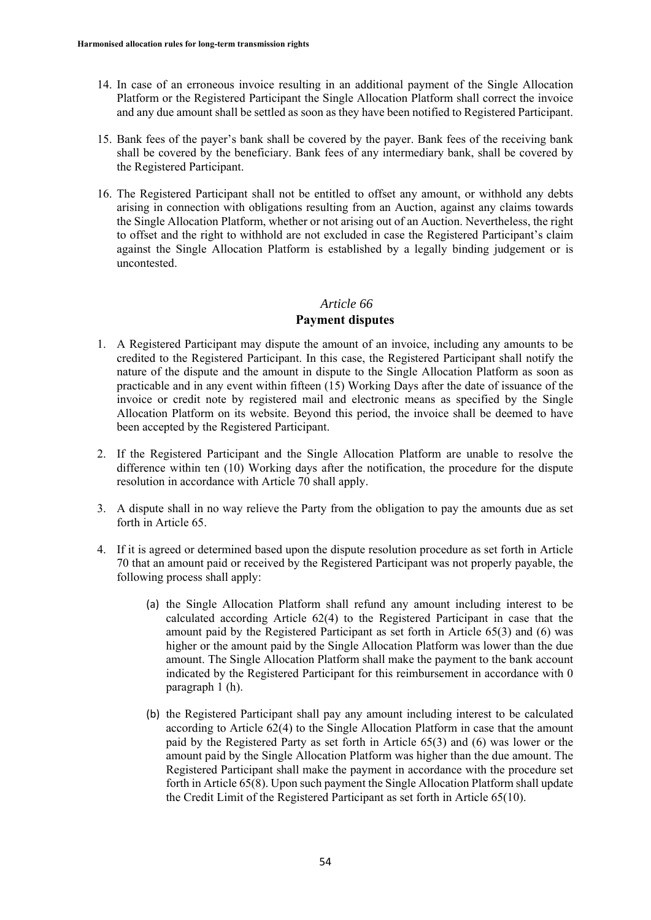14. In case of an erroneous invoice resulting in an additional payment of the Single Allocation Platform or the Registered Participant the Single Allocation Platform shall correct the invoice and any due amount shall be settled as soon as they have been notified to Registered Participant.

15. Bank fees of the payer's bank shall be covered by the payer. Bank fees of the receiving bank shall be covered by the beneficiary. Bank fees of any intermediary bank, shall be covered by the Registered Participant.

16. The Registered Participant shall not be entitled to offset any amount, or withhold any debts arising in connection with obligations resulting from an Auction, against any claims towards the Single Allocation Platform, whether or not arising out of an Auction. Nevertheless, the right to offset and the right to withhold are not excluded in case the Registered Participant's claim against the Single Allocation Platform is established by a legally binding judgement or is uncontested.

## *Article 66*
## **Payment disputes**

1. A Registered Participant may dispute the amount of an invoice, including any amounts to be credited to the Registered Participant. In this case, the Registered Participant shall notify the nature of the dispute and the amount in dispute to the Single Allocation Platform as soon as practicable and in any event within fifteen (15) Working Days after the date of issuance of the invoice or credit note by registered mail and electronic means as specified by the Single Allocation Platform on its website. Beyond this period, the invoice shall be deemed to have been accepted by the Registered Participant.

2. If the Registered Participant and the Single Allocation Platform are unable to resolve the difference within ten (10) Working days after the notification, the procedure for the dispute resolution in accordance with Article 70 shall apply.

3. A dispute shall in no way relieve the Party from the obligation to pay the amounts due as set forth in Article 65.

4. If it is agreed or determined based upon the dispute resolution procedure as set forth in Article 70 that an amount paid or received by the Registered Participant was not properly payable, the following process shall apply:

    (a) the Single Allocation Platform shall refund any amount including interest to be calculated according Article 62(4) to the Registered Participant in case that the amount paid by the Registered Participant as set forth in Article 65(3) and (6) was higher or the amount paid by the Single Allocation Platform was lower than the due amount. The Single Allocation Platform shall make the payment to the bank account indicated by the Registered Participant for this reimbursement in accordance with 0 paragraph 1 (h).

    (b) the Registered Participant shall pay any amount including interest to be calculated according to Article 62(4) to the Single Allocation Platform in case that the amount paid by the Registered Party as set forth in Article 65(3) and (6) was lower or the amount paid by the Single Allocation Platform was higher than the due amount. The Registered Participant shall make the payment in accordance with the procedure set forth in Article 65(8). Upon such payment the Single Allocation Platform shall update the Credit Limit of the Registered Participant as set forth in Article 65(10).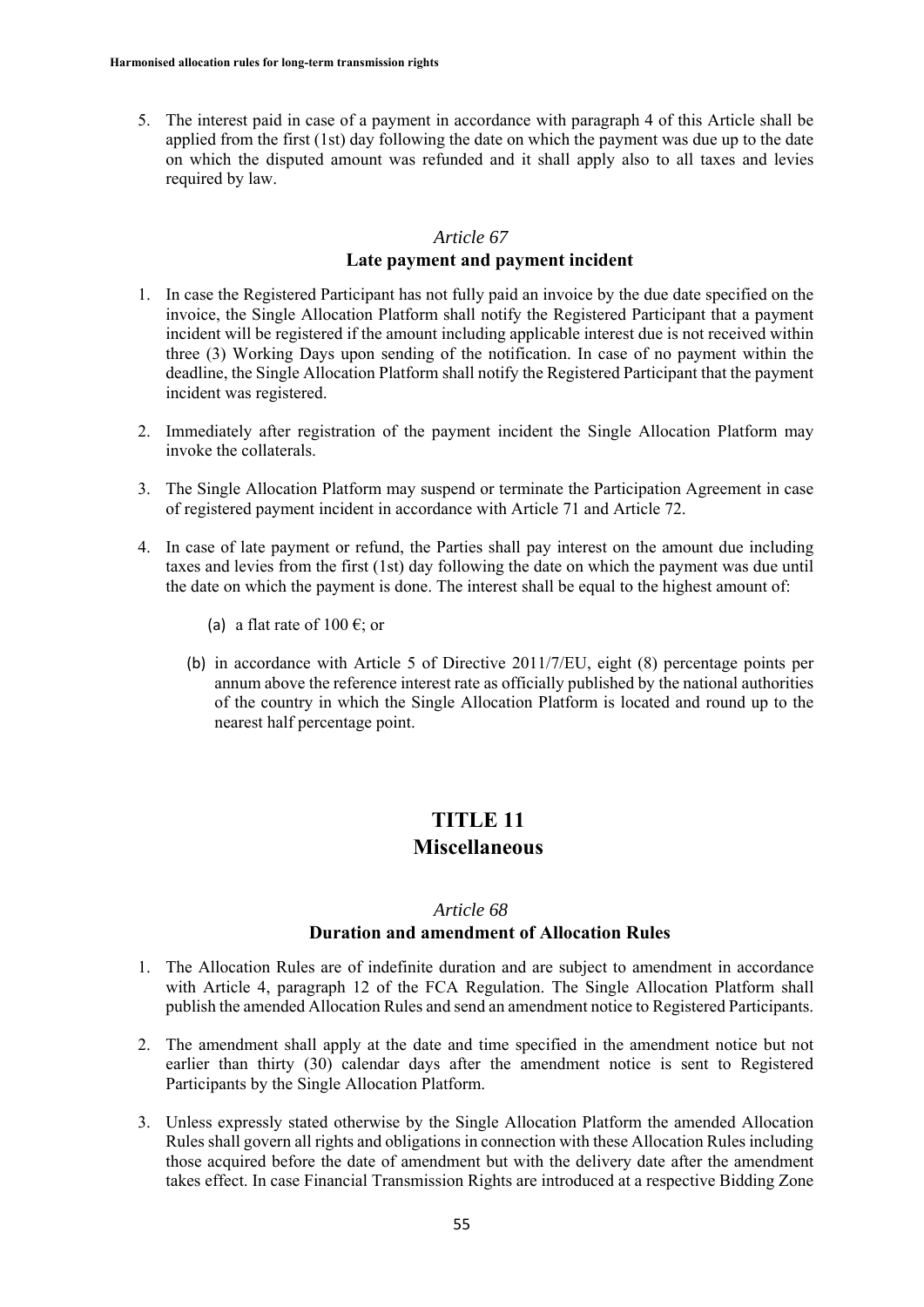5. The interest paid in case of a payment in accordance with paragraph 4 of this Article shall be applied from the first (1st) day following the date on which the payment was due up to the date on which the disputed amount was refunded and it shall apply also to all taxes and levies required by law.

### *Article 67*
### Late payment and payment incident

1. In case the Registered Participant has not fully paid an invoice by the due date specified on the invoice, the Single Allocation Platform shall notify the Registered Participant that a payment incident will be registered if the amount including applicable interest due is not received within three (3) Working Days upon sending of the notification. In case of no payment within the deadline, the Single Allocation Platform shall notify the Registered Participant that the payment incident was registered.

2. Immediately after registration of the payment incident the Single Allocation Platform may invoke the collaterals.

3. The Single Allocation Platform may suspend or terminate the Participation Agreement in case of registered payment incident in accordance with Article 71 and Article 72.

4. In case of late payment or refund, the Parties shall pay interest on the amount due including taxes and levies from the first (1st) day following the date on which the payment was due until the date on which the payment is done. The interest shall be equal to the highest amount of:

   (a) a flat rate of 100 €; or

   (b) in accordance with Article 5 of Directive 2011/7/EU, eight (8) percentage points per annum above the reference interest rate as officially published by the national authorities of the country in which the Single Allocation Platform is located and round up to the nearest half percentage point.

# TITLE 11
# Miscellaneous

### *Article 68*
### Duration and amendment of Allocation Rules

1. The Allocation Rules are of indefinite duration and are subject to amendment in accordance with Article 4, paragraph 12 of the FCA Regulation. The Single Allocation Platform shall publish the amended Allocation Rules and send an amendment notice to Registered Participants.

2. The amendment shall apply at the date and time specified in the amendment notice but not earlier than thirty (30) calendar days after the amendment notice is sent to Registered Participants by the Single Allocation Platform.

3. Unless expressly stated otherwise by the Single Allocation Platform the amended Allocation Rules shall govern all rights and obligations in connection with these Allocation Rules including those acquired before the date of amendment but with the delivery date after the amendment takes effect. In case Financial Transmission Rights are introduced at a respective Bidding Zone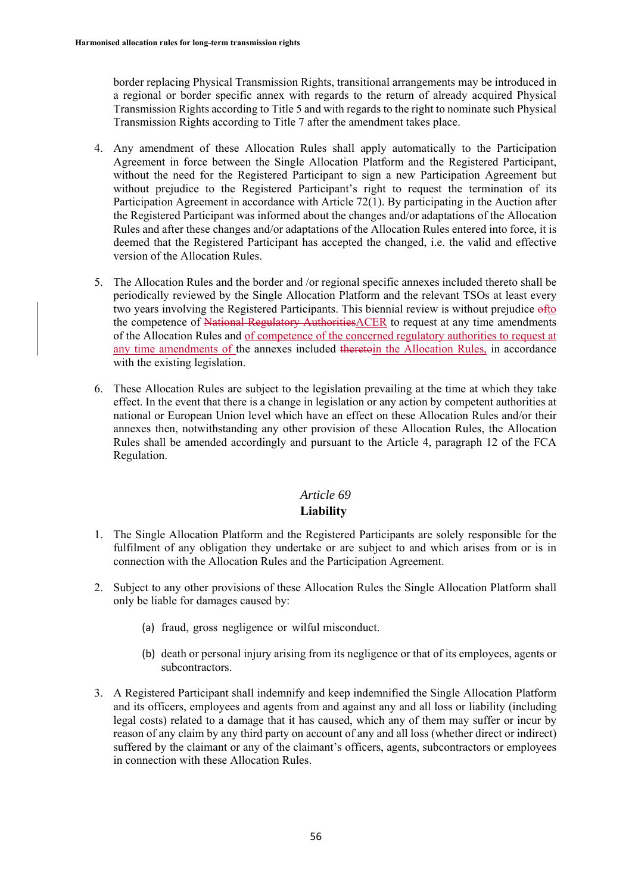border replacing Physical Transmission Rights, transitional arrangements may be introduced in a regional or border specific annex with regards to the return of already acquired Physical Transmission Rights according to Title 5 and with regards to the right to nominate such Physical Transmission Rights according to Title 7 after the amendment takes place.

4. Any amendment of these Allocation Rules shall apply automatically to the Participation Agreement in force between the Single Allocation Platform and the Registered Participant, without the need for the Registered Participant to sign a new Participation Agreement but without prejudice to the Registered Participant's right to request the termination of its Participation Agreement in accordance with Article 72(1). By participating in the Auction after the Registered Participant was informed about the changes and/or adaptations of the Allocation Rules and after these changes and/or adaptations of the Allocation Rules entered into force, it is deemed that the Registered Participant has accepted the changed, i.e. the valid and effective version of the Allocation Rules.

5. The Allocation Rules and the border and /or regional specific annexes included thereto shall be periodically reviewed by the Single Allocation Platform and the relevant TSOs at least every two years involving the Registered Participants. This biennial review is without prejudice ~~of~~to the competence of ~~National Regulatory Authorities~~ACER to request at any time amendments of the Allocation Rules and of competence of the concerned regulatory authorities to request at any time amendments of the annexes included ~~thereto~~in the Allocation Rules, in accordance with the existing legislation.

6. These Allocation Rules are subject to the legislation prevailing at the time at which they take effect. In the event that there is a change in legislation or any action by competent authorities at national or European Union level which have an effect on these Allocation Rules and/or their annexes then, notwithstanding any other provision of these Allocation Rules, the Allocation Rules shall be amended accordingly and pursuant to the Article 4, paragraph 12 of the FCA Regulation.

## *Article 69*
## **Liability**

1. The Single Allocation Platform and the Registered Participants are solely responsible for the fulfilment of any obligation they undertake or are subject to and which arises from or is in connection with the Allocation Rules and the Participation Agreement.

2. Subject to any other provisions of these Allocation Rules the Single Allocation Platform shall only be liable for damages caused by:

   (a) fraud, gross negligence or wilful misconduct.

   (b) death or personal injury arising from its negligence or that of its employees, agents or subcontractors.

3. A Registered Participant shall indemnify and keep indemnified the Single Allocation Platform and its officers, employees and agents from and against any and all loss or liability (including legal costs) related to a damage that it has caused, which any of them may suffer or incur by reason of any claim by any third party on account of any and all loss (whether direct or indirect) suffered by the claimant or any of the claimant's officers, agents, subcontractors or employees in connection with these Allocation Rules.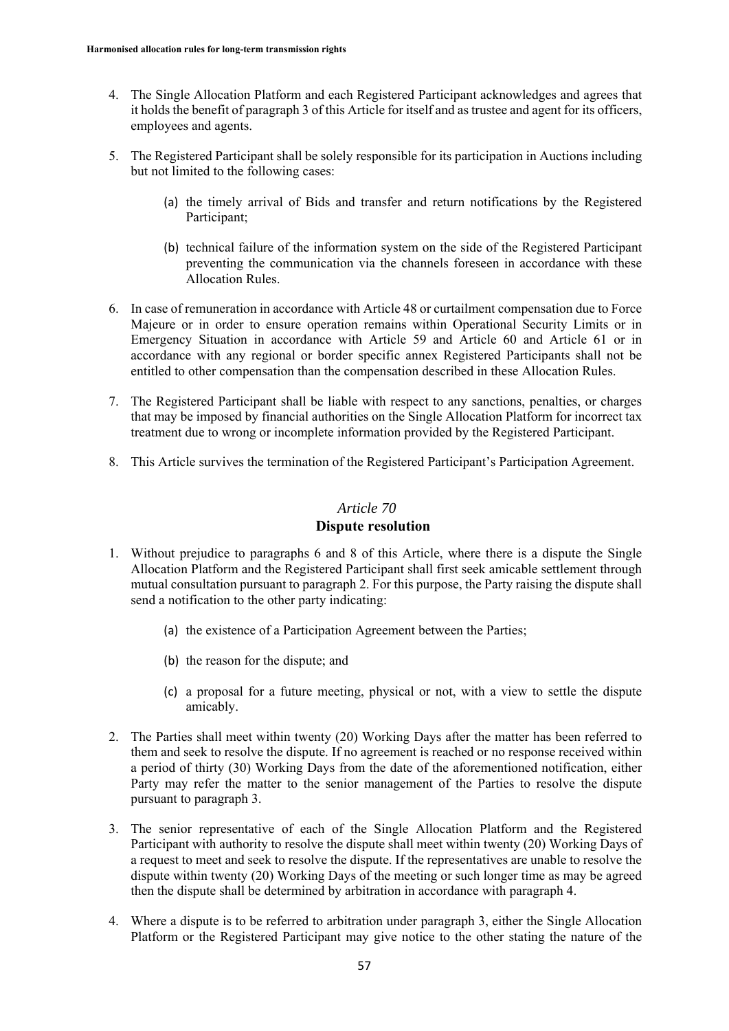4. The Single Allocation Platform and each Registered Participant acknowledges and agrees that it holds the benefit of paragraph 3 of this Article for itself and as trustee and agent for its officers, employees and agents.

5. The Registered Participant shall be solely responsible for its participation in Auctions including but not limited to the following cases:

   (a) the timely arrival of Bids and transfer and return notifications by the Registered Participant;

   (b) technical failure of the information system on the side of the Registered Participant preventing the communication via the channels foreseen in accordance with these Allocation Rules.

6. In case of remuneration in accordance with Article 48 or curtailment compensation due to Force Majeure or in order to ensure operation remains within Operational Security Limits or in Emergency Situation in accordance with Article 59 and Article 60 and Article 61 or in accordance with any regional or border specific annex Registered Participants shall not be entitled to other compensation than the compensation described in these Allocation Rules.

7. The Registered Participant shall be liable with respect to any sanctions, penalties, or charges that may be imposed by financial authorities on the Single Allocation Platform for incorrect tax treatment due to wrong or incomplete information provided by the Registered Participant.

8. This Article survives the termination of the Registered Participant's Participation Agreement.

## *Article 70*
## Dispute resolution

1. Without prejudice to paragraphs 6 and 8 of this Article, where there is a dispute the Single Allocation Platform and the Registered Participant shall first seek amicable settlement through mutual consultation pursuant to paragraph 2. For this purpose, the Party raising the dispute shall send a notification to the other party indicating:

   (a) the existence of a Participation Agreement between the Parties;

   (b) the reason for the dispute; and

   (c) a proposal for a future meeting, physical or not, with a view to settle the dispute amicably.

2. The Parties shall meet within twenty (20) Working Days after the matter has been referred to them and seek to resolve the dispute. If no agreement is reached or no response received within a period of thirty (30) Working Days from the date of the aforementioned notification, either Party may refer the matter to the senior management of the Parties to resolve the dispute pursuant to paragraph 3.

3. The senior representative of each of the Single Allocation Platform and the Registered Participant with authority to resolve the dispute shall meet within twenty (20) Working Days of a request to meet and seek to resolve the dispute. If the representatives are unable to resolve the dispute within twenty (20) Working Days of the meeting or such longer time as may be agreed then the dispute shall be determined by arbitration in accordance with paragraph 4.

4. Where a dispute is to be referred to arbitration under paragraph 3, either the Single Allocation Platform or the Registered Participant may give notice to the other stating the nature of the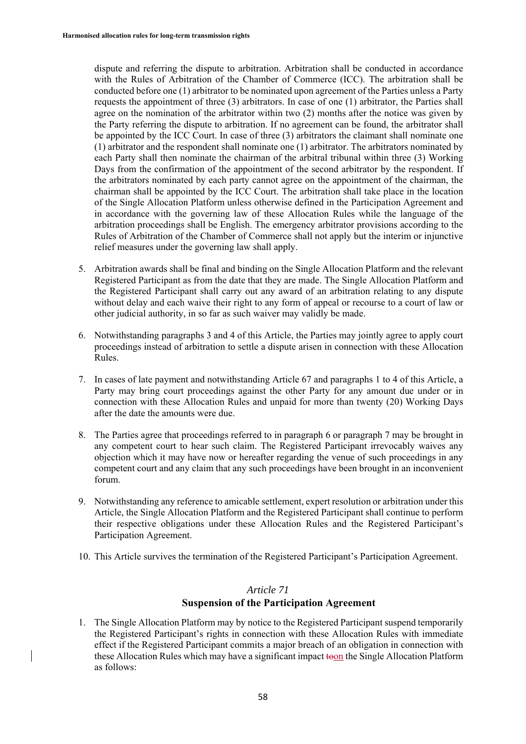dispute and referring the dispute to arbitration. Arbitration shall be conducted in accordance with the Rules of Arbitration of the Chamber of Commerce (ICC). The arbitration shall be conducted before one (1) arbitrator to be nominated upon agreement of the Parties unless a Party requests the appointment of three (3) arbitrators. In case of one (1) arbitrator, the Parties shall agree on the nomination of the arbitrator within two (2) months after the notice was given by the Party referring the dispute to arbitration. If no agreement can be found, the arbitrator shall be appointed by the ICC Court. In case of three (3) arbitrators the claimant shall nominate one (1) arbitrator and the respondent shall nominate one (1) arbitrator. The arbitrators nominated by each Party shall then nominate the chairman of the arbitral tribunal within three (3) Working Days from the confirmation of the appointment of the second arbitrator by the respondent. If the arbitrators nominated by each party cannot agree on the appointment of the chairman, the chairman shall be appointed by the ICC Court. The arbitration shall take place in the location of the Single Allocation Platform unless otherwise defined in the Participation Agreement and in accordance with the governing law of these Allocation Rules while the language of the arbitration proceedings shall be English. The emergency arbitrator provisions according to the Rules of Arbitration of the Chamber of Commerce shall not apply but the interim or injunctive relief measures under the governing law shall apply.

5. Arbitration awards shall be final and binding on the Single Allocation Platform and the relevant Registered Participant as from the date that they are made. The Single Allocation Platform and the Registered Participant shall carry out any award of an arbitration relating to any dispute without delay and each waive their right to any form of appeal or recourse to a court of law or other judicial authority, in so far as such waiver may validly be made.

6. Notwithstanding paragraphs 3 and 4 of this Article, the Parties may jointly agree to apply court proceedings instead of arbitration to settle a dispute arisen in connection with these Allocation Rules.

7. In cases of late payment and notwithstanding Article 67 and paragraphs 1 to 4 of this Article, a Party may bring court proceedings against the other Party for any amount due under or in connection with these Allocation Rules and unpaid for more than twenty (20) Working Days after the date the amounts were due.

8. The Parties agree that proceedings referred to in paragraph 6 or paragraph 7 may be brought in any competent court to hear such claim. The Registered Participant irrevocably waives any objection which it may have now or hereafter regarding the venue of such proceedings in any competent court and any claim that any such proceedings have been brought in an inconvenient forum.

9. Notwithstanding any reference to amicable settlement, expert resolution or arbitration under this Article, the Single Allocation Platform and the Registered Participant shall continue to perform their respective obligations under these Allocation Rules and the Registered Participant's Participation Agreement.

10. This Article survives the termination of the Registered Participant's Participation Agreement.

## *Article 71*
## Suspension of the Participation Agreement

1. The Single Allocation Platform may by notice to the Registered Participant suspend temporarily the Registered Participant's rights in connection with these Allocation Rules with immediate effect if the Registered Participant commits a major breach of an obligation in connection with these Allocation Rules which may have a significant impact ~~to~~on the Single Allocation Platform as follows: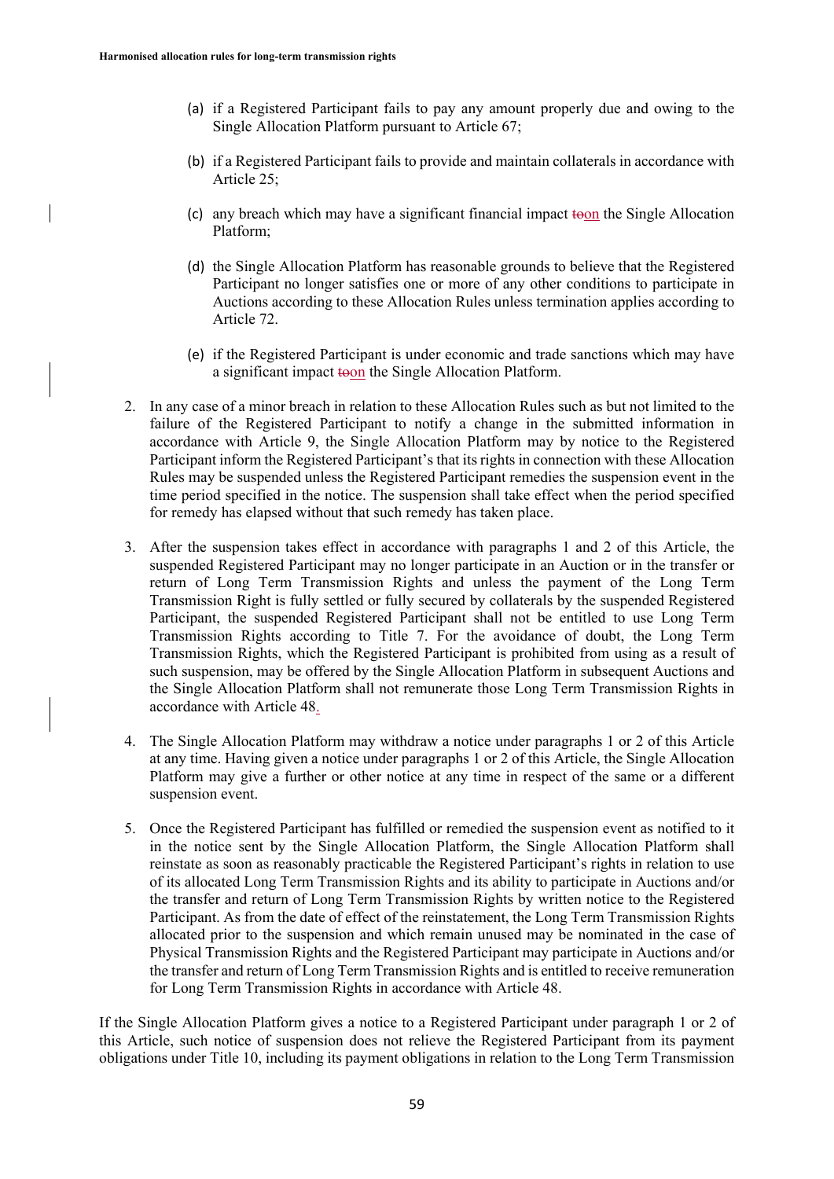(a) if a Registered Participant fails to pay any amount properly due and owing to the Single Allocation Platform pursuant to Article 67;

(b) if a Registered Participant fails to provide and maintain collaterals in accordance with Article 25;

(c) any breach which may have a significant financial impact ~~to~~on the Single Allocation Platform;

(d) the Single Allocation Platform has reasonable grounds to believe that the Registered Participant no longer satisfies one or more of any other conditions to participate in Auctions according to these Allocation Rules unless termination applies according to Article 72.

(e) if the Registered Participant is under economic and trade sanctions which may have a significant impact ~~to~~on the Single Allocation Platform.

2. In any case of a minor breach in relation to these Allocation Rules such as but not limited to the failure of the Registered Participant to notify a change in the submitted information in accordance with Article 9, the Single Allocation Platform may by notice to the Registered Participant inform the Registered Participant's that its rights in connection with these Allocation Rules may be suspended unless the Registered Participant remedies the suspension event in the time period specified in the notice. The suspension shall take effect when the period specified for remedy has elapsed without that such remedy has taken place.

3. After the suspension takes effect in accordance with paragraphs 1 and 2 of this Article, the suspended Registered Participant may no longer participate in an Auction or in the transfer or return of Long Term Transmission Rights and unless the payment of the Long Term Transmission Right is fully settled or fully secured by collaterals by the suspended Registered Participant, the suspended Registered Participant shall not be entitled to use Long Term Transmission Rights according to Title 7. For the avoidance of doubt, the Long Term Transmission Rights, which the Registered Participant is prohibited from using as a result of such suspension, may be offered by the Single Allocation Platform in subsequent Auctions and the Single Allocation Platform shall not remunerate those Long Term Transmission Rights in accordance with Article 48.

4. The Single Allocation Platform may withdraw a notice under paragraphs 1 or 2 of this Article at any time. Having given a notice under paragraphs 1 or 2 of this Article, the Single Allocation Platform may give a further or other notice at any time in respect of the same or a different suspension event.

5. Once the Registered Participant has fulfilled or remedied the suspension event as notified to it in the notice sent by the Single Allocation Platform, the Single Allocation Platform shall reinstate as soon as reasonably practicable the Registered Participant's rights in relation to use of its allocated Long Term Transmission Rights and its ability to participate in Auctions and/or the transfer and return of Long Term Transmission Rights by written notice to the Registered Participant. As from the date of effect of the reinstatement, the Long Term Transmission Rights allocated prior to the suspension and which remain unused may be nominated in the case of Physical Transmission Rights and the Registered Participant may participate in Auctions and/or the transfer and return of Long Term Transmission Rights and is entitled to receive remuneration for Long Term Transmission Rights in accordance with Article 48.

If the Single Allocation Platform gives a notice to a Registered Participant under paragraph 1 or 2 of this Article, such notice of suspension does not relieve the Registered Participant from its payment obligations under Title 10, including its payment obligations in relation to the Long Term Transmission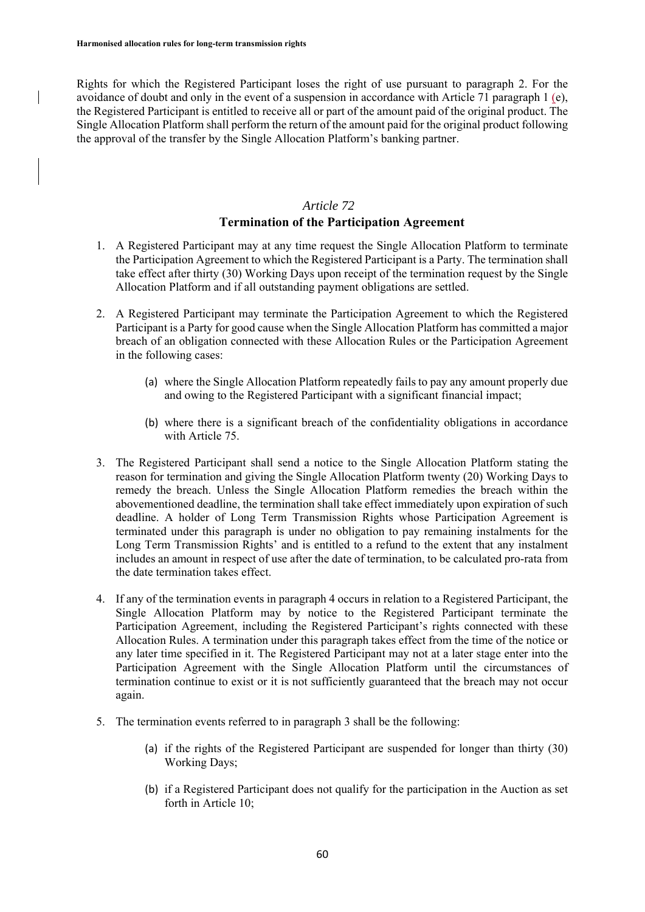Rights for which the Registered Participant loses the right of use pursuant to paragraph 2. For the avoidance of doubt and only in the event of a suspension in accordance with Article 71 paragraph 1 (e), the Registered Participant is entitled to receive all or part of the amount paid of the original product. The Single Allocation Platform shall perform the return of the amount paid for the original product following the approval of the transfer by the Single Allocation Platform's banking partner.

## *Article 72*
## Termination of the Participation Agreement

1. A Registered Participant may at any time request the Single Allocation Platform to terminate the Participation Agreement to which the Registered Participant is a Party. The termination shall take effect after thirty (30) Working Days upon receipt of the termination request by the Single Allocation Platform and if all outstanding payment obligations are settled.

2. A Registered Participant may terminate the Participation Agreement to which the Registered Participant is a Party for good cause when the Single Allocation Platform has committed a major breach of an obligation connected with these Allocation Rules or the Participation Agreement in the following cases:

   (a) where the Single Allocation Platform repeatedly fails to pay any amount properly due and owing to the Registered Participant with a significant financial impact;

   (b) where there is a significant breach of the confidentiality obligations in accordance with Article 75.

3. The Registered Participant shall send a notice to the Single Allocation Platform stating the reason for termination and giving the Single Allocation Platform twenty (20) Working Days to remedy the breach. Unless the Single Allocation Platform remedies the breach within the abovementioned deadline, the termination shall take effect immediately upon expiration of such deadline. A holder of Long Term Transmission Rights whose Participation Agreement is terminated under this paragraph is under no obligation to pay remaining instalments for the Long Term Transmission Rights' and is entitled to a refund to the extent that any instalment includes an amount in respect of use after the date of termination, to be calculated pro-rata from the date termination takes effect.

4. If any of the termination events in paragraph 4 occurs in relation to a Registered Participant, the Single Allocation Platform may by notice to the Registered Participant terminate the Participation Agreement, including the Registered Participant's rights connected with these Allocation Rules. A termination under this paragraph takes effect from the time of the notice or any later time specified in it. The Registered Participant may not at a later stage enter into the Participation Agreement with the Single Allocation Platform until the circumstances of termination continue to exist or it is not sufficiently guaranteed that the breach may not occur again.

5. The termination events referred to in paragraph 3 shall be the following:

   (a) if the rights of the Registered Participant are suspended for longer than thirty (30) Working Days;

   (b) if a Registered Participant does not qualify for the participation in the Auction as set forth in Article 10;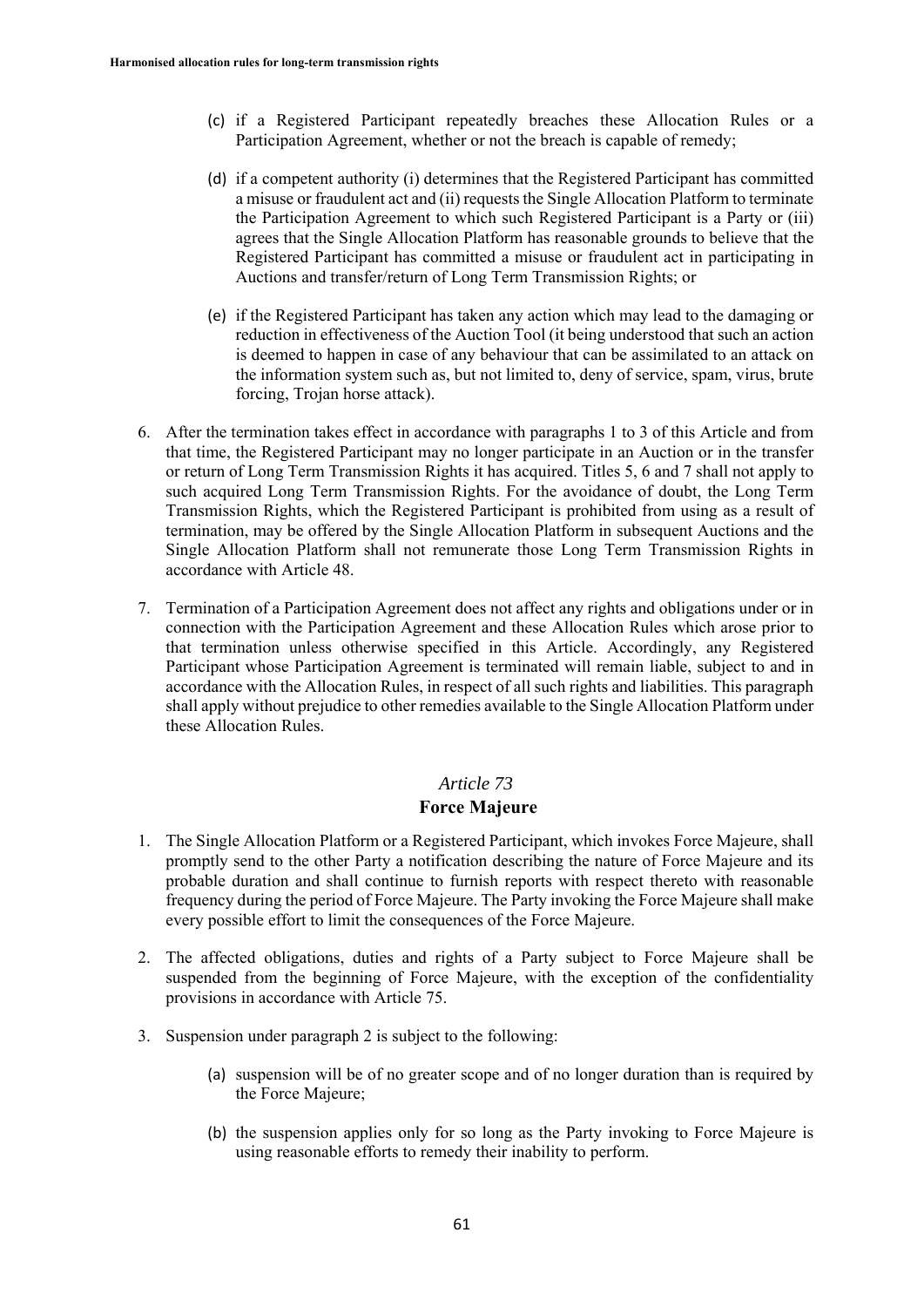(c) if a Registered Participant repeatedly breaches these Allocation Rules or a Participation Agreement, whether or not the breach is capable of remedy;

(d) if a competent authority (i) determines that the Registered Participant has committed a misuse or fraudulent act and (ii) requests the Single Allocation Platform to terminate the Participation Agreement to which such Registered Participant is a Party or (iii) agrees that the Single Allocation Platform has reasonable grounds to believe that the Registered Participant has committed a misuse or fraudulent act in participating in Auctions and transfer/return of Long Term Transmission Rights; or

(e) if the Registered Participant has taken any action which may lead to the damaging or reduction in effectiveness of the Auction Tool (it being understood that such an action is deemed to happen in case of any behaviour that can be assimilated to an attack on the information system such as, but not limited to, deny of service, spam, virus, brute forcing, Trojan horse attack).

6. After the termination takes effect in accordance with paragraphs 1 to 3 of this Article and from that time, the Registered Participant may no longer participate in an Auction or in the transfer or return of Long Term Transmission Rights it has acquired. Titles 5, 6 and 7 shall not apply to such acquired Long Term Transmission Rights. For the avoidance of doubt, the Long Term Transmission Rights, which the Registered Participant is prohibited from using as a result of termination, may be offered by the Single Allocation Platform in subsequent Auctions and the Single Allocation Platform shall not remunerate those Long Term Transmission Rights in accordance with Article 48.

7. Termination of a Participation Agreement does not affect any rights and obligations under or in connection with the Participation Agreement and these Allocation Rules which arose prior to that termination unless otherwise specified in this Article. Accordingly, any Registered Participant whose Participation Agreement is terminated will remain liable, subject to and in accordance with the Allocation Rules, in respect of all such rights and liabilities. This paragraph shall apply without prejudice to other remedies available to the Single Allocation Platform under these Allocation Rules.

## *Article 73*
## **Force Majeure**

1. The Single Allocation Platform or a Registered Participant, which invokes Force Majeure, shall promptly send to the other Party a notification describing the nature of Force Majeure and its probable duration and shall continue to furnish reports with respect thereto with reasonable frequency during the period of Force Majeure. The Party invoking the Force Majeure shall make every possible effort to limit the consequences of the Force Majeure.

2. The affected obligations, duties and rights of a Party subject to Force Majeure shall be suspended from the beginning of Force Majeure, with the exception of the confidentiality provisions in accordance with Article 75.

3. Suspension under paragraph 2 is subject to the following:

   (a) suspension will be of no greater scope and of no longer duration than is required by the Force Majeure;

   (b) the suspension applies only for so long as the Party invoking to Force Majeure is using reasonable efforts to remedy their inability to perform.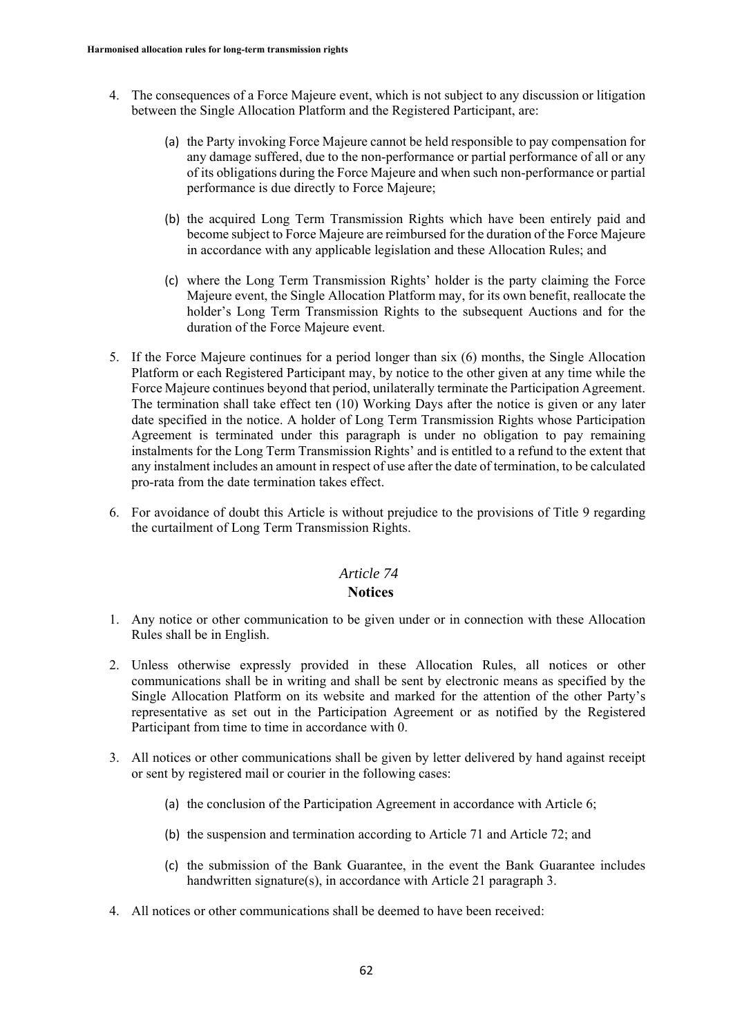4. The consequences of a Force Majeure event, which is not subject to any discussion or litigation between the Single Allocation Platform and the Registered Participant, are:

   (a) the Party invoking Force Majeure cannot be held responsible to pay compensation for any damage suffered, due to the non-performance or partial performance of all or any of its obligations during the Force Majeure and when such non-performance or partial performance is due directly to Force Majeure;

   (b) the acquired Long Term Transmission Rights which have been entirely paid and become subject to Force Majeure are reimbursed for the duration of the Force Majeure in accordance with any applicable legislation and these Allocation Rules; and

   (c) where the Long Term Transmission Rights' holder is the party claiming the Force Majeure event, the Single Allocation Platform may, for its own benefit, reallocate the holder's Long Term Transmission Rights to the subsequent Auctions and for the duration of the Force Majeure event.

5. If the Force Majeure continues for a period longer than six (6) months, the Single Allocation Platform or each Registered Participant may, by notice to the other given at any time while the Force Majeure continues beyond that period, unilaterally terminate the Participation Agreement. The termination shall take effect ten (10) Working Days after the notice is given or any later date specified in the notice. A holder of Long Term Transmission Rights whose Participation Agreement is terminated under this paragraph is under no obligation to pay remaining instalments for the Long Term Transmission Rights' and is entitled to a refund to the extent that any instalment includes an amount in respect of use after the date of termination, to be calculated pro-rata from the date termination takes effect.

6. For avoidance of doubt this Article is without prejudice to the provisions of Title 9 regarding the curtailment of Long Term Transmission Rights.

## *Article 74*
## **Notices**

1. Any notice or other communication to be given under or in connection with these Allocation Rules shall be in English.

2. Unless otherwise expressly provided in these Allocation Rules, all notices or other communications shall be in writing and shall be sent by electronic means as specified by the Single Allocation Platform on its website and marked for the attention of the other Party's representative as set out in the Participation Agreement or as notified by the Registered Participant from time to time in accordance with 0.

3. All notices or other communications shall be given by letter delivered by hand against receipt or sent by registered mail or courier in the following cases:

   (a) the conclusion of the Participation Agreement in accordance with Article 6;

   (b) the suspension and termination according to Article 71 and Article 72; and

   (c) the submission of the Bank Guarantee, in the event the Bank Guarantee includes handwritten signature(s), in accordance with Article 21 paragraph 3.

4. All notices or other communications shall be deemed to have been received: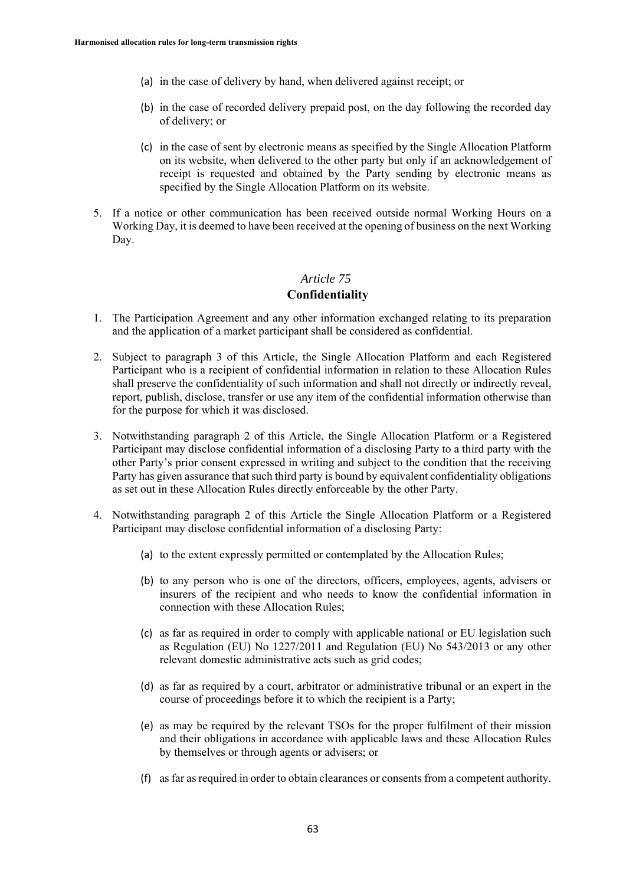(a) in the case of delivery by hand, when delivered against receipt; or

(b) in the case of recorded delivery prepaid post, on the day following the recorded day of delivery; or

(c) in the case of sent by electronic means as specified by the Single Allocation Platform on its website, when delivered to the other party but only if an acknowledgement of receipt is requested and obtained by the Party sending by electronic means as specified by the Single Allocation Platform on its website.

5. If a notice or other communication has been received outside normal Working Hours on a Working Day, it is deemed to have been received at the opening of business on the next Working Day.

## *Article 75*
## Confidentiality

1. The Participation Agreement and any other information exchanged relating to its preparation and the application of a market participant shall be considered as confidential.

2. Subject to paragraph 3 of this Article, the Single Allocation Platform and each Registered Participant who is a recipient of confidential information in relation to these Allocation Rules shall preserve the confidentiality of such information and shall not directly or indirectly reveal, report, publish, disclose, transfer or use any item of the confidential information otherwise than for the purpose for which it was disclosed.

3. Notwithstanding paragraph 2 of this Article, the Single Allocation Platform or a Registered Participant may disclose confidential information of a disclosing Party to a third party with the other Party's prior consent expressed in writing and subject to the condition that the receiving Party has given assurance that such third party is bound by equivalent confidentiality obligations as set out in these Allocation Rules directly enforceable by the other Party.

4. Notwithstanding paragraph 2 of this Article the Single Allocation Platform or a Registered Participant may disclose confidential information of a disclosing Party:

    (a) to the extent expressly permitted or contemplated by the Allocation Rules;

    (b) to any person who is one of the directors, officers, employees, agents, advisers or insurers of the recipient and who needs to know the confidential information in connection with these Allocation Rules;

    (c) as far as required in order to comply with applicable national or EU legislation such as Regulation (EU) No 1227/2011 and Regulation (EU) No 543/2013 or any other relevant domestic administrative acts such as grid codes;

    (d) as far as required by a court, arbitrator or administrative tribunal or an expert in the course of proceedings before it to which the recipient is a Party;

    (e) as may be required by the relevant TSOs for the proper fulfilment of their mission and their obligations in accordance with applicable laws and these Allocation Rules by themselves or through agents or advisers; or

    (f) as far as required in order to obtain clearances or consents from a competent authority.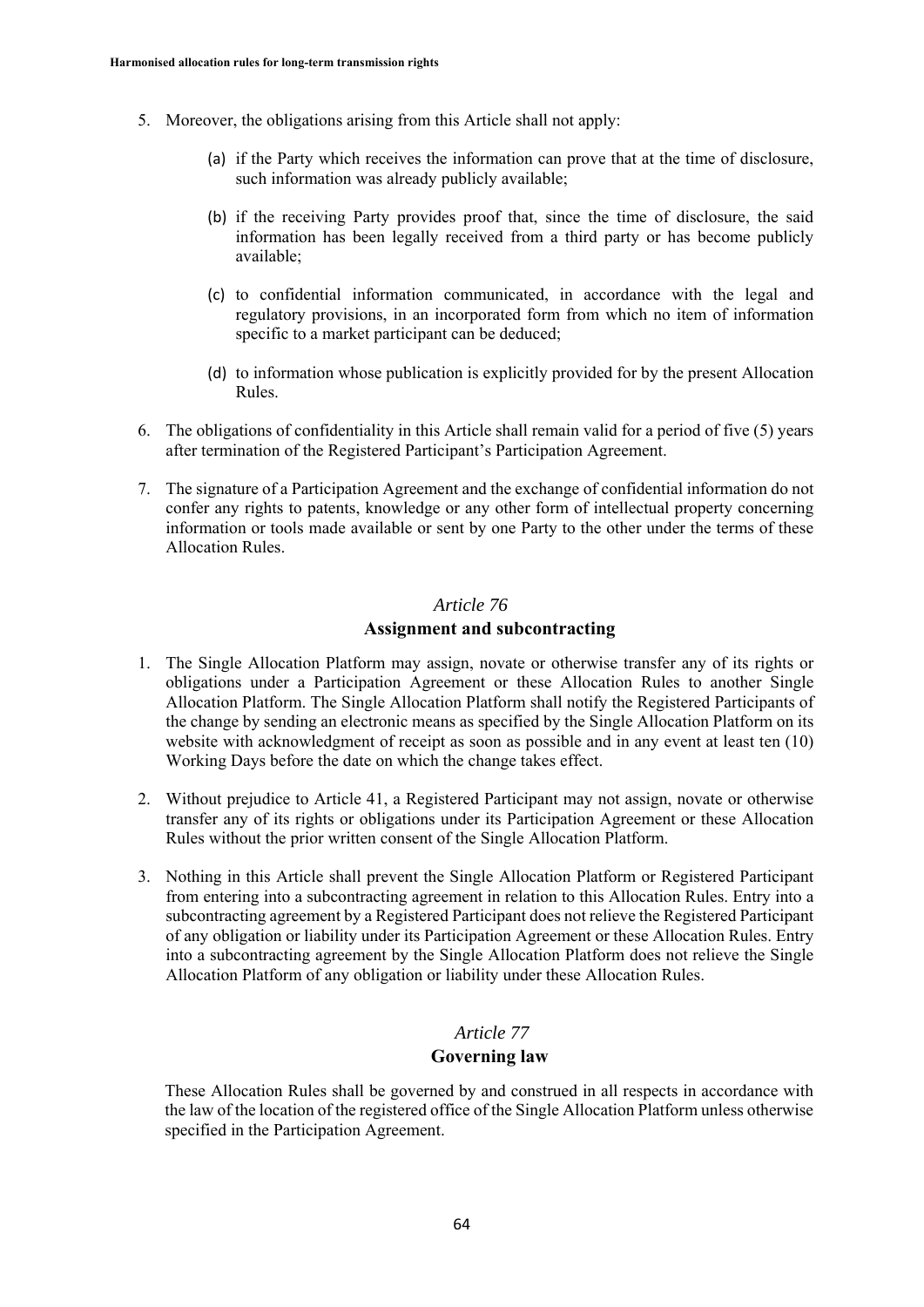5. Moreover, the obligations arising from this Article shall not apply:

   (a) if the Party which receives the information can prove that at the time of disclosure, such information was already publicly available;

   (b) if the receiving Party provides proof that, since the time of disclosure, the said information has been legally received from a third party or has become publicly available;

   (c) to confidential information communicated, in accordance with the legal and regulatory provisions, in an incorporated form from which no item of information specific to a market participant can be deduced;

   (d) to information whose publication is explicitly provided for by the present Allocation Rules.

6. The obligations of confidentiality in this Article shall remain valid for a period of five (5) years after termination of the Registered Participant's Participation Agreement.

7. The signature of a Participation Agreement and the exchange of confidential information do not confer any rights to patents, knowledge or any other form of intellectual property concerning information or tools made available or sent by one Party to the other under the terms of these Allocation Rules.

## *Article 76*
## Assignment and subcontracting

1. The Single Allocation Platform may assign, novate or otherwise transfer any of its rights or obligations under a Participation Agreement or these Allocation Rules to another Single Allocation Platform. The Single Allocation Platform shall notify the Registered Participants of the change by sending an electronic means as specified by the Single Allocation Platform on its website with acknowledgment of receipt as soon as possible and in any event at least ten (10) Working Days before the date on which the change takes effect.

2. Without prejudice to Article 41, a Registered Participant may not assign, novate or otherwise transfer any of its rights or obligations under its Participation Agreement or these Allocation Rules without the prior written consent of the Single Allocation Platform.

3. Nothing in this Article shall prevent the Single Allocation Platform or Registered Participant from entering into a subcontracting agreement in relation to this Allocation Rules. Entry into a subcontracting agreement by a Registered Participant does not relieve the Registered Participant of any obligation or liability under its Participation Agreement or these Allocation Rules. Entry into a subcontracting agreement by the Single Allocation Platform does not relieve the Single Allocation Platform of any obligation or liability under these Allocation Rules.

## *Article 77*
## Governing law

These Allocation Rules shall be governed by and construed in all respects in accordance with the law of the location of the registered office of the Single Allocation Platform unless otherwise specified in the Participation Agreement.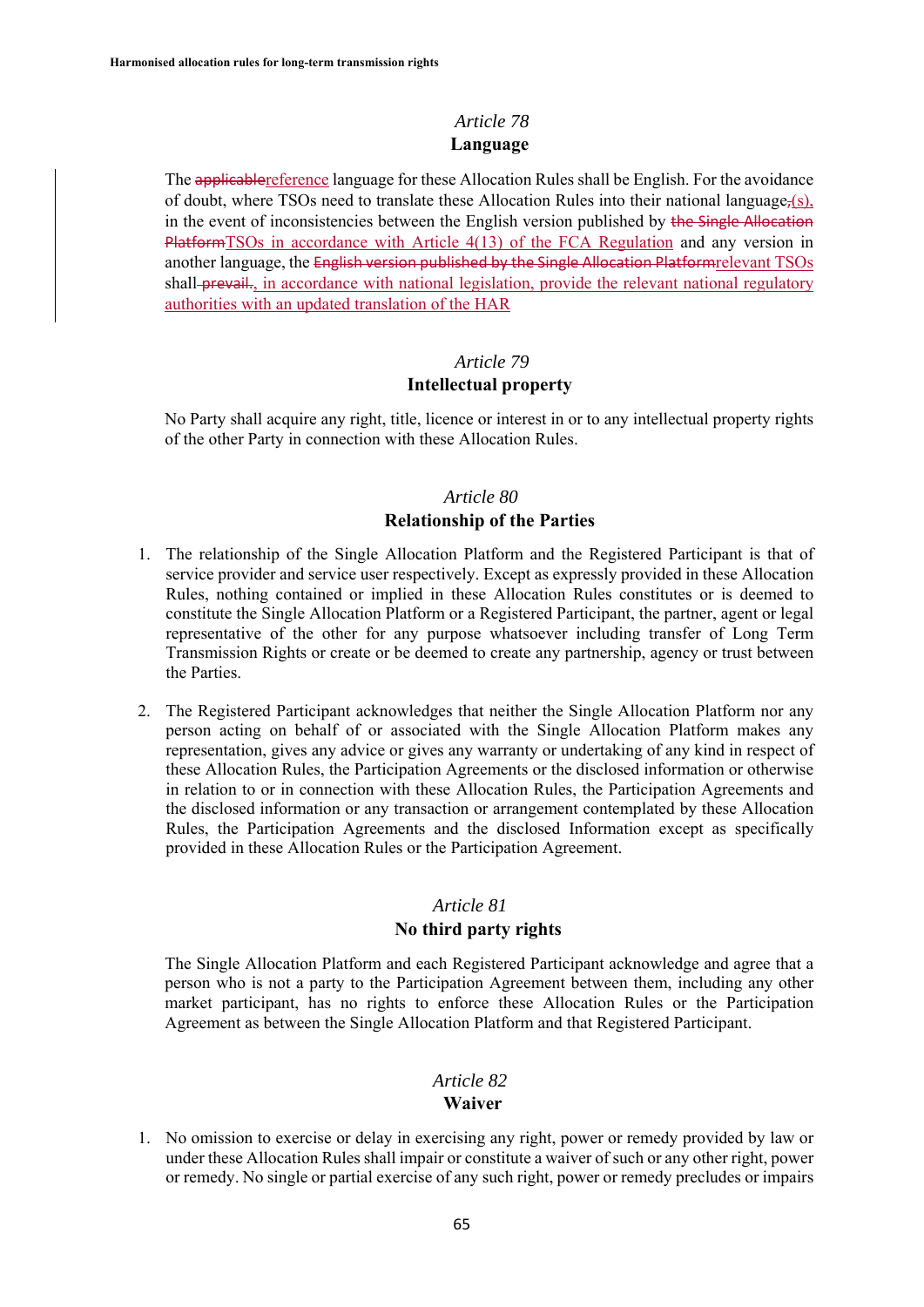### *Article 78*
### Language

The ~~applicable~~reference language for these Allocation Rules shall be English. For the avoidance of doubt, where TSOs need to translate these Allocation Rules into their national language~~,~~(s), in the event of inconsistencies between the English version published by ~~the Single Allocation Platform~~TSOs in accordance with Article 4(13) of the FCA Regulation and any version in another language, the ~~English version published by the Single Allocation Platform~~relevant TSOs shall ~~prevail.~~, in accordance with national legislation, provide the relevant national regulatory authorities with an updated translation of the HAR

### *Article 79*
### Intellectual property

No Party shall acquire any right, title, licence or interest in or to any intellectual property rights of the other Party in connection with these Allocation Rules.

### *Article 80*
### Relationship of the Parties

1. The relationship of the Single Allocation Platform and the Registered Participant is that of service provider and service user respectively. Except as expressly provided in these Allocation Rules, nothing contained or implied in these Allocation Rules constitutes or is deemed to constitute the Single Allocation Platform or a Registered Participant, the partner, agent or legal representative of the other for any purpose whatsoever including transfer of Long Term Transmission Rights or create or be deemed to create any partnership, agency or trust between the Parties.

2. The Registered Participant acknowledges that neither the Single Allocation Platform nor any person acting on behalf of or associated with the Single Allocation Platform makes any representation, gives any advice or gives any warranty or undertaking of any kind in respect of these Allocation Rules, the Participation Agreements or the disclosed information or otherwise in relation to or in connection with these Allocation Rules, the Participation Agreements and the disclosed information or any transaction or arrangement contemplated by these Allocation Rules, the Participation Agreements and the disclosed Information except as specifically provided in these Allocation Rules or the Participation Agreement.

### *Article 81*
### No third party rights

The Single Allocation Platform and each Registered Participant acknowledge and agree that a person who is not a party to the Participation Agreement between them, including any other market participant, has no rights to enforce these Allocation Rules or the Participation Agreement as between the Single Allocation Platform and that Registered Participant.

### *Article 82*
### Waiver

1. No omission to exercise or delay in exercising any right, power or remedy provided by law or under these Allocation Rules shall impair or constitute a waiver of such or any other right, power or remedy. No single or partial exercise of any such right, power or remedy precludes or impairs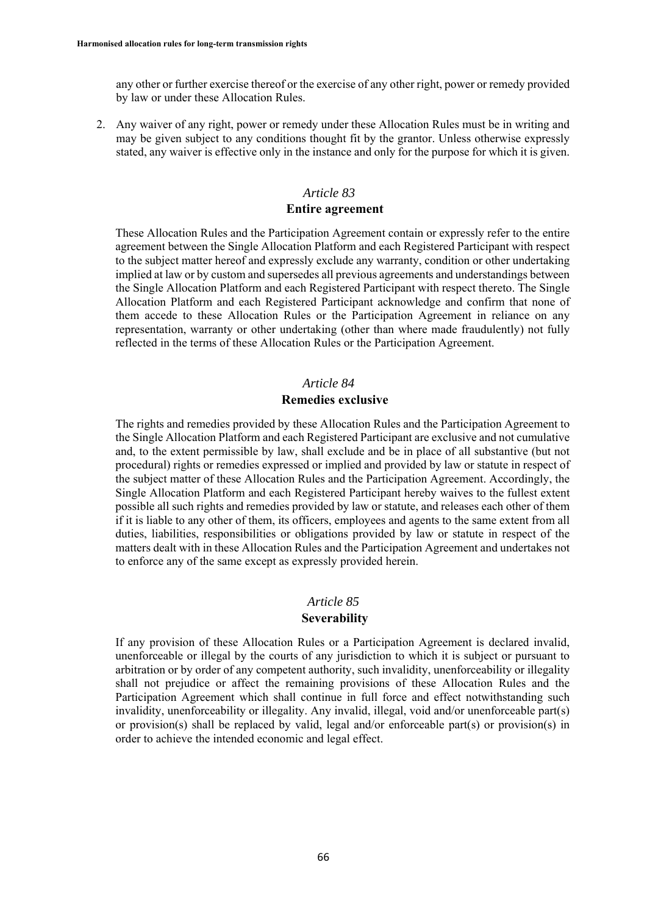any other or further exercise thereof or the exercise of any other right, power or remedy provided by law or under these Allocation Rules.

2. Any waiver of any right, power or remedy under these Allocation Rules must be in writing and may be given subject to any conditions thought fit by the grantor. Unless otherwise expressly stated, any waiver is effective only in the instance and only for the purpose for which it is given.

### *Article 83*
### Entire agreement

These Allocation Rules and the Participation Agreement contain or expressly refer to the entire agreement between the Single Allocation Platform and each Registered Participant with respect to the subject matter hereof and expressly exclude any warranty, condition or other undertaking implied at law or by custom and supersedes all previous agreements and understandings between the Single Allocation Platform and each Registered Participant with respect thereto. The Single Allocation Platform and each Registered Participant acknowledge and confirm that none of them accede to these Allocation Rules or the Participation Agreement in reliance on any representation, warranty or other undertaking (other than where made fraudulently) not fully reflected in the terms of these Allocation Rules or the Participation Agreement.

### *Article 84*
### Remedies exclusive

The rights and remedies provided by these Allocation Rules and the Participation Agreement to the Single Allocation Platform and each Registered Participant are exclusive and not cumulative and, to the extent permissible by law, shall exclude and be in place of all substantive (but not procedural) rights or remedies expressed or implied and provided by law or statute in respect of the subject matter of these Allocation Rules and the Participation Agreement. Accordingly, the Single Allocation Platform and each Registered Participant hereby waives to the fullest extent possible all such rights and remedies provided by law or statute, and releases each other of them if it is liable to any other of them, its officers, employees and agents to the same extent from all duties, liabilities, responsibilities or obligations provided by law or statute in respect of the matters dealt with in these Allocation Rules and the Participation Agreement and undertakes not to enforce any of the same except as expressly provided herein.

### *Article 85*
### Severability

If any provision of these Allocation Rules or a Participation Agreement is declared invalid, unenforceable or illegal by the courts of any jurisdiction to which it is subject or pursuant to arbitration or by order of any competent authority, such invalidity, unenforceability or illegality shall not prejudice or affect the remaining provisions of these Allocation Rules and the Participation Agreement which shall continue in full force and effect notwithstanding such invalidity, unenforceability or illegality. Any invalid, illegal, void and/or unenforceable part(s) or provision(s) shall be replaced by valid, legal and/or enforceable part(s) or provision(s) in order to achieve the intended economic and legal effect.